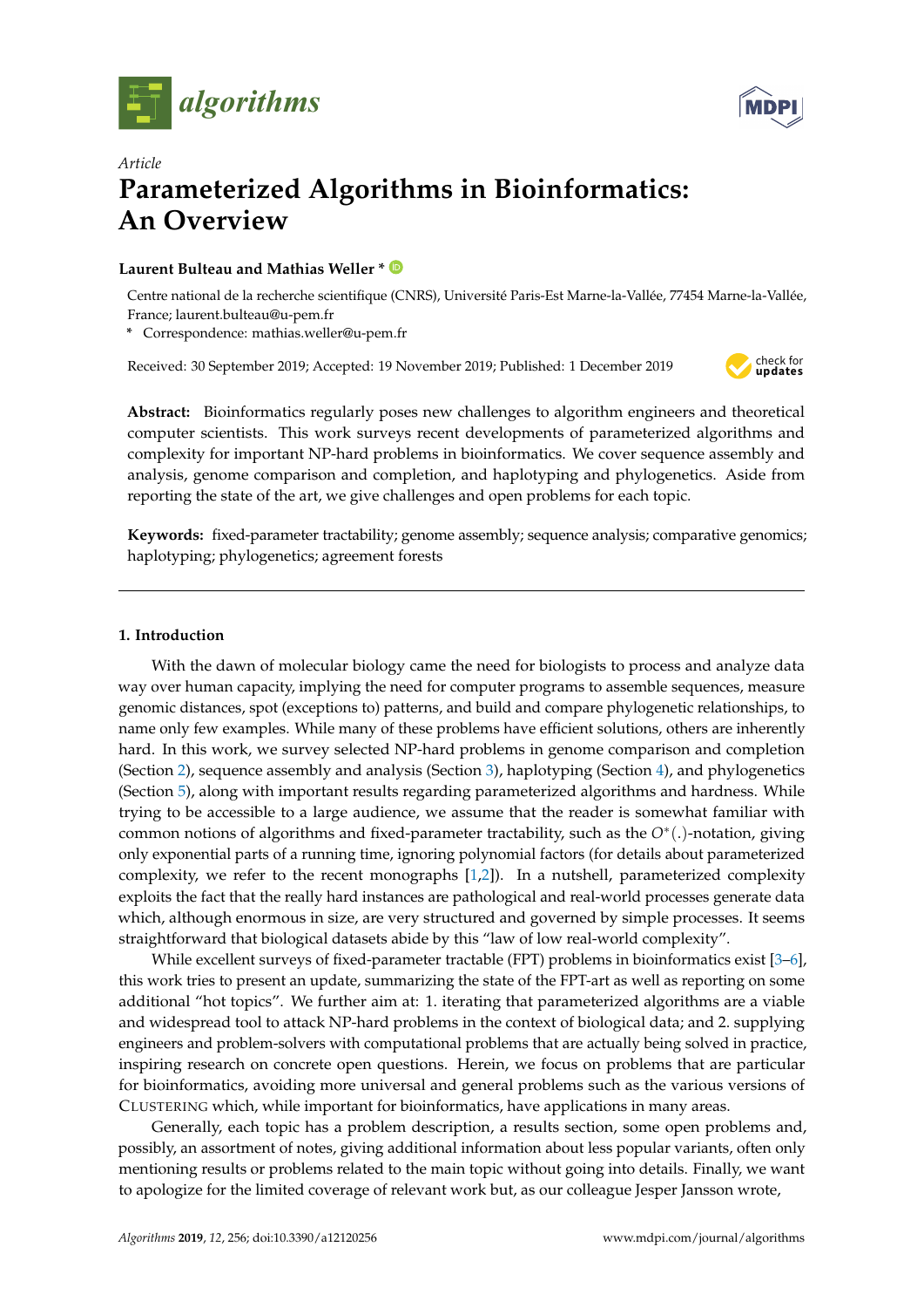*Article*

# Parameterized Algorithms in Bioinformatics: An Overview

**Laurent Bulteau and Mathias Weller ***

Centre national de la recherche scientifique (CNRS), Université Paris-Est Marne-la-Vallée, 77454 Marne-la-Vallée, France; laurent.bulteau@u-pem.fr

* Correspondence: mathias.weller@u-pem.fr

Received: 30 September 2019; Accepted: 19 November 2019; Published: 1 December 2019

**Abstract:** Bioinformatics regularly poses new challenges to algorithm engineers and theoretical computer scientists. This work surveys recent developments of parameterized algorithms and complexity for important NP-hard problems in bioinformatics. We cover sequence assembly and analysis, genome comparison and completion, and haplotyping and phylogenetics. Aside from reporting the state of the art, we give challenges and open problems for each topic.

**Keywords:** fixed-parameter tractability; genome assembly; sequence analysis; comparative genomics; haplotyping; phylogenetics; agreement forests

## 1. Introduction

With the dawn of molecular biology came the need for biologists to process and analyze data way over human capacity, implying the need for computer programs to assemble sequences, measure genomic distances, spot (exceptions to) patterns, and build and compare phylogenetic relationships, to name only few examples. While many of these problems have efficient solutions, others are inherently hard. In this work, we survey selected NP-hard problems in genome comparison and completion (Section 2), sequence assembly and analysis (Section 3), haplotyping (Section 4), and phylogenetics (Section 5), along with important results regarding parameterized algorithms and hardness. While trying to be accessible to a large audience, we assume that the reader is somewhat familiar with common notions of algorithms and fixed-parameter tractability, such as the $O^*(.)$-notation, giving only exponential parts of a running time, ignoring polynomial factors (for details about parameterized complexity, we refer to the recent monographs [1,2]). In a nutshell, parameterized complexity exploits the fact that the really hard instances are pathological and real-world processes generate data which, although enormous in size, are very structured and governed by simple processes. It seems straightforward that biological datasets abide by this "law of low real-world complexity".

While excellent surveys of fixed-parameter tractable (FPT) problems in bioinformatics exist [3–6], this work tries to present an update, summarizing the state of the FPT-art as well as reporting on some additional "hot topics". We further aim at: 1. iterating that parameterized algorithms are a viable and widespread tool to attack NP-hard problems in the context of biological data; and 2. supplying engineers and problem-solvers with computational problems that are actually being solved in practice, inspiring research on concrete open questions. Herein, we focus on problems that are particular for bioinformatics, avoiding more universal and general problems such as the various versions of CLUSTERING which, while important for bioinformatics, have applications in many areas.

Generally, each topic has a problem description, a results section, some open problems and, possibly, an assortment of notes, giving additional information about less popular variants, often only mentioning results or problems related to the main topic without going into details. Finally, we want to apologize for the limited coverage of relevant work but, as our colleague Jesper Jansson wrote,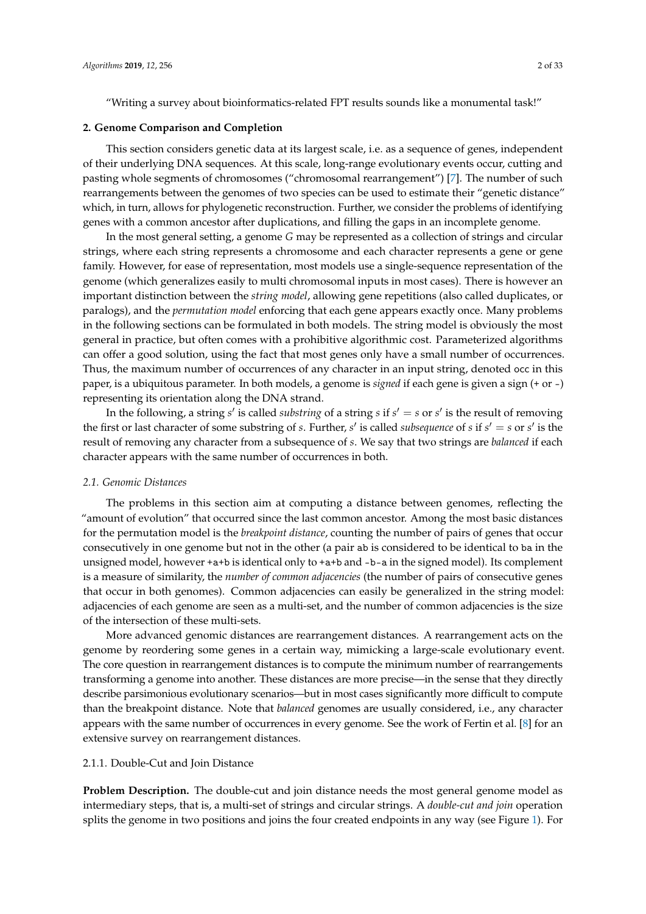"Writing a survey about bioinformatics-related FPT results sounds like a monumental task!"

## 2. Genome Comparison and Completion

This section considers genetic data at its largest scale, i.e. as a sequence of genes, independent of their underlying DNA sequences. At this scale, long-range evolutionary events occur, cutting and pasting whole segments of chromosomes ("chromosomal rearrangement") [7]. The number of such rearrangements between the genomes of two species can be used to estimate their "genetic distance" which, in turn, allows for phylogenetic reconstruction. Further, we consider the problems of identifying genes with a common ancestor after duplications, and filling the gaps in an incomplete genome.

In the most general setting, a genome $G$ may be represented as a collection of strings and circular strings, where each string represents a chromosome and each character represents a gene or gene family. However, for ease of representation, most models use a single-sequence representation of the genome (which generalizes easily to multi chromosomal inputs in most cases). There is however an important distinction between the *string model*, allowing gene repetitions (also called duplicates, or paralogs), and the *permutation model* enforcing that each gene appears exactly once. Many problems in the following sections can be formulated in both models. The string model is obviously the most general in practice, but often comes with a prohibitive algorithmic cost. Parameterized algorithms can offer a good solution, using the fact that most genes only have a small number of occurrences. Thus, the maximum number of occurrences of any character in an input string, denoted occ in this paper, is a ubiquitous parameter. In both models, a genome is *signed* if each gene is given a sign (+ or -) representing its orientation along the DNA strand.

In the following, a string $s'$ is called *substring* of a string $s$ if $s' = s$ or $s'$ is the result of removing the first or last character of some substring of $s$. Further, $s'$ is called *subsequence* of $s$ if $s' = s$ or $s'$ is the result of removing any character from a subsequence of $s$. We say that two strings are *balanced* if each character appears with the same number of occurrences in both.

### 2.1. Genomic Distances

The problems in this section aim at computing a distance between genomes, reflecting the "amount of evolution" that occurred since the last common ancestor. Among the most basic distances for the permutation model is the *breakpoint distance*, counting the number of pairs of genes that occur consecutively in one genome but not in the other (a pair ab is considered to be identical to ba in the unsigned model, however +a+b is identical only to +a+b and -b-a in the signed model). Its complement is a measure of similarity, the *number of common adjacencies* (the number of pairs of consecutive genes that occur in both genomes). Common adjacencies can easily be generalized in the string model: adjacencies of each genome are seen as a multi-set, and the number of common adjacencies is the size of the intersection of these multi-sets.

More advanced genomic distances are rearrangement distances. A rearrangement acts on the genome by reordering some genes in a certain way, mimicking a large-scale evolutionary event. The core question in rearrangement distances is to compute the minimum number of rearrangements transforming a genome into another. These distances are more precise—in the sense that they directly describe parsimonious evolutionary scenarios—but in most cases significantly more difficult to compute than the breakpoint distance. Note that *balanced* genomes are usually considered, i.e., any character appears with the same number of occurrences in every genome. See the work of Fertin et al. [8] for an extensive survey on rearrangement distances.

#### 2.1.1. Double-Cut and Join Distance

**Problem Description.** The double-cut and join distance needs the most general genome model as intermediary steps, that is, a multi-set of strings and circular strings. A *double-cut and join* operation splits the genome in two positions and joins the four created endpoints in any way (see Figure 1). For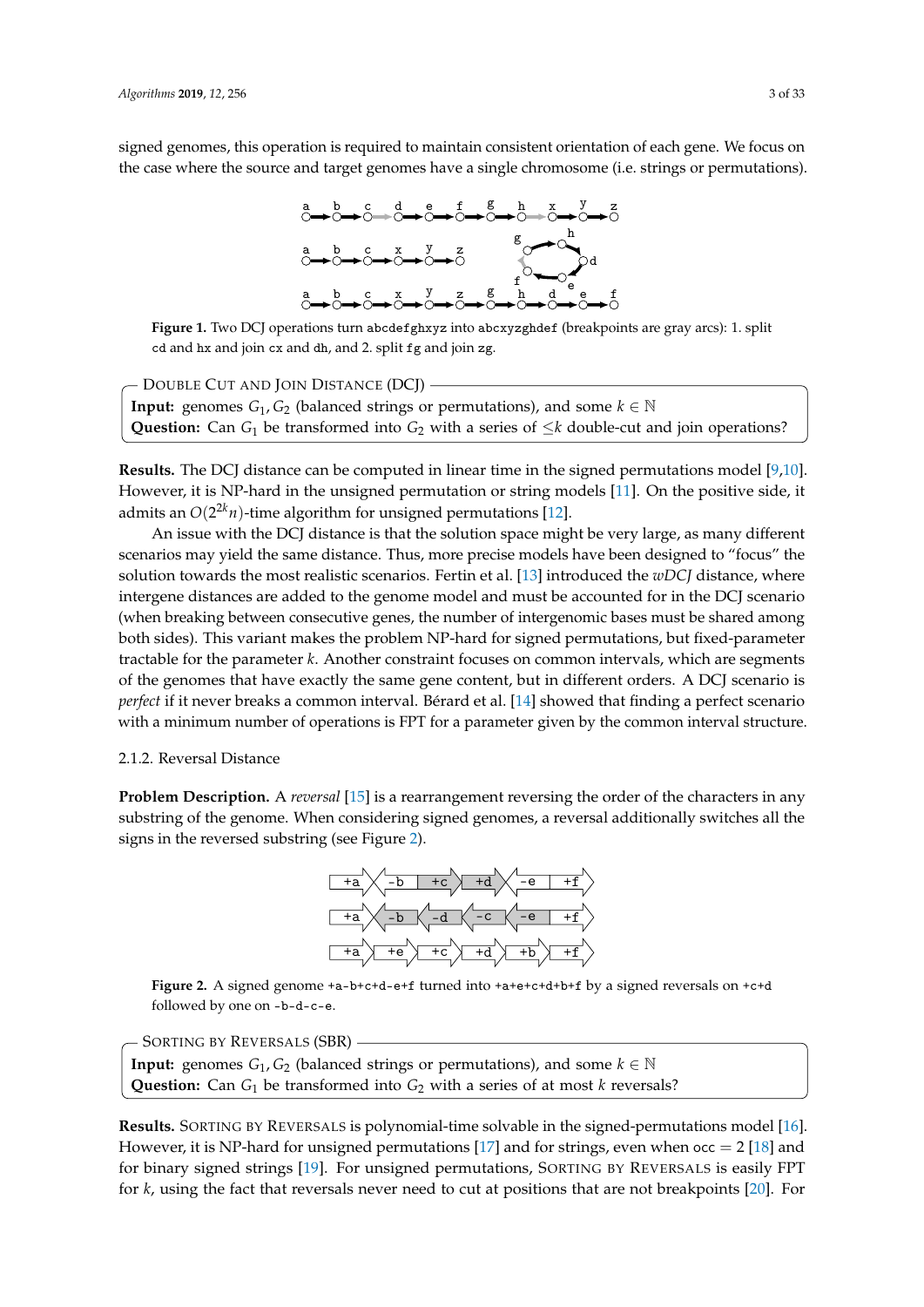signed genomes, this operation is required to maintain consistent orientation of each gene. We focus on the case where the source and target genomes have a single chromosome (i.e. strings or permutations).

**Figure 1.** Two DCJ operations turn abcdefghxyz into abcxyzghdef (breakpoints are gray arcs): 1. split cd and hx and join cx and dh, and 2. split fg and join zg.

> Double Cut and Join Distance (DCJ)
>
> **Input:** genomes $G_1, G_2$ (balanced strings or permutations), and some $k \in \mathbb{N}$
>
> **Question:** Can $G_1$ be transformed into $G_2$ with a series of $\leq k$ double-cut and join operations?

**Results.** The DCJ distance can be computed in linear time in the signed permutations model [9,10]. However, it is NP-hard in the unsigned permutation or string models [11]. On the positive side, it admits an $O(2^{2k}n)$-time algorithm for unsigned permutations [12].

An issue with the DCJ distance is that the solution space might be very large, as many different scenarios may yield the same distance. Thus, more precise models have been designed to "focus" the solution towards the most realistic scenarios. Fertin et al. [13] introduced the *wDCJ* distance, where intergene distances are added to the genome model and must be accounted for in the DCJ scenario (when breaking between consecutive genes, the number of intergenomic bases must be shared among both sides). This variant makes the problem NP-hard for signed permutations, but fixed-parameter tractable for the parameter $k$. Another constraint focuses on common intervals, which are segments of the genomes that have exactly the same gene content, but in different orders. A DCJ scenario is *perfect* if it never breaks a common interval. Bérard et al. [14] showed that finding a perfect scenario with a minimum number of operations is FPT for a parameter given by the common interval structure.

#### 2.1.2. Reversal Distance

**Problem Description.** A *reversal* [15] is a rearrangement reversing the order of the characters in any substring of the genome. When considering signed genomes, a reversal additionally switches all the signs in the reversed substring (see Figure 2).

**Figure 2.** A signed genome +a-b+c+d-e+f turned into +a+e+c+d+b+f by a signed reversals on +c+d followed by one on -b-d-c-e.

> Sorting by Reversals (SBR)
>
> **Input:** genomes $G_1, G_2$ (balanced strings or permutations), and some $k \in \mathbb{N}$
>
> **Question:** Can $G_1$ be transformed into $G_2$ with a series of at most $k$ reversals?

**Results.** Sorting by Reversals is polynomial-time solvable in the signed-permutations model [16]. However, it is NP-hard for unsigned permutations [17] and for strings, even when $\text{occ} = 2$ [18] and for binary signed strings [19]. For unsigned permutations, Sorting by Reversals is easily FPT for $k$, using the fact that reversals never need to cut at positions that are not breakpoints [20]. For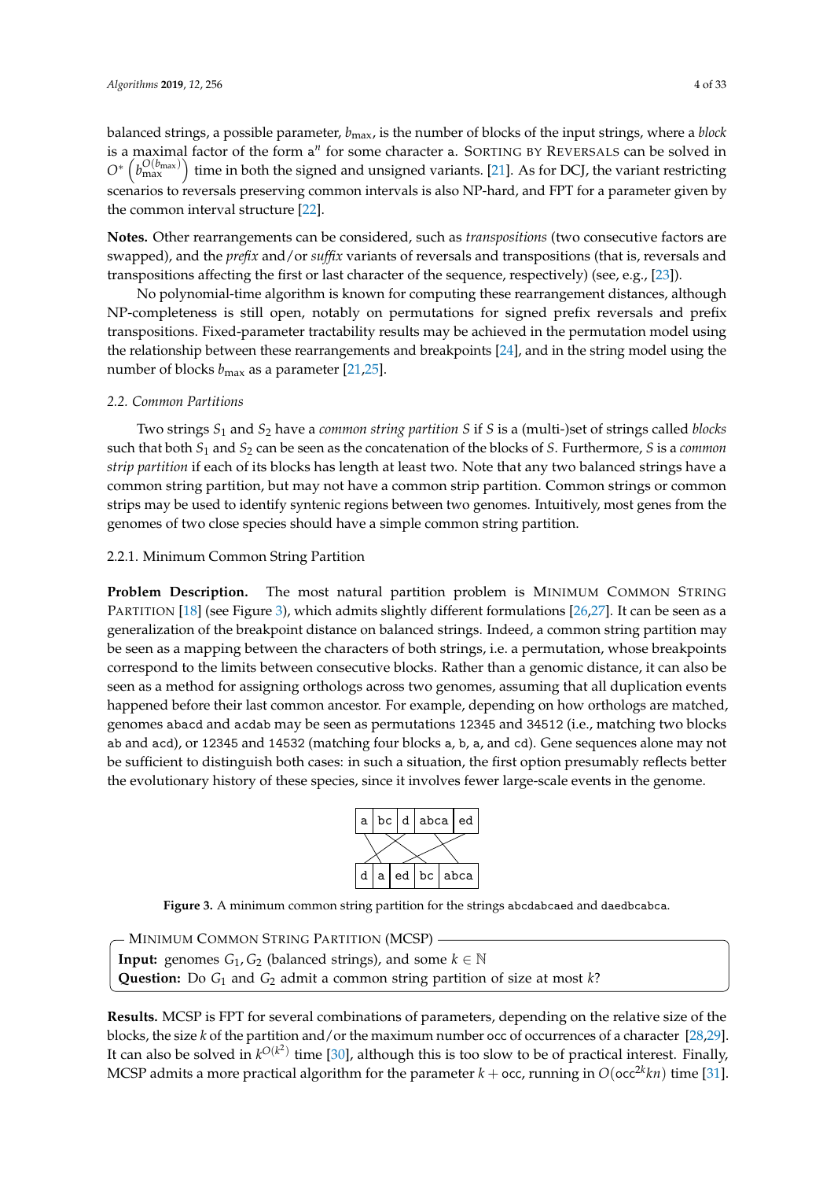balanced strings, a possible parameter, $b_{\max}$, is the number of blocks of the input strings, where a *block* is a maximal factor of the form $\mathtt{a}^n$ for some character a. SORTING BY REVERSALS can be solved in $O^*\left(b_{\max}^{O(b_{\max})}\right)$ time in both the signed and unsigned variants. [21]. As for DCJ, the variant restricting scenarios to reversals preserving common intervals is also NP-hard, and FPT for a parameter given by the common interval structure [22].

**Notes.** Other rearrangements can be considered, such as *transpositions* (two consecutive factors are swapped), and the *prefix* and/or *suffix* variants of reversals and transpositions (that is, reversals and transpositions affecting the first or last character of the sequence, respectively) (see, e.g., [23]).

No polynomial-time algorithm is known for computing these rearrangement distances, although NP-completeness is still open, notably on permutations for signed prefix reversals and prefix transpositions. Fixed-parameter tractability results may be achieved in the permutation model using the relationship between these rearrangements and breakpoints [24], and in the string model using the number of blocks $b_{\max}$ as a parameter [21,25].

### 2.2. Common Partitions

Two strings $S_1$ and $S_2$ have a *common string partition* $S$ if $S$ is a (multi-)set of strings called *blocks* such that both $S_1$ and $S_2$ can be seen as the concatenation of the blocks of $S$. Furthermore, $S$ is a *common strip partition* if each of its blocks has length at least two. Note that any two balanced strings have a common string partition, but may not have a common strip partition. Common strings or common strips may be used to identify syntenic regions between two genomes. Intuitively, most genes from the genomes of two close species should have a simple common string partition.

#### 2.2.1. Minimum Common String Partition

**Problem Description.** The most natural partition problem is MINIMUM COMMON STRING PARTITION [18] (see Figure 3), which admits slightly different formulations [26,27]. It can be seen as a generalization of the breakpoint distance on balanced strings. Indeed, a common string partition may be seen as a mapping between the characters of both strings, i.e. a permutation, whose breakpoints correspond to the limits between consecutive blocks. Rather than a genomic distance, it can also be seen as a method for assigning orthologs across two genomes, assuming that all duplication events happened before their last common ancestor. For example, depending on how orthologs are matched, genomes `abacd` and `acdab` may be seen as permutations 12345 and 34512 (i.e., matching two blocks `ab` and `acd`), or 12345 and 14532 (matching four blocks `a`, `b`, `a`, and `cd`). Gene sequences alone may not be sufficient to distinguish both cases: in such a situation, the first option presumably reflects better the evolutionary history of these species, since it involves fewer large-scale events in the genome.

| a | bc | d | abca | ed |
|---|---|---|---|---|

| d | a | ed | bc | abca |
|---|---|---|---|---|

**Figure 3.** A minimum common string partition for the strings `abcdabcaed` and `daedbcabca`.

> MINIMUM COMMON STRING PARTITION (MCSP)
> **Input:** genomes $G_1, G_2$ (balanced strings), and some $k \in \mathbb{N}$
> **Question:** Do $G_1$ and $G_2$ admit a common string partition of size at most $k$?

**Results.** MCSP is FPT for several combinations of parameters, depending on the relative size of the blocks, the size $k$ of the partition and/or the maximum number occ of occurrences of a character [28,29]. It can also be solved in $k^{O(k^2)}$ time [30], although this is too slow to be of practical interest. Finally, MCSP admits a more practical algorithm for the parameter $k + \mathsf{occ}$, running in $O(\mathsf{occ}^{2k} kn)$ time [31].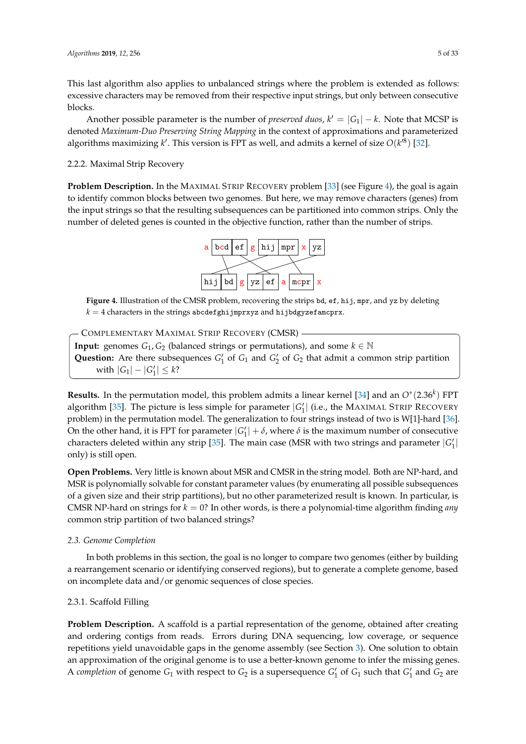This last algorithm also applies to unbalanced strings where the problem is extended as follows: excessive characters may be removed from their respective input strings, but only between consecutive blocks.

Another possible parameter is the number of *preserved duos*, $k' = |G_1| - k$. Note that MCSP is denoted *Maximum-Duo Preserving String Mapping* in the context of approximations and parameterized algorithms maximizing $k'$. This version is FPT as well, and admits a kernel of size $O(k'^8)$ [32].

#### 2.2.2. Maximal Strip Recovery

**Problem Description.** In the Maximal Strip Recovery problem [33] (see Figure 4), the goal is again to identify common blocks between two genomes. But here, we may remove characters (genes) from the input strings so that the resulting subsequences can be partitioned into common strips. Only the number of deleted genes is counted in the objective function, rather than the number of strips.

**Figure 4.** Illustration of the CMSR problem, recovering the strips bd, ef, hij, mpr, and yz by deleting $k = 4$ characters in the strings abcdefghijmprxyz and hijbdgyzefamcprx.

**Complementary Maximal Strip Recovery (CMSR)**
**Input:** genomes $G_1, G_2$ (balanced strings or permutations), and some $k \in \mathbb{N}$
**Question:** Are there subsequences $G_1'$ of $G_1$ and $G_2'$ of $G_2$ that admit a common strip partition with $|G_1| - |G_1'| \leq k$?

**Results.** In the permutation model, this problem admits a linear kernel [34] and an $O^*(2.36^k)$ FPT algorithm [35]. The picture is less simple for parameter $|G_1'|$ (i.e., the Maximal Strip Recovery problem) in the permutation model. The generalization to four strings instead of two is W[1]-hard [36]. On the other hand, it is FPT for parameter $|G_1'| + \delta$, where $\delta$ is the maximum number of consecutive characters deleted within any strip [35]. The main case (MSR with two strings and parameter $|G_1'|$ only) is still open.

**Open Problems.** Very little is known about MSR and CMSR in the string model. Both are NP-hard, and MSR is polynomially solvable for constant parameter values (by enumerating all possible subsequences of a given size and their strip partitions), but no other parameterized result is known. In particular, is CMSR NP-hard on strings for $k = 0$? In other words, is there a polynomial-time algorithm finding *any* common strip partition of two balanced strings?

### 2.3. Genome Completion

In both problems in this section, the goal is no longer to compare two genomes (either by building a rearrangement scenario or identifying conserved regions), but to generate a complete genome, based on incomplete data and/or genomic sequences of close species.

#### 2.3.1. Scaffold Filling

**Problem Description.** A scaffold is a partial representation of the genome, obtained after creating and ordering contigs from reads. Errors during DNA sequencing, low coverage, or sequence repetitions yield unavoidable gaps in the genome assembly (see Section 3). One solution to obtain an approximation of the original genome is to use a better-known genome to infer the missing genes. A *completion* of genome $G_1$ with respect to $G_2$ is a supersequence $G_1'$ of $G_1$ such that $G_1'$ and $G_2$ are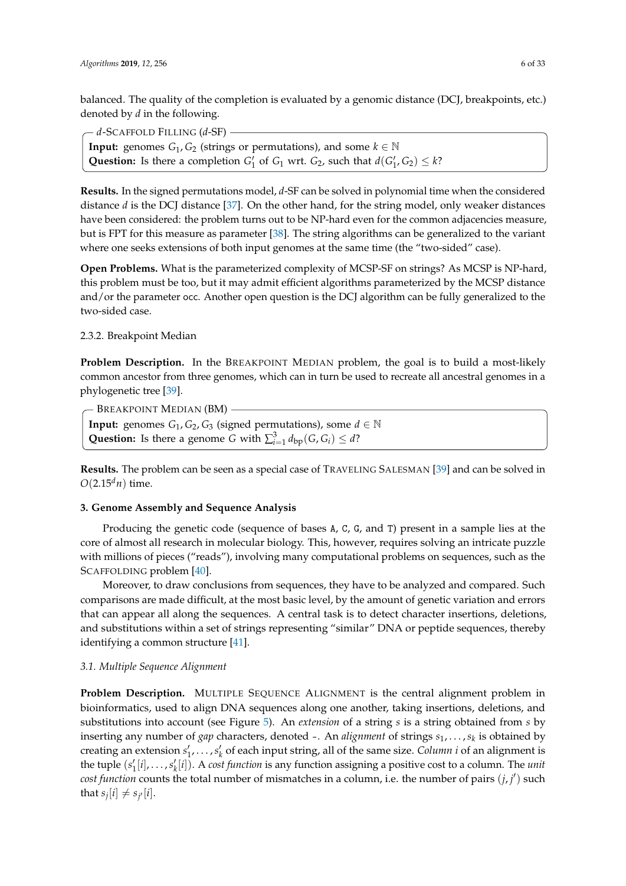balanced. The quality of the completion is evaluated by a genomic distance (DCJ, breakpoints, etc.) denoted by $d$ in the following.

> $d$-SCAFFOLD FILLING ($d$-SF)
> **Input:** genomes $G_1, G_2$ (strings or permutations), and some $k \in \mathbb{N}$
> **Question:** Is there a completion $G_1'$ of $G_1$ wrt. $G_2$, such that $d(G_1', G_2) \leq k$?

**Results.** In the signed permutations model, $d$-SF can be solved in polynomial time when the considered distance $d$ is the DCJ distance [37]. On the other hand, for the string model, only weaker distances have been considered: the problem turns out to be NP-hard even for the common adjacencies measure, but is FPT for this measure as parameter [38]. The string algorithms can be generalized to the variant where one seeks extensions of both input genomes at the same time (the "two-sided" case).

**Open Problems.** What is the parameterized complexity of MCSP-SF on strings? As MCSP is NP-hard, this problem must be too, but it may admit efficient algorithms parameterized by the MCSP distance and/or the parameter occ. Another open question is the DCJ algorithm can be fully generalized to the two-sided case.

#### 2.3.2. Breakpoint Median

**Problem Description.** In the BREAKPOINT MEDIAN problem, the goal is to build a most-likely common ancestor from three genomes, which can in turn be used to recreate all ancestral genomes in a phylogenetic tree [39].

> BREAKPOINT MEDIAN (BM)
> **Input:** genomes $G_1, G_2, G_3$ (signed permutations), some $d \in \mathbb{N}$
> **Question:** Is there a genome $G$ with $\sum_{i=1}^{3} d_{\text{bp}}(G, G_i) \leq d$?

**Results.** The problem can be seen as a special case of TRAVELING SALESMAN [39] and can be solved in $O(2.15^d n)$ time.

## 3. Genome Assembly and Sequence Analysis

Producing the genetic code (sequence of bases A, C, G, and T) present in a sample lies at the core of almost all research in molecular biology. This, however, requires solving an intricate puzzle with millions of pieces ("reads"), involving many computational problems on sequences, such as the SCAFFOLDING problem [40].

Moreover, to draw conclusions from sequences, they have to be analyzed and compared. Such comparisons are made difficult, at the most basic level, by the amount of genetic variation and errors that can appear all along the sequences. A central task is to detect character insertions, deletions, and substitutions within a set of strings representing "similar" DNA or peptide sequences, thereby identifying a common structure [41].

### *3.1. Multiple Sequence Alignment*

**Problem Description.** MULTIPLE SEQUENCE ALIGNMENT is the central alignment problem in bioinformatics, used to align DNA sequences along one another, taking insertions, deletions, and substitutions into account (see Figure 5). An *extension* of a string $s$ is a string obtained from $s$ by inserting any number of *gap* characters, denoted -. An *alignment* of strings $s_1, \ldots, s_k$ is obtained by creating an extension $s_1', \ldots, s_k'$ of each input string, all of the same size. *Column $i$* of an alignment is the tuple $(s_1'[i], \ldots, s_k'[i])$. A *cost function* is any function assigning a positive cost to a column. The *unit cost function* counts the total number of mismatches in a column, i.e. the number of pairs $(j, j')$ such that $s_j[i] \neq s_{j'}[i]$.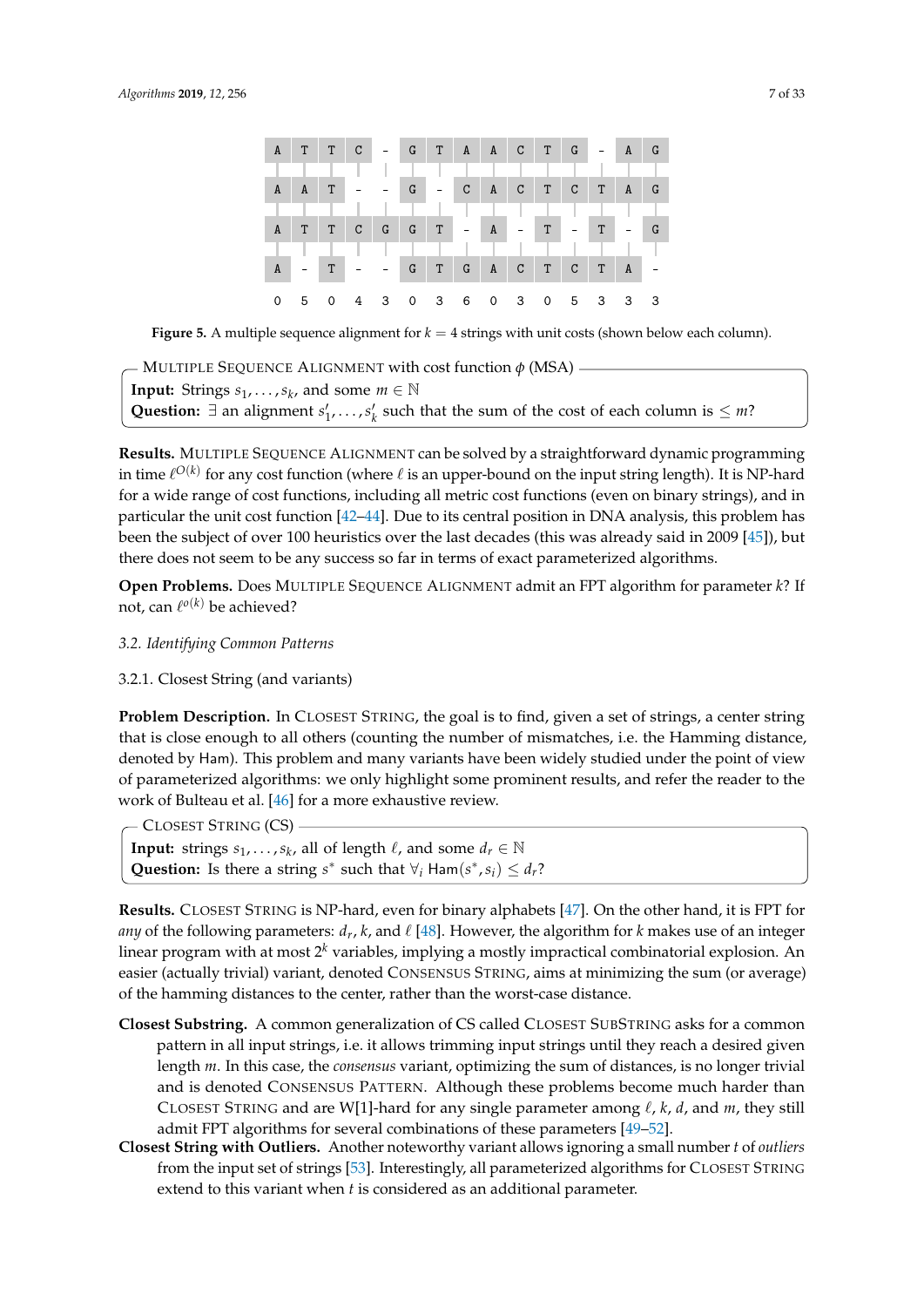| A | T | T | C | - | G | T | A | A | C | T | G | - | A | G |
|---|---|---|---|---|---|---|---|---|---|---|---|---|---|---|
| A | A | T | - | - | G | - | C | A | C | T | C | T | A | G |
| A | T | T | C | G | G | T | - | A | - | T | - | T | - | G |
| A | - | T | - | - | G | T | G | A | C | T | C | T | A | - |
| 0 | 5 | 0 | 4 | 3 | 0 | 3 | 6 | 0 | 3 | 0 | 5 | 3 | 3 | 3 |

**Figure 5.** A multiple sequence alignment for $k = 4$ strings with unit costs (shown below each column).

> MULTIPLE SEQUENCE ALIGNMENT with cost function $\phi$ (MSA)
>
> **Input:** Strings $s_1, \ldots, s_k$, and some $m \in \mathbb{N}$
>
> **Question:** $\exists$ an alignment $s'_1, \ldots, s'_k$ such that the sum of the cost of each column is $\leq m$?

**Results.** MULTIPLE SEQUENCE ALIGNMENT can be solved by a straightforward dynamic programming in time $\ell^{O(k)}$ for any cost function (where $\ell$ is an upper-bound on the input string length). It is NP-hard for a wide range of cost functions, including all metric cost functions (even on binary strings), and in particular the unit cost function [42–44]. Due to its central position in DNA analysis, this problem has been the subject of over 100 heuristics over the last decades (this was already said in 2009 [45]), but there does not seem to be any success so far in terms of exact parameterized algorithms.

**Open Problems.** Does MULTIPLE SEQUENCE ALIGNMENT admit an FPT algorithm for parameter $k$? If not, can $\ell^{o(k)}$ be achieved?

### *3.2. Identifying Common Patterns*

#### 3.2.1. Closest String (and variants)

**Problem Description.** In CLOSEST STRING, the goal is to find, given a set of strings, a center string that is close enough to all others (counting the number of mismatches, i.e. the Hamming distance, denoted by Ham). This problem and many variants have been widely studied under the point of view of parameterized algorithms: we only highlight some prominent results, and refer the reader to the work of Bulteau et al. [46] for a more exhaustive review.

> CLOSEST STRING (CS)
>
> **Input:** strings $s_1, \ldots, s_k$, all of length $\ell$, and some $d_r \in \mathbb{N}$
>
> **Question:** Is there a string $s^*$ such that $\forall_i \, \mathsf{Ham}(s^*, s_i) \leq d_r$?

**Results.** CLOSEST STRING is NP-hard, even for binary alphabets [47]. On the other hand, it is FPT for *any* of the following parameters: $d_r$, $k$, and $\ell$ [48]. However, the algorithm for $k$ makes use of an integer linear program with at most $2^k$ variables, implying a mostly impractical combinatorial explosion. An easier (actually trivial) variant, denoted CONSENSUS STRING, aims at minimizing the sum (or average) of the hamming distances to the center, rather than the worst-case distance.

- **Closest Substring.** A common generalization of CS called CLOSEST SUBSTRING asks for a common pattern in all input strings, i.e. it allows trimming input strings until they reach a desired given length $m$. In this case, the *consensus* variant, optimizing the sum of distances, is no longer trivial and is denoted CONSENSUS PATTERN. Although these problems become much harder than CLOSEST STRING and are W[1]-hard for any single parameter among $\ell$, $k$, $d$, and $m$, they still admit FPT algorithms for several combinations of these parameters [49–52].
- **Closest String with Outliers.** Another noteworthy variant allows ignoring a small number $t$ of *outliers* from the input set of strings [53]. Interestingly, all parameterized algorithms for CLOSEST STRING extend to this variant when $t$ is considered as an additional parameter.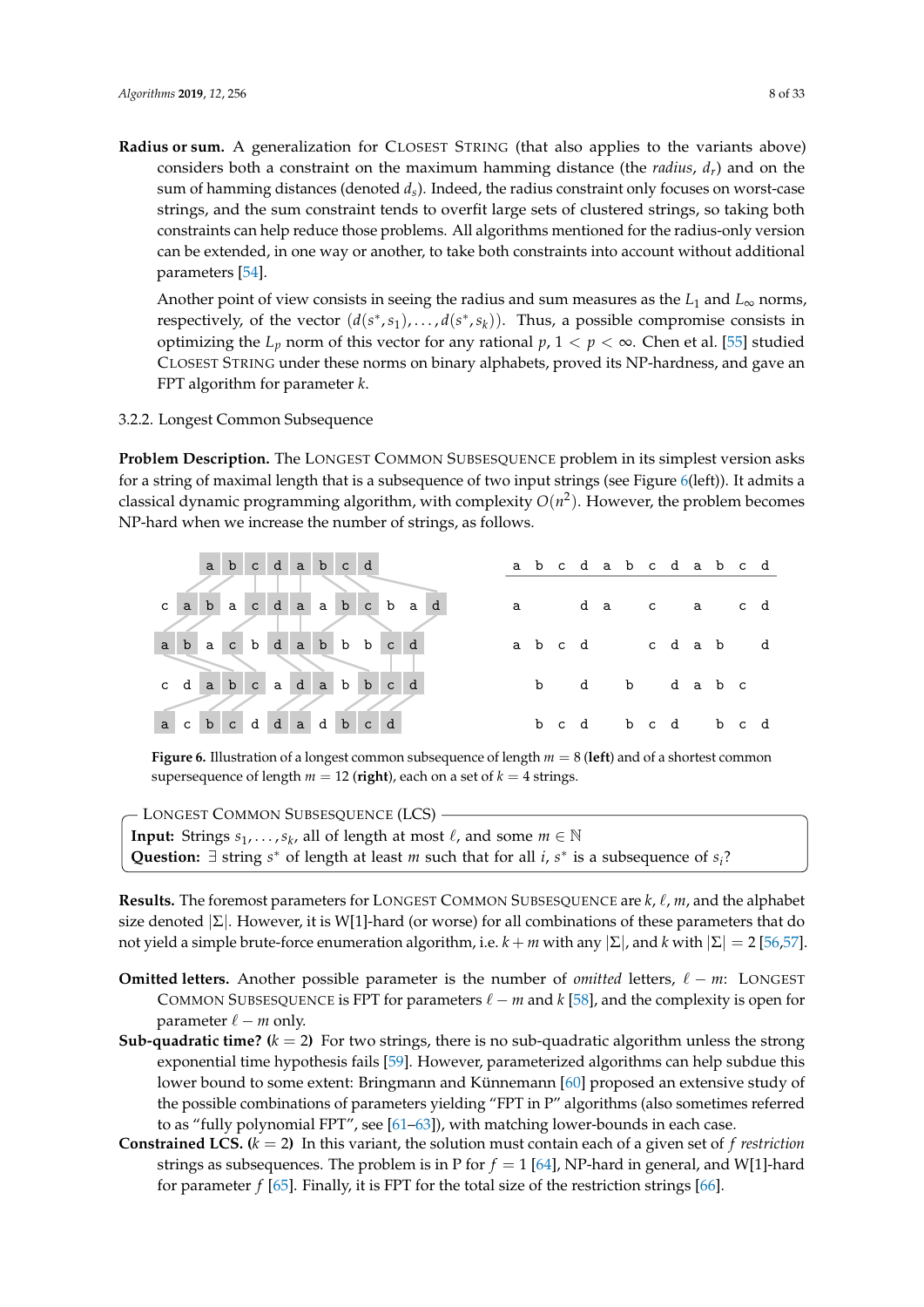**Radius or sum.** A generalization for Closest String (that also applies to the variants above) considers both a constraint on the maximum hamming distance (the *radius*, $d_r$) and on the sum of hamming distances (denoted $d_s$). Indeed, the radius constraint only focuses on worst-case strings, and the sum constraint tends to overfit large sets of clustered strings, so taking both constraints can help reduce those problems. All algorithms mentioned for the radius-only version can be extended, in one way or another, to take both constraints into account without additional parameters [54].

Another point of view consists in seeing the radius and sum measures as the $L_1$ and $L_\infty$ norms, respectively, of the vector $(d(s^*, s_1), \ldots, d(s^*, s_k))$. Thus, a possible compromise consists in optimizing the $L_p$ norm of this vector for any rational $p$, $1 < p < \infty$. Chen et al. [55] studied Closest String under these norms on binary alphabets, proved its NP-hardness, and gave an FPT algorithm for parameter $k$.

3.2.2. Longest Common Subsequence

**Problem Description.** The Longest Common Subsequence problem in its simplest version asks for a string of maximal length that is a subsequence of two input strings (see Figure 6(left)). It admits a classical dynamic programming algorithm, with complexity $O(n^2)$. However, the problem becomes NP-hard when we increase the number of strings, as follows.

**Figure 6.** Illustration of a longest common subsequence of length $m = 8$ (**left**) and of a shortest common supersequence of length $m = 12$ (**right**), each on a set of $k = 4$ strings.

Longest Common Subsequence (LCS)
**Input:** Strings $s_1, \ldots, s_k$, all of length at most $\ell$, and some $m \in \mathbb{N}$
**Question:** $\exists$ string $s^*$ of length at least $m$ such that for all $i$, $s^*$ is a subsequence of $s_i$?

**Results.** The foremost parameters for Longest Common Subsequence are $k$, $\ell$, $m$, and the alphabet size denoted $|\Sigma|$. However, it is W[1]-hard (or worse) for all combinations of these parameters that do not yield a simple brute-force enumeration algorithm, i.e. $k + m$ with any $|\Sigma|$, and $k$ with $|\Sigma| = 2$ [56,57].

**Omitted letters.** Another possible parameter is the number of *omitted* letters, $\ell - m$: Longest Common Subsequence is FPT for parameters $\ell - m$ and $k$ [58], and the complexity is open for parameter $\ell - m$ only.

**Sub-quadratic time? ($k = 2$)** For two strings, there is no sub-quadratic algorithm unless the strong exponential time hypothesis fails [59]. However, parameterized algorithms can help subdue this lower bound to some extent: Bringmann and Künnemann [60] proposed an extensive study of the possible combinations of parameters yielding "FPT in P" algorithms (also sometimes referred to as "fully polynomial FPT", see [61–63]), with matching lower-bounds in each case.

**Constrained LCS. ($k = 2$)** In this variant, the solution must contain each of a given set of $f$ *restriction* strings as subsequences. The problem is in P for $f = 1$ [64], NP-hard in general, and W[1]-hard for parameter $f$ [65]. Finally, it is FPT for the total size of the restriction strings [66].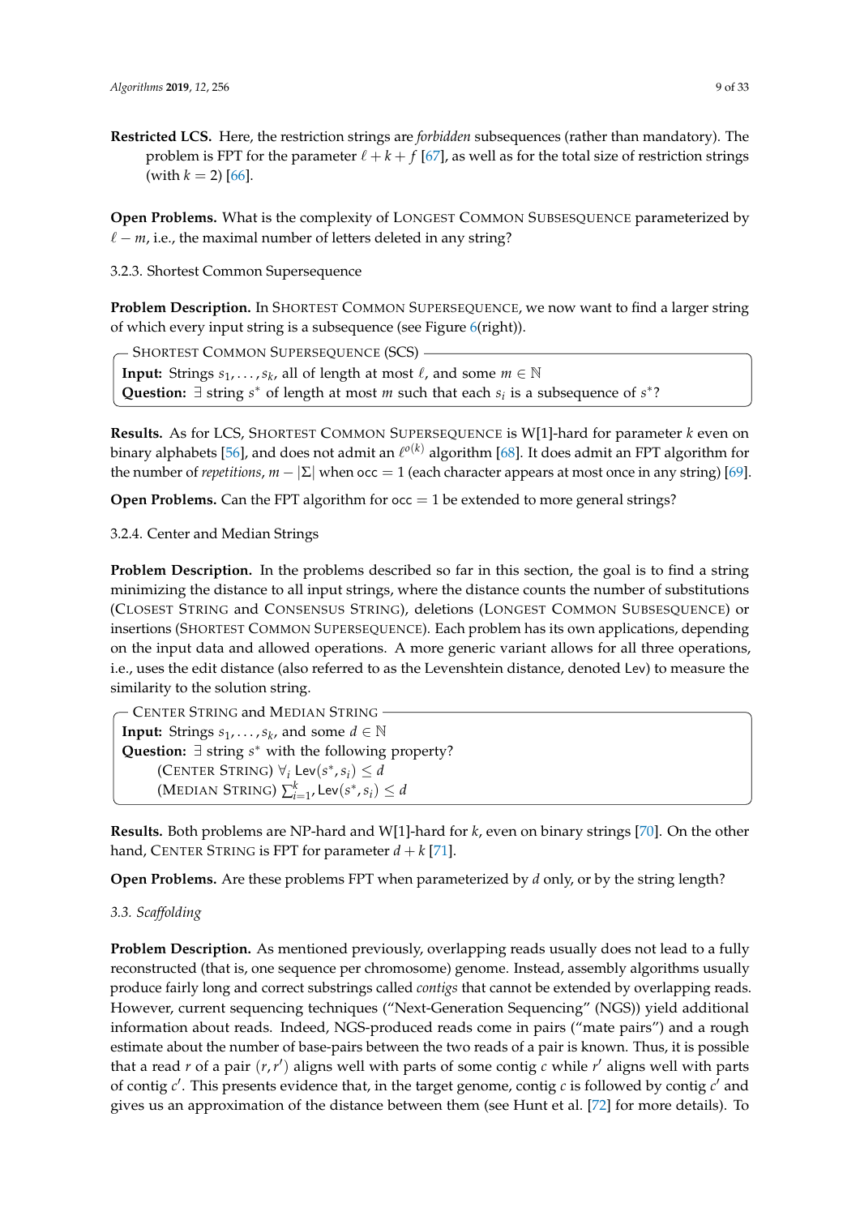**Restricted LCS.** Here, the restriction strings are *forbidden* subsequences (rather than mandatory). The problem is FPT for the parameter $\ell + k + f$ [67], as well as for the total size of restriction strings (with $k = 2$) [66].

**Open Problems.** What is the complexity of LONGEST COMMON SUBSESQUENCE parameterized by $\ell - m$, i.e., the maximal number of letters deleted in any string?

3.2.3. Shortest Common Supersequence

**Problem Description.** In SHORTEST COMMON SUPERSEQUENCE, we now want to find a larger string of which every input string is a subsequence (see Figure 6(right)).

> SHORTEST COMMON SUPERSEQUENCE (SCS)
>
> **Input:** Strings $s_1, \ldots, s_k$, all of length at most $\ell$, and some $m \in \mathbb{N}$
>
> **Question:** $\exists$ string $s^*$ of length at most $m$ such that each $s_i$ is a subsequence of $s^*$?

**Results.** As for LCS, SHORTEST COMMON SUPERSEQUENCE is W[1]-hard for parameter $k$ even on binary alphabets [56], and does not admit an $\ell^{o(k)}$ algorithm [68]. It does admit an FPT algorithm for the number of *repetitions*, $m - |\Sigma|$ when $\mathsf{occ} = 1$ (each character appears at most once in any string) [69].

**Open Problems.** Can the FPT algorithm for $\mathsf{occ} = 1$ be extended to more general strings?

3.2.4. Center and Median Strings

**Problem Description.** In the problems described so far in this section, the goal is to find a string minimizing the distance to all input strings, where the distance counts the number of substitutions (CLOSEST STRING and CONSENSUS STRING), deletions (LONGEST COMMON SUBSESQUENCE) or insertions (SHORTEST COMMON SUPERSEQUENCE). Each problem has its own applications, depending on the input data and allowed operations. A more generic variant allows for all three operations, i.e., uses the edit distance (also referred to as the Levenshtein distance, denoted $\mathsf{Lev}$) to measure the similarity to the solution string.

> CENTER STRING and MEDIAN STRING
>
> **Input:** Strings $s_1, \ldots, s_k$, and some $d \in \mathbb{N}$
>
> **Question:** $\exists$ string $s^*$ with the following property?
>
> (CENTER STRING) $\forall_i \ \mathsf{Lev}(s^*, s_i) \leq d$
>
> (MEDIAN STRING) $\sum_{i=1}^{k} \mathsf{Lev}(s^*, s_i) \leq d$

**Results.** Both problems are NP-hard and W[1]-hard for $k$, even on binary strings [70]. On the other hand, CENTER STRING is FPT for parameter $d + k$ [71].

**Open Problems.** Are these problems FPT when parameterized by $d$ only, or by the string length?

### *3.3. Scaffolding*

**Problem Description.** As mentioned previously, overlapping reads usually does not lead to a fully reconstructed (that is, one sequence per chromosome) genome. Instead, assembly algorithms usually produce fairly long and correct substrings called *contigs* that cannot be extended by overlapping reads. However, current sequencing techniques ("Next-Generation Sequencing" (NGS)) yield additional information about reads. Indeed, NGS-produced reads come in pairs ("mate pairs") and a rough estimate about the number of base-pairs between the two reads of a pair is known. Thus, it is possible that a read $r$ of a pair $(r, r')$ aligns well with parts of some contig $c$ while $r'$ aligns well with parts of contig $c'$. This presents evidence that, in the target genome, contig $c$ is followed by contig $c'$ and gives us an approximation of the distance between them (see Hunt et al. [72] for more details). To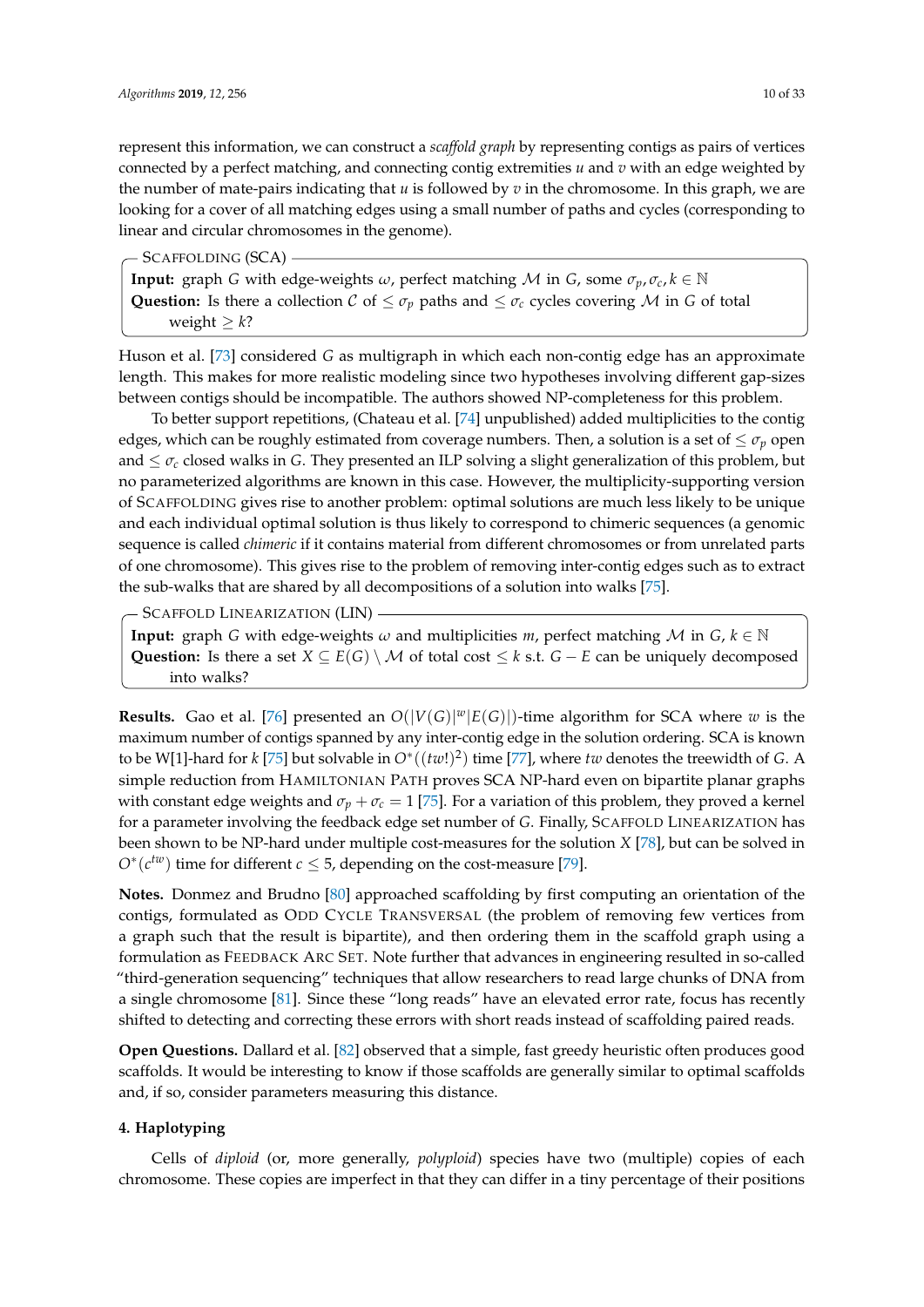represent this information, we can construct a *scaffold graph* by representing contigs as pairs of vertices connected by a perfect matching, and connecting contig extremities $u$ and $v$ with an edge weighted by the number of mate-pairs indicating that $u$ is followed by $v$ in the chromosome. In this graph, we are looking for a cover of all matching edges using a small number of paths and cycles (corresponding to linear and circular chromosomes in the genome).

> SCAFFOLDING (SCA)
>
> **Input:** graph $G$ with edge-weights $\omega$, perfect matching $\mathcal{M}$ in $G$, some $\sigma_p, \sigma_c, k \in \mathbb{N}$
>
> **Question:** Is there a collection $\mathcal{C}$ of $\leq \sigma_p$ paths and $\leq \sigma_c$ cycles covering $\mathcal{M}$ in $G$ of total weight $\geq k$?

Huson et al. [73] considered $G$ as multigraph in which each non-contig edge has an approximate length. This makes for more realistic modeling since two hypotheses involving different gap-sizes between contigs should be incompatible. The authors showed NP-completeness for this problem.

To better support repetitions, (Chateau et al. [74] unpublished) added multiplicities to the contig edges, which can be roughly estimated from coverage numbers. Then, a solution is a set of $\leq \sigma_p$ open and $\leq \sigma_c$ closed walks in $G$. They presented an ILP solving a slight generalization of this problem, but no parameterized algorithms are known in this case. However, the multiplicity-supporting version of SCAFFOLDING gives rise to another problem: optimal solutions are much less likely to be unique and each individual optimal solution is thus likely to correspond to chimeric sequences (a genomic sequence is called *chimeric* if it contains material from different chromosomes or from unrelated parts of one chromosome). This gives rise to the problem of removing inter-contig edges such as to extract the sub-walks that are shared by all decompositions of a solution into walks [75].

> SCAFFOLD LINEARIZATION (LIN)
>
> **Input:** graph $G$ with edge-weights $\omega$ and multiplicities $m$, perfect matching $\mathcal{M}$ in $G$, $k \in \mathbb{N}$
>
> **Question:** Is there a set $X \subseteq E(G) \setminus \mathcal{M}$ of total cost $\leq k$ s.t. $G - E$ can be uniquely decomposed into walks?

**Results.** Gao et al. [76] presented an $O(|V(G)|^w|E(G)|)$-time algorithm for SCA where $w$ is the maximum number of contigs spanned by any inter-contig edge in the solution ordering. SCA is known to be W[1]-hard for $k$ [75] but solvable in $O^*((tw!)^2)$ time [77], where $tw$ denotes the treewidth of $G$. A simple reduction from HAMILTONIAN PATH proves SCA NP-hard even on bipartite planar graphs with constant edge weights and $\sigma_p + \sigma_c = 1$ [75]. For a variation of this problem, they proved a kernel for a parameter involving the feedback edge set number of $G$. Finally, SCAFFOLD LINEARIZATION has been shown to be NP-hard under multiple cost-measures for the solution $X$ [78], but can be solved in $O^*(c^{tw})$ time for different $c \leq 5$, depending on the cost-measure [79].

**Notes.** Donmez and Brudno [80] approached scaffolding by first computing an orientation of the contigs, formulated as ODD CYCLE TRANSVERSAL (the problem of removing few vertices from a graph such that the result is bipartite), and then ordering them in the scaffold graph using a formulation as FEEDBACK ARC SET. Note further that advances in engineering resulted in so-called "third-generation sequencing" techniques that allow researchers to read large chunks of DNA from a single chromosome [81]. Since these "long reads" have an elevated error rate, focus has recently shifted to detecting and correcting these errors with short reads instead of scaffolding paired reads.

**Open Questions.** Dallard et al. [82] observed that a simple, fast greedy heuristic often produces good scaffolds. It would be interesting to know if those scaffolds are generally similar to optimal scaffolds and, if so, consider parameters measuring this distance.

## 4. Haplotyping

Cells of *diploid* (or, more generally, *polyploid*) species have two (multiple) copies of each chromosome. These copies are imperfect in that they can differ in a tiny percentage of their positions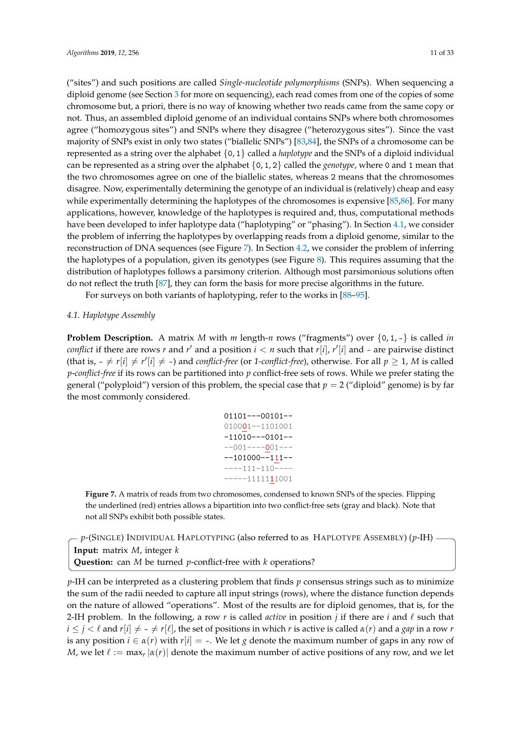("sites") and such positions are called *Single-nucleotide polymorphisms* (SNPs). When sequencing a diploid genome (see Section 3 for more on sequencing), each read comes from one of the copies of some chromosome but, a priori, there is no way of knowing whether two reads came from the same copy or not. Thus, an assembled diploid genome of an individual contains SNPs where both chromosomes agree ("homozygous sites") and SNPs where they disagree ("heterozygous sites"). Since the vast majority of SNPs exist in only two states ("biallelic SNPs") [83,84], the SNPs of a chromosome can be represented as a string over the alphabet $\{0,1\}$ called a *haplotype* and the SNPs of a diploid individual can be represented as a string over the alphabet $\{0,1,2\}$ called the *genotype*, where 0 and 1 mean that the two chromosomes agree on one of the biallelic states, whereas 2 means that the chromosomes disagree. Now, experimentally determining the genotype of an individual is (relatively) cheap and easy while experimentally determining the haplotypes of the chromosomes is expensive [85,86]. For many applications, however, knowledge of the haplotypes is required and, thus, computational methods have been developed to infer haplotype data ("haplotyping" or "phasing"). In Section 4.1, we consider the problem of inferring the haplotypes by overlapping reads from a diploid genome, similar to the reconstruction of DNA sequences (see Figure 7). In Section 4.2, we consider the problem of inferring the haplotypes of a population, given its genotypes (see Figure 8). This requires assuming that the distribution of haplotypes follows a parsimony criterion. Although most parsimonious solutions often do not reflect the truth [87], they can form the basis for more precise algorithms in the future.

For surveys on both variants of haplotyping, refer to the works in [88–95].

### 4.1. Haplotype Assembly

**Problem Description.** A matrix $M$ with $m$ length-$n$ rows ("fragments") over $\{0,1,-\}$ is called *in conflict* if there are rows $r$ and $r'$ and a position $i < n$ such that $r[i]$, $r'[i]$ and - are pairwise distinct (that is, $- \neq r[i] \neq r'[i] \neq -$) and *conflict-free* (or *1-conflict-free*), otherwise. For all $p \geq 1$, $M$ is called *p-conflict-free* if its rows can be partitioned into $p$ conflict-free sets of rows. While we prefer stating the general ("polyploid") version of this problem, the special case that $p = 2$ ("diploid" genome) is by far the most commonly considered.

```
01101---00101--
01000 1--1101001
-11010---0101--
--001----001---
--101000--111--
----111-110----
-----111111 1001
```

**Figure 7.** A matrix of reads from two chromosomes, condensed to known SNPs of the species. Flipping the underlined (red) entries allows a bipartition into two conflict-free sets (gray and black). Note that not all SNPs exhibit both possible states.

> ***p*-(Single) Individual Haplotyping** (also referred to as **Haplotype Assembly**) (*p*-IH)
> **Input:** matrix $M$, integer $k$
> **Question:** can $M$ be turned $p$-conflict-free with $k$ operations?

$p$-IH can be interpreted as a clustering problem that finds $p$ consensus strings such as to minimize the sum of the radii needed to capture all input strings (rows), where the distance function depends on the nature of allowed "operations". Most of the results are for diploid genomes, that is, for the 2-IH problem. In the following, a row $r$ is called *active* in position $j$ if there are $i$ and $\ell$ such that $i \leq j < \ell$ and $r[i] \neq - \neq r[\ell]$, the set of positions in which $r$ is active is called $\alpha(r)$ and a *gap* in a row $r$ is any position $i \in \alpha(r)$ with $r[i] = -$. We let $g$ denote the maximum number of gaps in any row of $M$, we let $\ell := \max_r |\alpha(r)|$ denote the maximum number of active positions of any row, and we let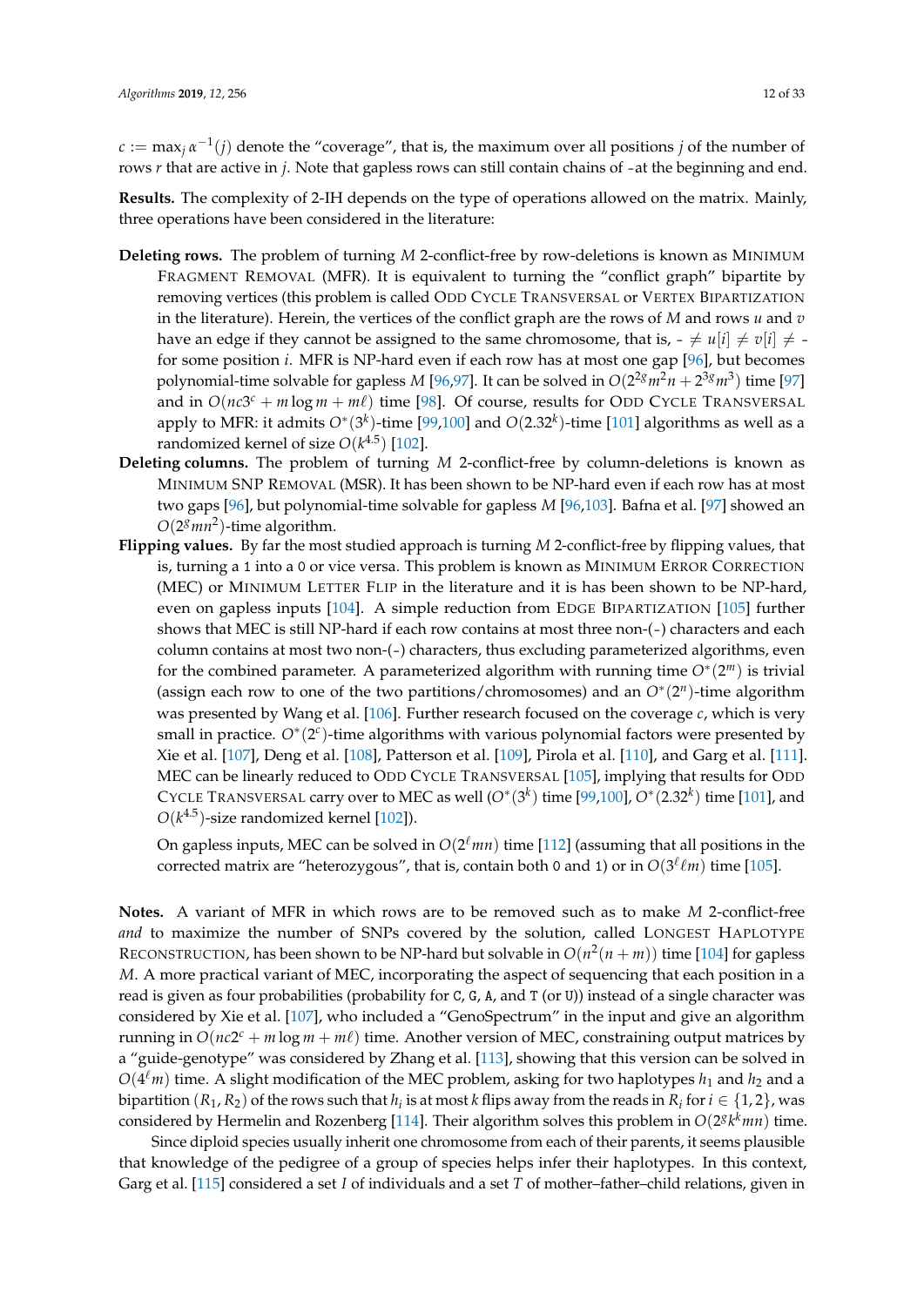$c := \max_j \alpha^{-1}(j)$ denote the "coverage", that is, the maximum over all positions $j$ of the number of rows $r$ that are active in $j$. Note that gapless rows can still contain chains of - at the beginning and end.

**Results.** The complexity of 2-IH depends on the type of operations allowed on the matrix. Mainly, three operations have been considered in the literature:

**Deleting rows.** The problem of turning $M$ 2-conflict-free by row-deletions is known as MINIMUM FRAGMENT REMOVAL (MFR). It is equivalent to turning the "conflict graph" bipartite by removing vertices (this problem is called ODD CYCLE TRANSVERSAL or VERTEX BIPARTIZATION in the literature). Herein, the vertices of the conflict graph are the rows of $M$ and rows $u$ and $v$ have an edge if they cannot be assigned to the same chromosome, that is, $- \neq u[i] \neq v[i] \neq -$ for some position $i$. MFR is NP-hard even if each row has at most one gap [96], but becomes polynomial-time solvable for gapless $M$ [96,97]. It can be solved in $O(2^{2g}m^2n + 2^{3g}m^3)$ time [97] and in $O(nc3^c + m\log m + m\ell)$ time [98]. Of course, results for ODD CYCLE TRANSVERSAL apply to MFR: it admits $O^*(3^k)$-time [99,100] and $O(2.32^k)$-time [101] algorithms as well as a randomized kernel of size $O(k^{4.5})$ [102].

**Deleting columns.** The problem of turning $M$ 2-conflict-free by column-deletions is known as MINIMUM SNP REMOVAL (MSR). It has been shown to be NP-hard even if each row has at most two gaps [96], but polynomial-time solvable for gapless $M$ [96,103]. Bafna et al. [97] showed an $O(2^g mn^2)$-time algorithm.

**Flipping values.** By far the most studied approach is turning $M$ 2-conflict-free by flipping values, that is, turning a 1 into a 0 or vice versa. This problem is known as MINIMUM ERROR CORRECTION (MEC) or MINIMUM LETTER FLIP in the literature and it is has been shown to be NP-hard, even on gapless inputs [104]. A simple reduction from EDGE BIPARTIZATION [105] further shows that MEC is still NP-hard if each row contains at most three non-(-) characters and each column contains at most two non-(-) characters, thus excluding parameterized algorithms, even for the combined parameter. A parameterized algorithm with running time $O^*(2^m)$ is trivial (assign each row to one of the two partitions/chromosomes) and an $O^*(2^n)$-time algorithm was presented by Wang et al. [106]. Further research focused on the coverage $c$, which is very small in practice. $O^*(2^c)$-time algorithms with various polynomial factors were presented by Xie et al. [107], Deng et al. [108], Patterson et al. [109], Pirola et al. [110], and Garg et al. [111]. MEC can be linearly reduced to ODD CYCLE TRANSVERSAL [105], implying that results for ODD CYCLE TRANSVERSAL carry over to MEC as well ($O^*(3^k)$ time [99,100], $O^*(2.32^k)$ time [101], and $O(k^{4.5})$-size randomized kernel [102]).

On gapless inputs, MEC can be solved in $O(2^\ell mn)$ time [112] (assuming that all positions in the corrected matrix are "heterozygous", that is, contain both 0 and 1) or in $O(3^\ell \ell m)$ time [105].

**Notes.** A variant of MFR in which rows are to be removed such as to make $M$ 2-conflict-free *and* to maximize the number of SNPs covered by the solution, called LONGEST HAPLOTYPE RECONSTRUCTION, has been shown to be NP-hard but solvable in $O(n^2(n+m))$ time [104] for gapless $M$. A more practical variant of MEC, incorporating the aspect of sequencing that each position in a read is given as four probabilities (probability for C, G, A, and T (or U)) instead of a single character was considered by Xie et al. [107], who included a "GenoSpectrum" in the input and give an algorithm running in $O(nc2^c + m\log m + m\ell)$ time. Another version of MEC, constraining output matrices by a "guide-genotype" was considered by Zhang et al. [113], showing that this version can be solved in $O(4^\ell m)$ time. A slight modification of the MEC problem, asking for two haplotypes $h_1$ and $h_2$ and a bipartition $(R_1, R_2)$ of the rows such that $h_i$ is at most $k$ flips away from the reads in $R_i$ for $i \in \{1,2\}$, was considered by Hermelin and Rozenberg [114]. Their algorithm solves this problem in $O(2^g k^k mn)$ time.

Since diploid species usually inherit one chromosome from each of their parents, it seems plausible that knowledge of the pedigree of a group of species helps infer their haplotypes. In this context, Garg et al. [115] considered a set $I$ of individuals and a set $T$ of mother–father–child relations, given in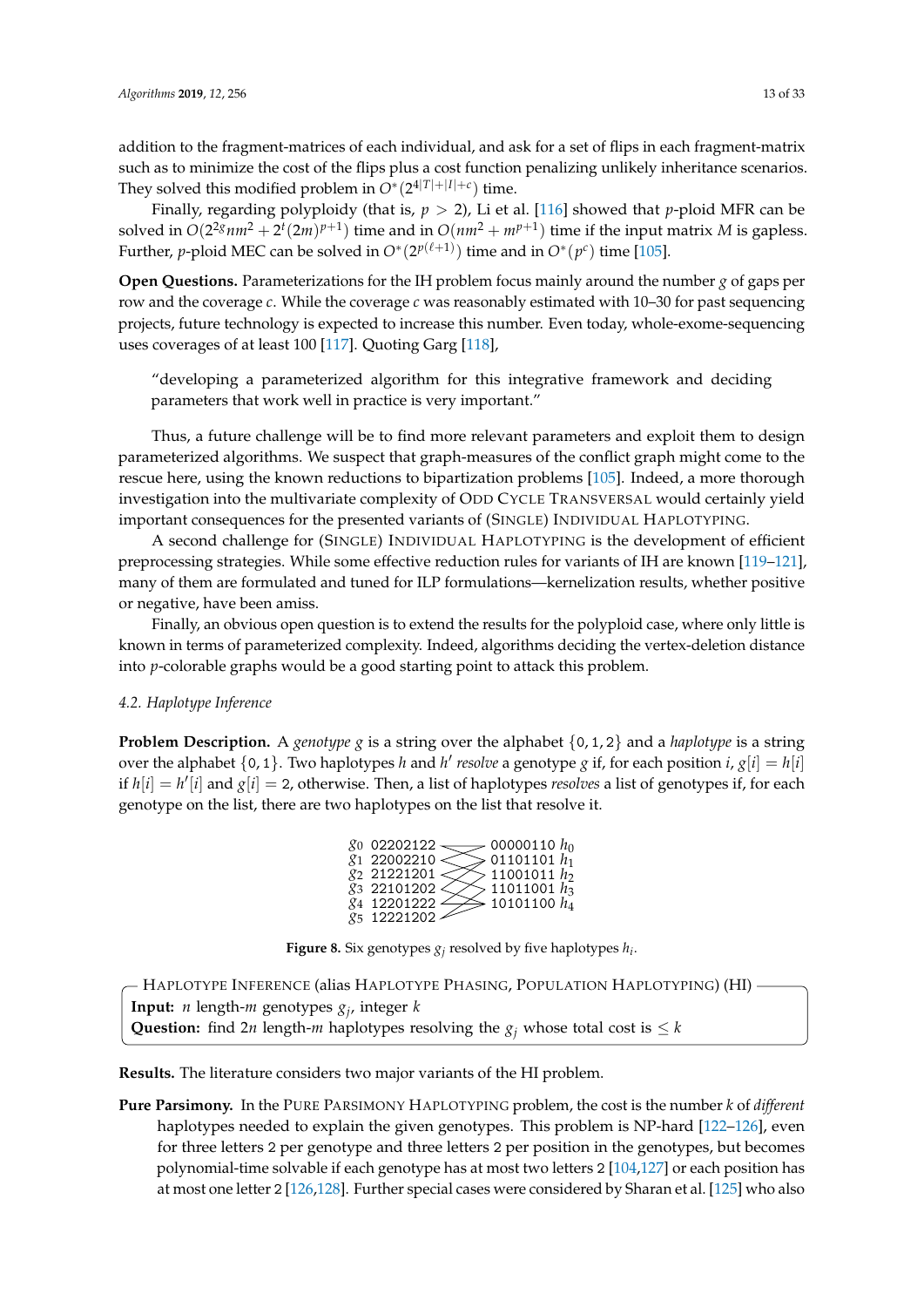addition to the fragment-matrices of each individual, and ask for a set of flips in each fragment-matrix such as to minimize the cost of the flips plus a cost function penalizing unlikely inheritance scenarios. They solved this modified problem in $O^*(2^{4|T|+|I|+c})$ time.

Finally, regarding polyploidy (that is, $p > 2$), Li et al. [116] showed that $p$-ploid MFR can be solved in $O(2^{2g}nm^2 + 2^t(2m)^{p+1})$ time and in $O(nm^2 + m^{p+1})$ time if the input matrix $M$ is gapless. Further, $p$-ploid MEC can be solved in $O^*(2^{p(\ell+1)})$ time and in $O^*(p^c)$ time [105].

**Open Questions.** Parameterizations for the IH problem focus mainly around the number $g$ of gaps per row and the coverage $c$. While the coverage $c$ was reasonably estimated with 10–30 for past sequencing projects, future technology is expected to increase this number. Even today, whole-exome-sequencing uses coverages of at least 100 [117]. Quoting Garg [118],

> "developing a parameterized algorithm for this integrative framework and deciding parameters that work well in practice is very important."

Thus, a future challenge will be to find more relevant parameters and exploit them to design parameterized algorithms. We suspect that graph-measures of the conflict graph might come to the rescue here, using the known reductions to bipartization problems [105]. Indeed, a more thorough investigation into the multivariate complexity of Odd Cycle Transversal would certainly yield important consequences for the presented variants of (Single) Individual Haplotyping.

A second challenge for (Single) Individual Haplotyping is the development of efficient preprocessing strategies. While some effective reduction rules for variants of IH are known [119–121], many of them are formulated and tuned for ILP formulations—kernelization results, whether positive or negative, have been amiss.

Finally, an obvious open question is to extend the results for the polyploid case, where only little is known in terms of parameterized complexity. Indeed, algorithms deciding the vertex-deletion distance into $p$-colorable graphs would be a good starting point to attack this problem.

### 4.2. Haplotype Inference

**Problem Description.** A *genotype* $g$ is a string over the alphabet $\{0, 1, 2\}$ and a *haplotype* is a string over the alphabet $\{0, 1\}$. Two haplotypes $h$ and $h'$ *resolve* a genotype $g$ if, for each position $i$, $g[i] = h[i]$ if $h[i] = h'[i]$ and $g[i] = 2$, otherwise. Then, a list of haplotypes *resolves* a list of genotypes if, for each genotype on the list, there are two haplotypes on the list that resolve it.

```
g0 02202122    00000110 h0
g1 22002210    01101101 h1
g2 21221201    11001011 h2
g3 22101202    11011001 h3
g4 12201222    10101100 h4
g5 12221202
```

**Figure 8.** Six genotypes $g_j$ resolved by five haplotypes $h_i$.

> Haplotype Inference (alias Haplotype Phasing, Population Haplotyping) (HI)
> **Input:** $n$ length-$m$ genotypes $g_j$, integer $k$
> **Question:** find $2n$ length-$m$ haplotypes resolving the $g_j$ whose total cost is $\leq k$

**Results.** The literature considers two major variants of the HI problem.

**Pure Parsimony.** In the Pure Parsimony Haplotyping problem, the cost is the number $k$ of *different* haplotypes needed to explain the given genotypes. This problem is NP-hard [122–126], even for three letters 2 per genotype and three letters 2 per position in the genotypes, but becomes polynomial-time solvable if each genotype has at most two letters 2 [104,127] or each position has at most one letter 2 [126,128]. Further special cases were considered by Sharan et al. [125] who also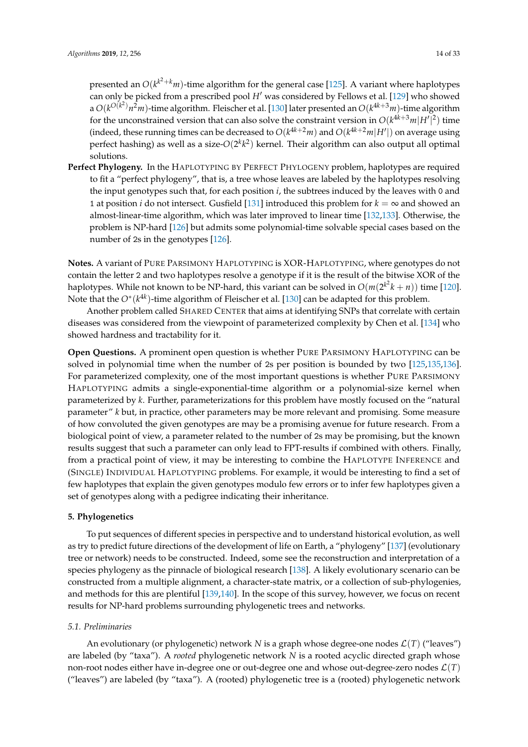presented an $O(k^{k^2+k}m)$-time algorithm for the general case [125]. A variant where haplotypes can only be picked from a prescribed pool $H'$ was considered by Fellows et al. [129] who showed a $O(k^{O(k^2)}n^2m)$-time algorithm. Fleischer et al. [130] later presented an $O(k^{4k+3}m)$-time algorithm for the unconstrained version that can also solve the constraint version in $O(k^{4k+3}m|H'|^2)$ time (indeed, these running times can be decreased to $O(k^{4k+2}m)$ and $O(k^{4k+2}m|H'|)$ on average using perfect hashing) as well as a size-$O(2^k k^2)$ kernel. Their algorithm can also output all optimal solutions.

**Perfect Phylogeny.** In the Haplotyping by Perfect Phylogeny problem, haplotypes are required to fit a "perfect phylogeny", that is, a tree whose leaves are labeled by the haplotypes resolving the input genotypes such that, for each position $i$, the subtrees induced by the leaves with 0 and 1 at position $i$ do not intersect. Gusfield [131] introduced this problem for $k = \infty$ and showed an almost-linear-time algorithm, which was later improved to linear time [132,133]. Otherwise, the problem is NP-hard [126] but admits some polynomial-time solvable special cases based on the number of 2s in the genotypes [126].

**Notes.** A variant of Pure Parsimony Haplotyping is XOR-Haplotyping, where genotypes do not contain the letter 2 and two haplotypes resolve a genotype if it is the result of the bitwise XOR of the haplotypes. While not known to be NP-hard, this variant can be solved in $O(m(2^{k^2}k + n))$ time [120]. Note that the $O^*(k^{4k})$-time algorithm of Fleischer et al. [130] can be adapted for this problem.

Another problem called Shared Center that aims at identifying SNPs that correlate with certain diseases was considered from the viewpoint of parameterized complexity by Chen et al. [134] who showed hardness and tractability for it.

**Open Questions.** A prominent open question is whether Pure Parsimony Haplotyping can be solved in polynomial time when the number of 2s per position is bounded by two [125,135,136]. For parameterized complexity, one of the most important questions is whether Pure Parsimony Haplotyping admits a single-exponential-time algorithm or a polynomial-size kernel when parameterized by $k$. Further, parameterizations for this problem have mostly focused on the "natural parameter" $k$ but, in practice, other parameters may be more relevant and promising. Some measure of how convoluted the given genotypes are may be a promising avenue for future research. From a biological point of view, a parameter related to the number of 2s may be promising, but the known results suggest that such a parameter can only lead to FPT-results if combined with others. Finally, from a practical point of view, it may be interesting to combine the Haplotype Inference and (Single) Individual Haplotyping problems. For example, it would be interesting to find a set of few haplotypes that explain the given genotypes modulo few errors or to infer few haplotypes given a set of genotypes along with a pedigree indicating their inheritance.

## 5. Phylogenetics

To put sequences of different species in perspective and to understand historical evolution, as well as try to predict future directions of the development of life on Earth, a "phylogeny" [137] (evolutionary tree or network) needs to be constructed. Indeed, some see the reconstruction and interpretation of a species phylogeny as the pinnacle of biological research [138]. A likely evolutionary scenario can be constructed from a multiple alignment, a character-state matrix, or a collection of sub-phylogenies, and methods for this are plentiful [139,140]. In the scope of this survey, however, we focus on recent results for NP-hard problems surrounding phylogenetic trees and networks.

### *5.1. Preliminaries*

An evolutionary (or phylogenetic) network $N$ is a graph whose degree-one nodes $\mathcal{L}(T)$ ("leaves") are labeled (by "taxa"). A *rooted* phylogenetic network $N$ is a rooted acyclic directed graph whose non-root nodes either have in-degree one or out-degree one and whose out-degree-zero nodes $\mathcal{L}(T)$ ("leaves") are labeled (by "taxa"). A (rooted) phylogenetic tree is a (rooted) phylogenetic network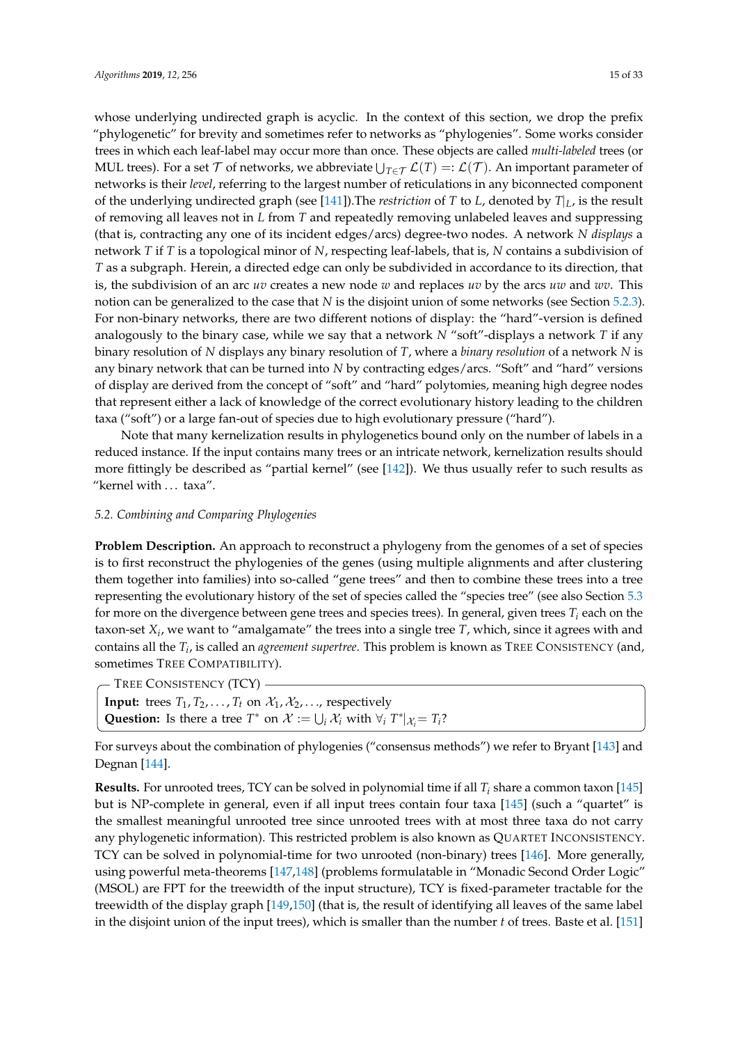whose underlying undirected graph is acyclic. In the context of this section, we drop the prefix "phylogenetic" for brevity and sometimes refer to networks as "phylogenies". Some works consider trees in which each leaf-label may occur more than once. These objects are called *multi-labeled* trees (or MUL trees). For a set $\mathcal{T}$ of networks, we abbreviate $\bigcup_{T\in\mathcal{T}} \mathcal{L}(T) =: \mathcal{L}(\mathcal{T})$. An important parameter of networks is their *level*, referring to the largest number of reticulations in any biconnected component of the underlying undirected graph (see [141]).The *restriction* of $T$ to $L$, denoted by $T|_L$, is the result of removing all leaves not in $L$ from $T$ and repeatedly removing unlabeled leaves and suppressing (that is, contracting any one of its incident edges/arcs) degree-two nodes. A network $N$ *displays* a network $T$ if $T$ is a topological minor of $N$, respecting leaf-labels, that is, $N$ contains a subdivision of $T$ as a subgraph. Herein, a directed edge can only be subdivided in accordance to its direction, that is, the subdivision of an arc $uv$ creates a new node $w$ and replaces $uv$ by the arcs $uw$ and $wv$. This notion can be generalized to the case that $N$ is the disjoint union of some networks (see Section 5.2.3). For non-binary networks, there are two different notions of display: the "hard"-version is defined analogously to the binary case, while we say that a network $N$ "soft"-displays a network $T$ if any binary resolution of $N$ displays any binary resolution of $T$, where a *binary resolution* of a network $N$ is any binary network that can be turned into $N$ by contracting edges/arcs. "Soft" and "hard" versions of display are derived from the concept of "soft" and "hard" polytomies, meaning high degree nodes that represent either a lack of knowledge of the correct evolutionary history leading to the children taxa ("soft") or a large fan-out of species due to high evolutionary pressure ("hard").

Note that many kernelization results in phylogenetics bound only on the number of labels in a reduced instance. If the input contains many trees or an intricate network, kernelization results should more fittingly be described as "partial kernel" (see [142]). We thus usually refer to such results as "kernel with … taxa".

### 5.2. Combining and Comparing Phylogenies

**Problem Description.** An approach to reconstruct a phylogeny from the genomes of a set of species is to first reconstruct the phylogenies of the genes (using multiple alignments and after clustering them together into families) into so-called "gene trees" and then to combine these trees into a tree representing the evolutionary history of the set of species called the "species tree" (see also Section 5.3 for more on the divergence between gene trees and species trees). In general, given trees $T_i$ each on the taxon-set $X_i$, we want to "amalgamate" the trees into a single tree $T$, which, since it agrees with and contains all the $T_i$, is called an *agreement supertree*. This problem is known as TREE CONSISTENCY (and, sometimes TREE COMPATIBILITY).

> TREE CONSISTENCY (TCY)
> **Input:** trees $T_1, T_2, \ldots, T_t$ on $\mathcal{X}_1, \mathcal{X}_2, \ldots$, respectively
> **Question:** Is there a tree $T^*$ on $\mathcal{X} := \bigcup_i \mathcal{X}_i$ with $\forall_i\ T^*|_{\mathcal{X}_i} = T_i$?

For surveys about the combination of phylogenies ("consensus methods") we refer to Bryant [143] and Degnan [144].

**Results.** For unrooted trees, TCY can be solved in polynomial time if all $T_i$ share a common taxon [145] but is NP-complete in general, even if all input trees contain four taxa [145] (such a "quartet" is the smallest meaningful unrooted tree since unrooted trees with at most three taxa do not carry any phylogenetic information). This restricted problem is also known as QUARTET INCONSISTENCY. TCY can be solved in polynomial-time for two unrooted (non-binary) trees [146]. More generally, using powerful meta-theorems [147,148] (problems formulatable in "Monadic Second Order Logic" (MSOL) are FPT for the treewidth of the input structure), TCY is fixed-parameter tractable for the treewidth of the display graph [149,150] (that is, the result of identifying all leaves of the same label in the disjoint union of the input trees), which is smaller than the number $t$ of trees. Baste et al. [151]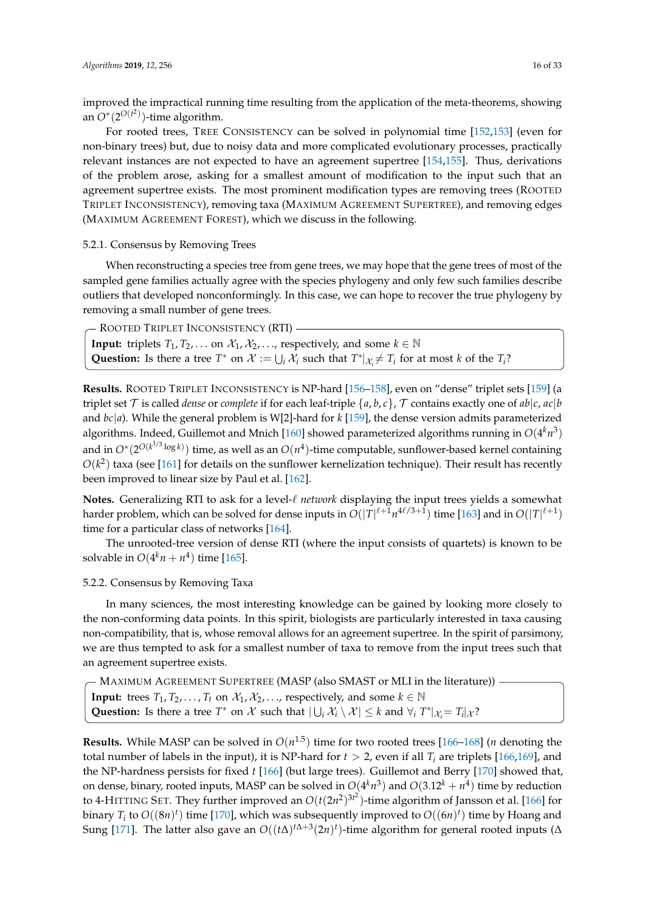improved the impractical running time resulting from the application of the meta-theorems, showing an $O^*(2^{O(t^2)})$-time algorithm.

For rooted trees, TREE CONSISTENCY can be solved in polynomial time [152,153] (even for non-binary trees) but, due to noisy data and more complicated evolutionary processes, practically relevant instances are not expected to have an agreement supertree [154,155]. Thus, derivations of the problem arose, asking for a smallest amount of modification to the input such that an agreement supertree exists. The most prominent modification types are removing trees (ROOTED TRIPLET INCONSISTENCY), removing taxa (MAXIMUM AGREEMENT SUPERTREE), and removing edges (MAXIMUM AGREEMENT FOREST), which we discuss in the following.

#### 5.2.1. Consensus by Removing Trees

When reconstructing a species tree from gene trees, we may hope that the gene trees of most of the sampled gene families actually agree with the species phylogeny and only few such families describe outliers that developed nonconformingly. In this case, we can hope to recover the true phylogeny by removing a small number of gene trees.

> ROOTED TRIPLET INCONSISTENCY (RTI)
> **Input:** triplets $T_1, T_2, \ldots$ on $\mathcal{X}_1, \mathcal{X}_2, \ldots$, respectively, and some $k \in \mathbb{N}$
> **Question:** Is there a tree $T^*$ on $\mathcal{X} := \bigcup_i \mathcal{X}_i$ such that $T^*|_{\mathcal{X}_i} \neq T_i$ for at most $k$ of the $T_i$?

**Results.** ROOTED TRIPLET INCONSISTENCY is NP-hard [156–158], even on "dense" triplet sets [159] (a triplet set $\mathcal{T}$ is called *dense* or *complete* if for each leaf-triple $\{a, b, c\}$, $\mathcal{T}$ contains exactly one of $ab|c$, $ac|b$ and $bc|a$). While the general problem is W[2]-hard for $k$ [159], the dense version admits parameterized algorithms. Indeed, Guillemot and Mnich [160] showed parameterized algorithms running in $O(4^k n^3)$ and in $O^*(2^{O(k^{1/3} \log k)})$ time, as well as an $O(n^4)$-time computable, sunflower-based kernel containing $O(k^2)$ taxa (see [161] for details on the sunflower kernelization technique). Their result has recently been improved to linear size by Paul et al. [162].

**Notes.** Generalizing RTI to ask for a level-$\ell$ *network* displaying the input trees yields a somewhat harder problem, which can be solved for dense inputs in $O(|T|^{\ell+1} n^{4\ell/3+1})$ time [163] and in $O(|T|^{\ell+1})$ time for a particular class of networks [164].

The unrooted-tree version of dense RTI (where the input consists of quartets) is known to be solvable in $O(4^k n + n^4)$ time [165].

#### 5.2.2. Consensus by Removing Taxa

In many sciences, the most interesting knowledge can be gained by looking more closely to the non-conforming data points. In this spirit, biologists are particularly interested in taxa causing non-compatibility, that is, whose removal allows for an agreement supertree. In the spirit of parsimony, we are thus tempted to ask for a smallest number of taxa to remove from the input trees such that an agreement supertree exists.

> MAXIMUM AGREEMENT SUPERTREE (MASP (also SMAST or MLI in the literature))
> **Input:** trees $T_1, T_2, \ldots, T_t$ on $\mathcal{X}_1, \mathcal{X}_2, \ldots$, respectively, and some $k \in \mathbb{N}$
> **Question:** Is there a tree $T^*$ on $\mathcal{X}$ such that $|\bigcup_i \mathcal{X}_i \setminus \mathcal{X}| \leq k$ and $\forall_i\ T^*|_{\mathcal{X}_i} = T_i|_{\mathcal{X}}$?

**Results.** While MASP can be solved in $O(n^{1.5})$ time for two rooted trees [166–168] ($n$ denoting the total number of labels in the input), it is NP-hard for $t > 2$, even if all $T_i$ are triplets [166,169], and the NP-hardness persists for fixed $t$ [166] (but large trees). Guillemot and Berry [170] showed that, on dense, binary, rooted inputs, MASP can be solved in $O(4^k n^3)$ and $O(3.12^k + n^4)$ time by reduction to 4-HITTING SET. They further improved an $O(t(2n^2)^{3t^2})$-time algorithm of Jansson et al. [166] for binary $T_i$ to $O((8n)^t)$ time [170], which was subsequently improved to $O((6n)^t)$ time by Hoang and Sung [171]. The latter also gave an $O((t\Delta)^{t\Delta+3}(2n)^t)$-time algorithm for general rooted inputs ($\Delta$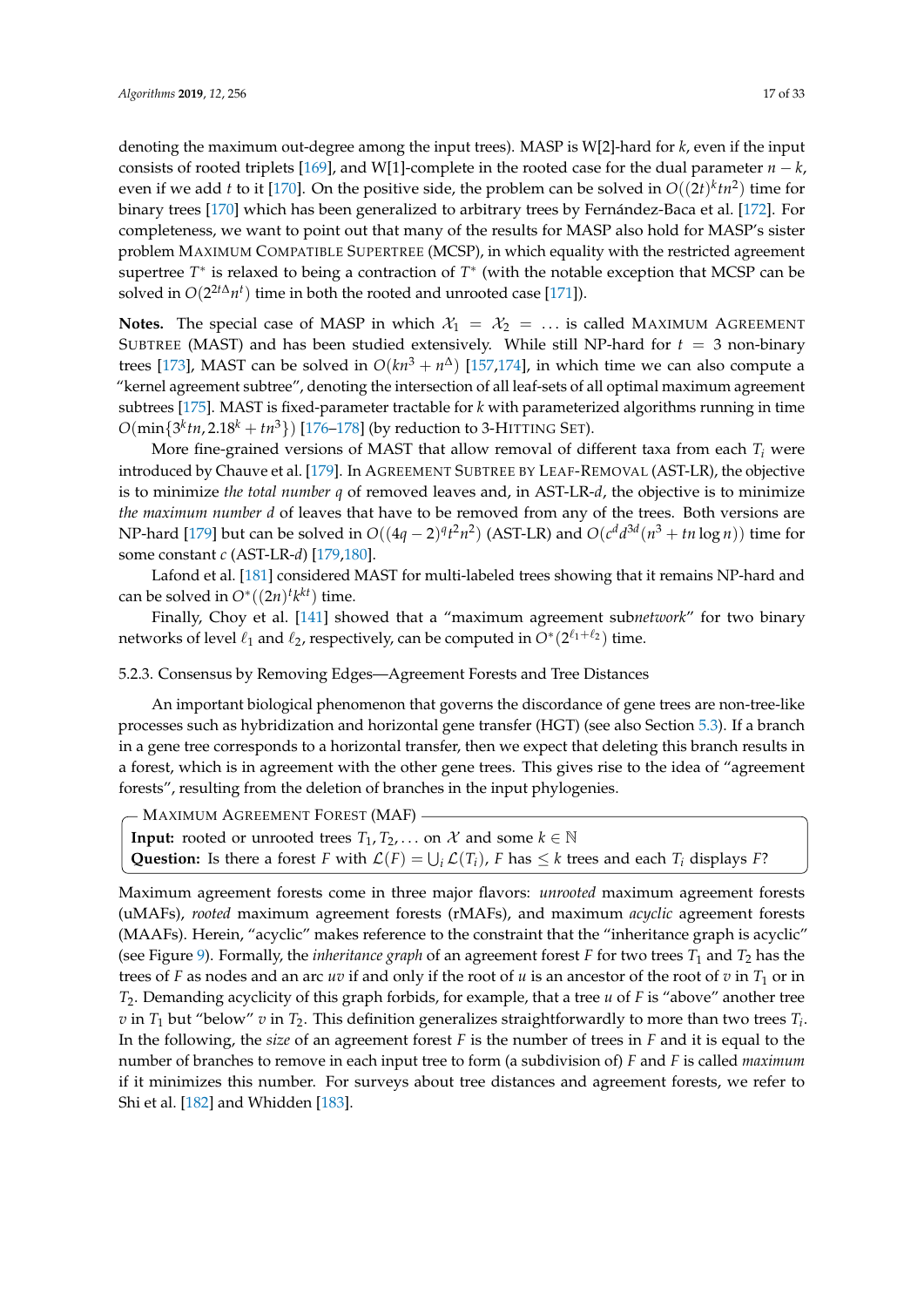denoting the maximum out-degree among the input trees). MASP is W[2]-hard for $k$, even if the input consists of rooted triplets [169], and W[1]-complete in the rooted case for the dual parameter $n-k$, even if we add $t$ to it [170]. On the positive side, the problem can be solved in $O((2t)^k tn^2)$ time for binary trees [170] which has been generalized to arbitrary trees by Fernández-Baca et al. [172]. For completeness, we want to point out that many of the results for MASP also hold for MASP's sister problem MAXIMUM COMPATIBLE SUPERTREE (MCSP), in which equality with the restricted agreement supertree $T^*$ is relaxed to being a contraction of $T^*$ (with the notable exception that MCSP can be solved in $O(2^{2t\Delta}n^t)$ time in both the rooted and unrooted case [171]).

**Notes.** The special case of MASP in which $\mathcal{X}_1 = \mathcal{X}_2 = \ldots$ is called MAXIMUM AGREEMENT SUBTREE (MAST) and has been studied extensively. While still NP-hard for $t = 3$ non-binary trees [173], MAST can be solved in $O(kn^3 + n^\Delta)$ [157,174], in which time we can also compute a "kernel agreement subtree", denoting the intersection of all leaf-sets of all optimal maximum agreement subtrees [175]. MAST is fixed-parameter tractable for $k$ with parameterized algorithms running in time $O(\min\{3^k tn, 2.18^k + tn^3\})$ [176–178] (by reduction to 3-HITTING SET).

More fine-grained versions of MAST that allow removal of different taxa from each $T_i$ were introduced by Chauve et al. [179]. In AGREEMENT SUBTREE BY LEAF-REMOVAL (AST-LR), the objective is to minimize *the total number* $q$ of removed leaves and, in AST-LR-$d$, the objective is to minimize *the maximum number* $d$ of leaves that have to be removed from any of the trees. Both versions are NP-hard [179] but can be solved in $O((4q-2)^q t^2 n^2)$ (AST-LR) and $O(c^d d^{3d}(n^3 + tn\log n))$ time for some constant $c$ (AST-LR-$d$) [179,180].

Lafond et al. [181] considered MAST for multi-labeled trees showing that it remains NP-hard and can be solved in $O^*((2n)^t k^{kt})$ time.

Finally, Choy et al. [141] showed that a "maximum agreement sub*network*" for two binary networks of level $\ell_1$ and $\ell_2$, respectively, can be computed in $O^*(2^{\ell_1+\ell_2})$ time.

#### 5.2.3. Consensus by Removing Edges—Agreement Forests and Tree Distances

An important biological phenomenon that governs the discordance of gene trees are non-tree-like processes such as hybridization and horizontal gene transfer (HGT) (see also Section 5.3). If a branch in a gene tree corresponds to a horizontal transfer, then we expect that deleting this branch results in a forest, which is in agreement with the other gene trees. This gives rise to the idea of "agreement forests", resulting from the deletion of branches in the input phylogenies.

> MAXIMUM AGREEMENT FOREST (MAF)
>
> **Input:** rooted or unrooted trees $T_1, T_2, \ldots$ on $\mathcal{X}$ and some $k \in \mathbb{N}$
> **Question:** Is there a forest $F$ with $\mathcal{L}(F) = \bigcup_i \mathcal{L}(T_i)$, $F$ has $\leq k$ trees and each $T_i$ displays $F$?

Maximum agreement forests come in three major flavors: *unrooted* maximum agreement forests (uMAFs), *rooted* maximum agreement forests (rMAFs), and maximum *acyclic* agreement forests (MAAFs). Herein, "acyclic" makes reference to the constraint that the "inheritance graph is acyclic" (see Figure 9). Formally, the *inheritance graph* of an agreement forest $F$ for two trees $T_1$ and $T_2$ has the trees of $F$ as nodes and an arc $uv$ if and only if the root of $u$ is an ancestor of the root of $v$ in $T_1$ or in $T_2$. Demanding acyclicity of this graph forbids, for example, that a tree $u$ of $F$ is "above" another tree $v$ in $T_1$ but "below" $v$ in $T_2$. This definition generalizes straightforwardly to more than two trees $T_i$. In the following, the *size* of an agreement forest $F$ is the number of trees in $F$ and it is equal to the number of branches to remove in each input tree to form (a subdivision of) $F$ and $F$ is called *maximum* if it minimizes this number. For surveys about tree distances and agreement forests, we refer to Shi et al. [182] and Whidden [183].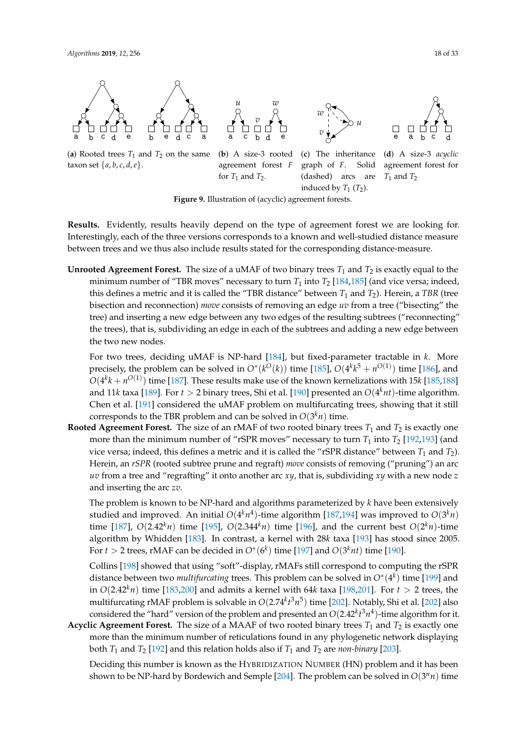(**a**) Rooted trees $T_1$ and $T_2$ on the same taxon set $\{a, b, c, d, e\}$.

(**b**) A size-3 rooted agreement forest $F$ for $T_1$ and $T_2$.

(**c**) The inheritance graph of $F$. Solid (dashed) arcs are induced by $T_1$ ($T_2$).

(**d**) A size-3 *acyclic* agreement forest for $T_1$ and $T_2$

**Figure 9.** Illustration of (acyclic) agreement forests.

**Results.** Evidently, results heavily depend on the type of agreement forest we are looking for. Interestingly, each of the three versions corresponds to a known and well-studied distance measure between trees and we thus also include results stated for the corresponding distance-measure.

**Unrooted Agreement Forest.** The size of a uMAF of two binary trees $T_1$ and $T_2$ is exactly equal to the minimum number of "TBR moves" necessary to turn $T_1$ into $T_2$ [184,185] (and vice versa; indeed, this defines a metric and it is called the "TBR distance" between $T_1$ and $T_2$). Herein, a *TBR* (tree bisection and reconnection) *move* consists of removing an edge $uv$ from a tree ("bisecting" the tree) and inserting a new edge between any two edges of the resulting subtrees ("reconnecting" the trees), that is, subdividing an edge in each of the subtrees and adding a new edge between the two new nodes.

For two trees, deciding uMAF is NP-hard [184], but fixed-parameter tractable in $k$. More precisely, the problem can be solved in $O^*(k^{O}(k))$ time [185], $O(4^k k^5 + n^{O(1)})$ time [186], and $O(4^k k + n^{O(1)})$ time [187]. These results make use of the known kernelizations with $15k$ [185,188] and $11k$ taxa [189]. For $t > 2$ binary trees, Shi et al. [190] presented an $O(4^k nt)$-time algorithm. Chen et al. [191] considered the uMAF problem on multifurcating trees, showing that it still corresponds to the TBR problem and can be solved in $O(3^k n)$ time.

**Rooted Agreement Forest.** The size of an rMAF of two rooted binary trees $T_1$ and $T_2$ is exactly one more than the minimum number of "rSPR moves" necessary to turn $T_1$ into $T_2$ [192,193] (and vice versa; indeed, this defines a metric and it is called the "rSPR distance" between $T_1$ and $T_2$). Herein, an *rSPR* (rooted subtree prune and regraft) *move* consists of removing ("pruning") an arc $uv$ from a tree and "regrafting" it onto another arc $xy$, that is, subdividing $xy$ with a new node $z$ and inserting the arc $zv$.

The problem is known to be NP-hard and algorithms parameterized by $k$ have been extensively studied and improved. An initial $O(4^k n^4)$-time algorithm [187,194] was improved to $O(3^k n)$ time [187], $O(2.42^k n)$ time [195], $O(2.344^k n)$ time [196], and the current best $O(2^k n)$-time algorithm by Whidden [183]. In contrast, a kernel with $28k$ taxa [193] has stood since 2005. For $t > 2$ trees, rMAF can be decided in $O^*(6^k)$ time [197] and $O(3^k nt)$ time [190].

Collins [198] showed that using "soft"-display, rMAFs still correspond to computing the rSPR distance between two *multifurcating* trees. This problem can be solved in $O^*(4^k)$ time [199] and in $O(2.42^k n)$ time [183,200] and admits a kernel with $64k$ taxa [198,201]. For $t > 2$ trees, the multifurcating rMAF problem is solvable in $O(2.74^k t^3 n^5)$ time [202]. Notably, Shi et al. [202] also considered the "hard" version of the problem and presented an $O(2.42^k t^3 n^4)$-time algorithm for it.

**Acyclic Agreement Forest.** The size of a MAAF of two rooted binary trees $T_1$ and $T_2$ is exactly one more than the minimum number of reticulations found in any phylogenetic network displaying both $T_1$ and $T_2$ [192] and this relation holds also if $T_1$ and $T_2$ are *non-binary* [203].

Deciding this number is known as the HYBRIDIZATION NUMBER (HN) problem and it has been shown to be NP-hard by Bordewich and Semple [204]. The problem can be solved in $O(3^n n)$ time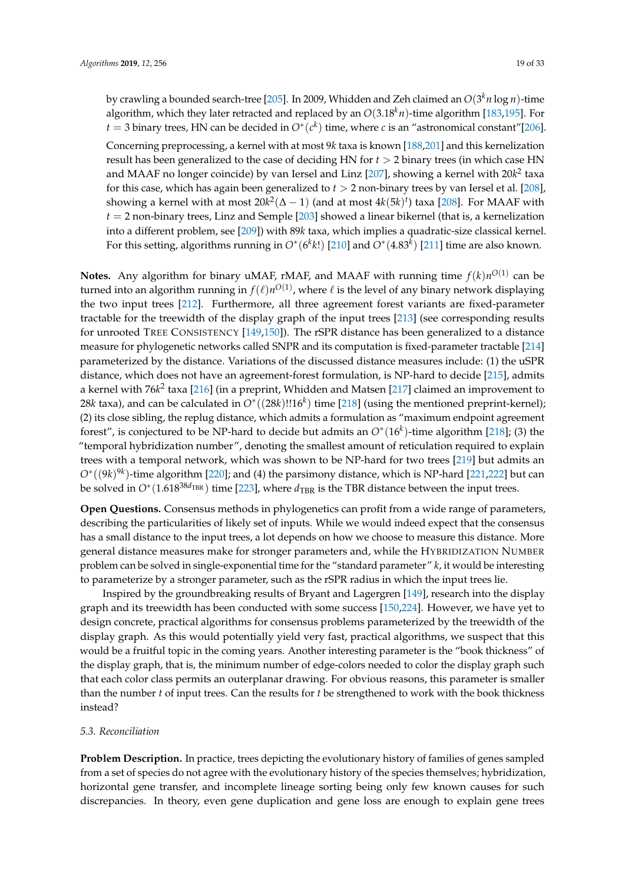by crawling a bounded search-tree [205]. In 2009, Whidden and Zeh claimed an $O(3^k n \log n)$-time algorithm, which they later retracted and replaced by an $O(3.18^k n)$-time algorithm [183,195]. For $t = 3$ binary trees, HN can be decided in $O^*(c^k)$ time, where $c$ is an "astronomical constant"[206].

Concerning preprocessing, a kernel with at most $9k$ taxa is known [188,201] and this kernelization result has been generalized to the case of deciding HN for $t > 2$ binary trees (in which case HN and MAAF no longer coincide) by van Iersel and Linz [207], showing a kernel with $20k^2$ taxa for this case, which has again been generalized to $t > 2$ non-binary trees by van Iersel et al. [208], showing a kernel with at most $20k^2(\Delta - 1)$ (and at most $4k(5k)^t$) taxa [208]. For MAAF with $t = 2$ non-binary trees, Linz and Semple [203] showed a linear bikernel (that is, a kernelization into a different problem, see [209]) with $89k$ taxa, which implies a quadratic-size classical kernel. For this setting, algorithms running in $O^*(6^k k!)$ [210] and $O^*(4.83^k)$ [211] time are also known.

**Notes.** Any algorithm for binary uMAF, rMAF, and MAAF with running time $f(k)n^{O(1)}$ can be turned into an algorithm running in $f(\ell)n^{O(1)}$, where $\ell$ is the level of any binary network displaying the two input trees [212]. Furthermore, all three agreement forest variants are fixed-parameter tractable for the treewidth of the display graph of the input trees [213] (see corresponding results for unrooted TREE CONSISTENCY [149,150]). The rSPR distance has been generalized to a distance measure for phylogenetic networks called SNPR and its computation is fixed-parameter tractable [214] parameterized by the distance. Variations of the discussed distance measures include: (1) the uSPR distance, which does not have an agreement-forest formulation, is NP-hard to decide [215], admits a kernel with $76k^2$ taxa [216] (in a preprint, Whidden and Matsen [217] claimed an improvement to $28k$ taxa), and can be calculated in $O^*((28k)!!16^k)$ time [218] (using the mentioned preprint-kernel); (2) its close sibling, the replug distance, which admits a formulation as "maximum endpoint agreement forest", is conjectured to be NP-hard to decide but admits an $O^*(16^k)$-time algorithm [218]; (3) the "temporal hybridization number", denoting the smallest amount of reticulation required to explain trees with a temporal network, which was shown to be NP-hard for two trees [219] but admits an $O^*((9k)^{9k})$-time algorithm [220]; and (4) the parsimony distance, which is NP-hard [221,222] but can be solved in $O^*(1.618^{38 d_{\text{TBR}}})$ time [223], where $d_{\text{TBR}}$ is the TBR distance between the input trees.

**Open Questions.** Consensus methods in phylogenetics can profit from a wide range of parameters, describing the particularities of likely set of inputs. While we would indeed expect that the consensus has a small distance to the input trees, a lot depends on how we choose to measure this distance. More general distance measures make for stronger parameters and, while the HYBRIDIZATION NUMBER problem can be solved in single-exponential time for the "standard parameter" $k$, it would be interesting to parameterize by a stronger parameter, such as the rSPR radius in which the input trees lie.

Inspired by the groundbreaking results of Bryant and Lagergren [149], research into the display graph and its treewidth has been conducted with some success [150,224]. However, we have yet to design concrete, practical algorithms for consensus problems parameterized by the treewidth of the display graph. As this would potentially yield very fast, practical algorithms, we suspect that this would be a fruitful topic in the coming years. Another interesting parameter is the "book thickness" of the display graph, that is, the minimum number of edge-colors needed to color the display graph such that each color class permits an outerplanar drawing. For obvious reasons, this parameter is smaller than the number $t$ of input trees. Can the results for $t$ be strengthened to work with the book thickness instead?

### *5.3. Reconciliation*

**Problem Description.** In practice, trees depicting the evolutionary history of families of genes sampled from a set of species do not agree with the evolutionary history of the species themselves; hybridization, horizontal gene transfer, and incomplete lineage sorting being only few known causes for such discrepancies. In theory, even gene duplication and gene loss are enough to explain gene trees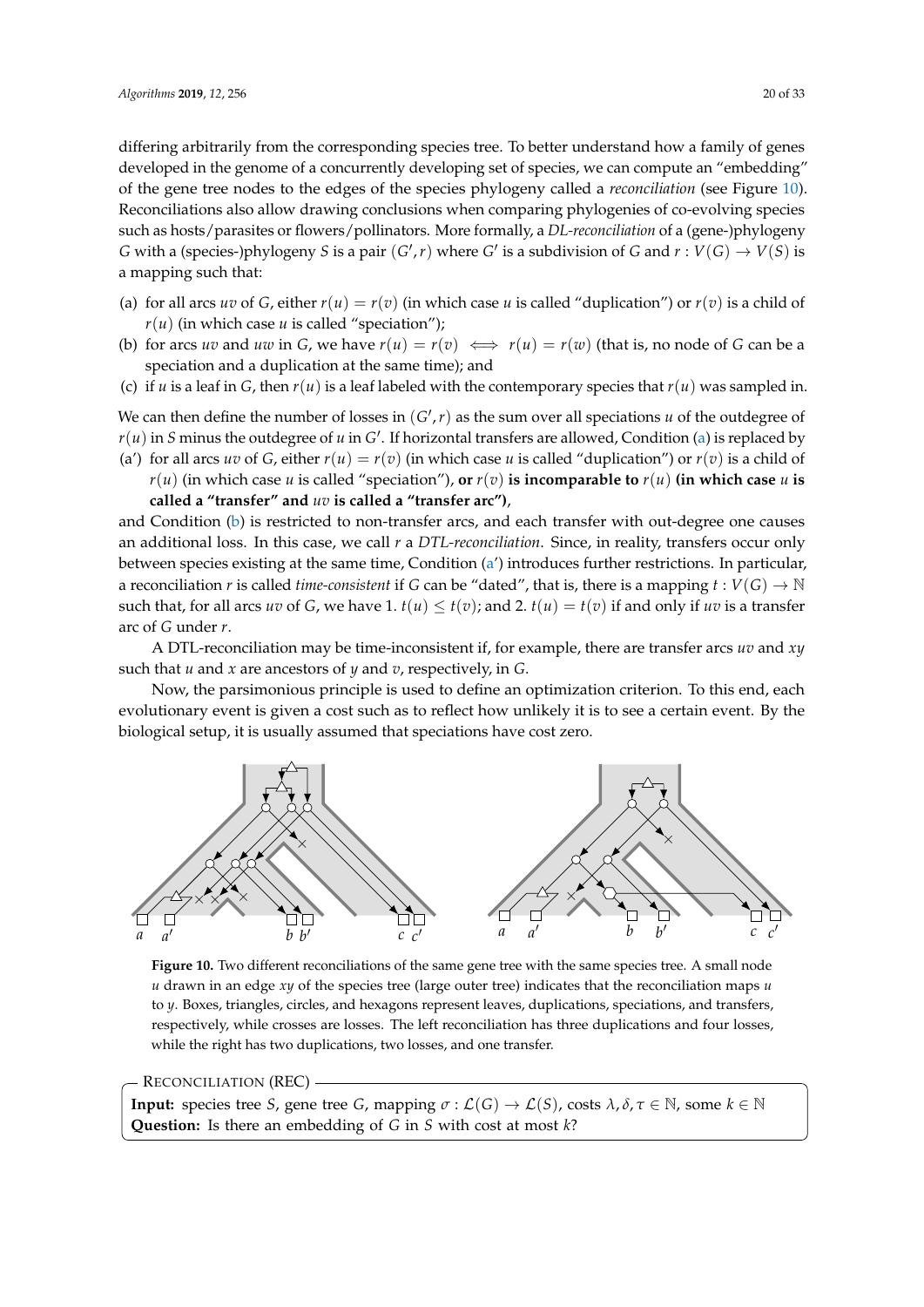differing arbitrarily from the corresponding species tree. To better understand how a family of genes developed in the genome of a concurrently developing set of species, we can compute an "embedding" of the gene tree nodes to the edges of the species phylogeny called a *reconciliation* (see Figure 10). Reconciliations also allow drawing conclusions when comparing phylogenies of co-evolving species such as hosts/parasites or flowers/pollinators. More formally, a *DL-reconciliation* of a (gene-)phylogeny $G$ with a (species-)phylogeny $S$ is a pair $(G', r)$ where $G'$ is a subdivision of $G$ and $r : V(G) \to V(S)$ is a mapping such that:

(a) for all arcs $uv$ of $G$, either $r(u) = r(v)$ (in which case $u$ is called "duplication") or $r(v)$ is a child of $r(u)$ (in which case $u$ is called "speciation");
(b) for arcs $uv$ and $uw$ in $G$, we have $r(u) = r(v) \iff r(u) = r(w)$ (that is, no node of $G$ can be a speciation and a duplication at the same time); and
(c) if $u$ is a leaf in $G$, then $r(u)$ is a leaf labeled with the contemporary species that $r(u)$ was sampled in.

We can then define the number of losses in $(G', r)$ as the sum over all speciations $u$ of the outdegree of $r(u)$ in $S$ minus the outdegree of $u$ in $G'$. If horizontal transfers are allowed, Condition (a) is replaced by

(a') for all arcs $uv$ of $G$, either $r(u) = r(v)$ (in which case $u$ is called "duplication") or $r(v)$ is a child of $r(u)$ (in which case $u$ is called "speciation"), **or $r(v)$ is incomparable to $r(u)$ (in which case $u$ is called a "transfer" and $uv$ is called a "transfer arc")**,

and Condition (b) is restricted to non-transfer arcs, and each transfer with out-degree one causes an additional loss. In this case, we call $r$ a *DTL-reconciliation*. Since, in reality, transfers occur only between species existing at the same time, Condition (a') introduces further restrictions. In particular, a reconciliation $r$ is called *time-consistent* if $G$ can be "dated", that is, there is a mapping $t : V(G) \to \mathbb{N}$ such that, for all arcs $uv$ of $G$, we have 1. $t(u) \leq t(v)$; and 2. $t(u) = t(v)$ if and only if $uv$ is a transfer arc of $G$ under $r$.

A DTL-reconciliation may be time-inconsistent if, for example, there are transfer arcs $uv$ and $xy$ such that $u$ and $x$ are ancestors of $y$ and $v$, respectively, in $G$.

Now, the parsimonious principle is used to define an optimization criterion. To this end, each evolutionary event is given a cost such as to reflect how unlikely it is to see a certain event. By the biological setup, it is usually assumed that speciations have cost zero.

**Figure 10.** Two different reconciliations of the same gene tree with the same species tree. A small node $u$ drawn in an edge $xy$ of the species tree (large outer tree) indicates that the reconciliation maps $u$ to $y$. Boxes, triangles, circles, and hexagons represent leaves, duplications, speciations, and transfers, respectively, while crosses are losses. The left reconciliation has three duplications and four losses, while the right has two duplications, two losses, and one transfer.

RECONCILIATION (REC)
**Input:** species tree $S$, gene tree $G$, mapping $\sigma : \mathcal{L}(G) \to \mathcal{L}(S)$, costs $\lambda, \delta, \tau \in \mathbb{N}$, some $k \in \mathbb{N}$
**Question:** Is there an embedding of $G$ in $S$ with cost at most $k$?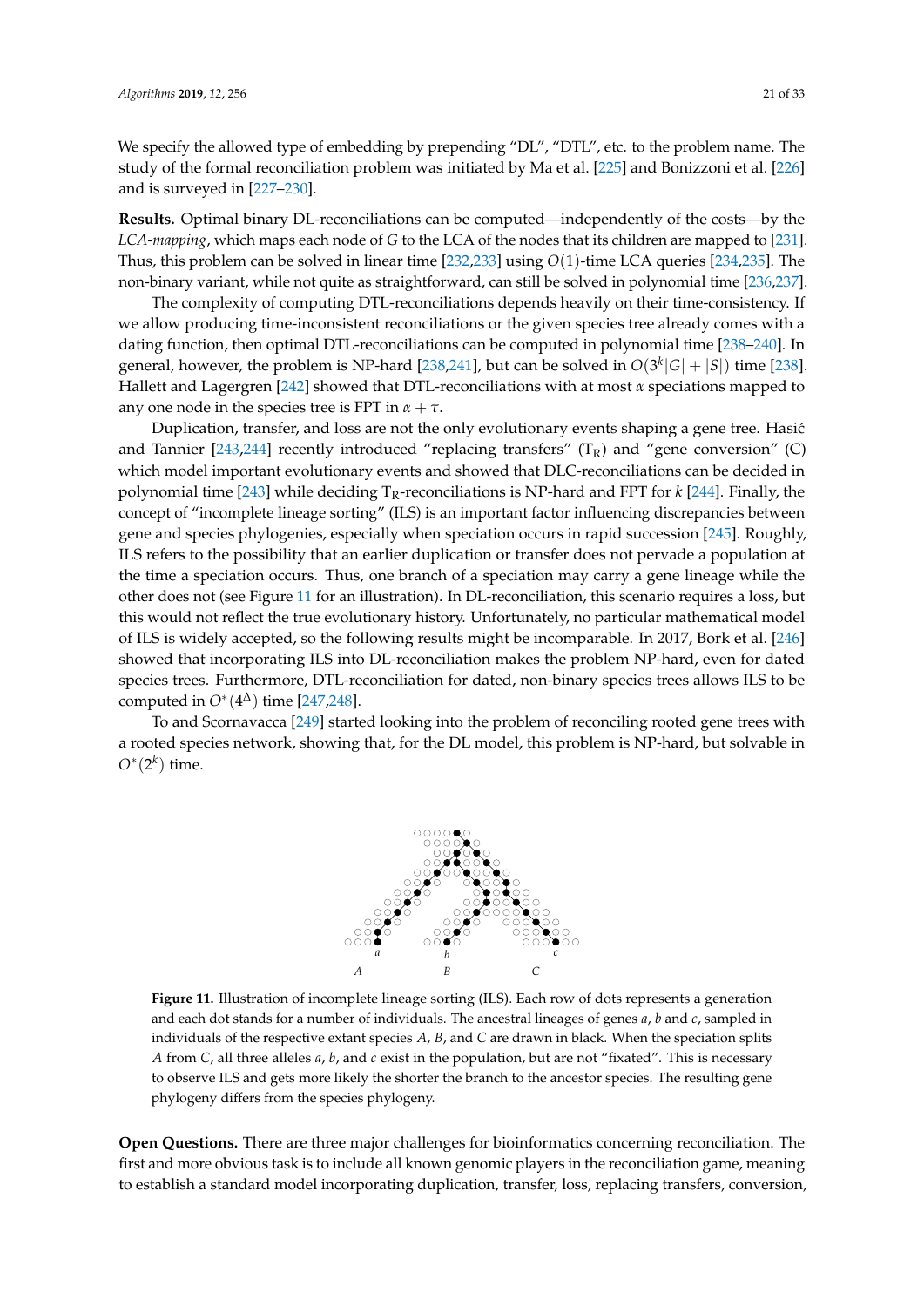We specify the allowed type of embedding by prepending "DL", "DTL", etc. to the problem name. The study of the formal reconciliation problem was initiated by Ma et al. [225] and Bonizzoni et al. [226] and is surveyed in [227–230].

**Results.** Optimal binary DL-reconciliations can be computed—independently of the costs—by the *LCA-mapping*, which maps each node of $G$ to the LCA of the nodes that its children are mapped to [231]. Thus, this problem can be solved in linear time [232,233] using $O(1)$-time LCA queries [234,235]. The non-binary variant, while not quite as straightforward, can still be solved in polynomial time [236,237].

The complexity of computing DTL-reconciliations depends heavily on their time-consistency. If we allow producing time-inconsistent reconciliations or the given species tree already comes with a dating function, then optimal DTL-reconciliations can be computed in polynomial time [238–240]. In general, however, the problem is NP-hard [238,241], but can be solved in $O(3^k|G| + |S|)$ time [238]. Hallett and Lagergren [242] showed that DTL-reconciliations with at most $\alpha$ speciations mapped to any one node in the species tree is FPT in $\alpha + \tau$.

Duplication, transfer, and loss are not the only evolutionary events shaping a gene tree. Hasić and Tannier [243,244] recently introduced "replacing transfers" ($T_R$) and "gene conversion" (C) which model important evolutionary events and showed that DLC-reconciliations can be decided in polynomial time [243] while deciding $T_R$-reconciliations is NP-hard and FPT for $k$ [244]. Finally, the concept of "incomplete lineage sorting" (ILS) is an important factor influencing discrepancies between gene and species phylogenies, especially when speciation occurs in rapid succession [245]. Roughly, ILS refers to the possibility that an earlier duplication or transfer does not pervade a population at the time a speciation occurs. Thus, one branch of a speciation may carry a gene lineage while the other does not (see Figure 11 for an illustration). In DL-reconciliation, this scenario requires a loss, but this would not reflect the true evolutionary history. Unfortunately, no particular mathematical model of ILS is widely accepted, so the following results might be incomparable. In 2017, Bork et al. [246] showed that incorporating ILS into DL-reconciliation makes the problem NP-hard, even for dated species trees. Furthermore, DTL-reconciliation for dated, non-binary species trees allows ILS to be computed in $O^*(4^\Delta)$ time [247,248].

To and Scornavacca [249] started looking into the problem of reconciling rooted gene trees with a rooted species network, showing that, for the DL model, this problem is NP-hard, but solvable in $O^*(2^k)$ time.

**Figure 11.** Illustration of incomplete lineage sorting (ILS). Each row of dots represents a generation and each dot stands for a number of individuals. The ancestral lineages of genes $a$, $b$ and $c$, sampled in individuals of the respective extant species $A$, $B$, and $C$ are drawn in black. When the speciation splits $A$ from $C$, all three alleles $a$, $b$, and $c$ exist in the population, but are not "fixated". This is necessary to observe ILS and gets more likely the shorter the branch to the ancestor species. The resulting gene phylogeny differs from the species phylogeny.

**Open Questions.** There are three major challenges for bioinformatics concerning reconciliation. The first and more obvious task is to include all known genomic players in the reconciliation game, meaning to establish a standard model incorporating duplication, transfer, loss, replacing transfers, conversion,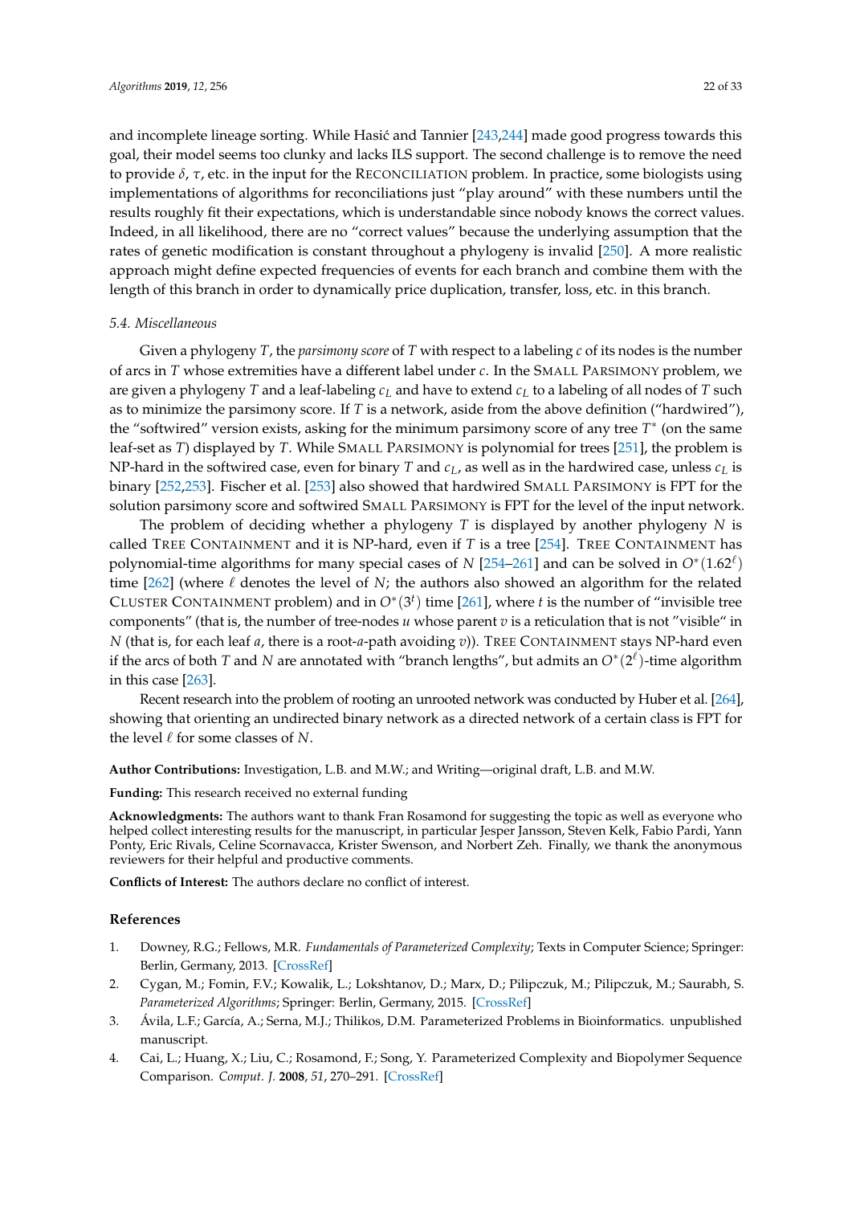and incomplete lineage sorting. While Hasić and Tannier [243,244] made good progress towards this goal, their model seems too clunky and lacks ILS support. The second challenge is to remove the need to provide $\delta$, $\tau$, etc. in the input for the Reconciliation problem. In practice, some biologists using implementations of algorithms for reconciliations just "play around" with these numbers until the results roughly fit their expectations, which is understandable since nobody knows the correct values. Indeed, in all likelihood, there are no "correct values" because the underlying assumption that the rates of genetic modification is constant throughout a phylogeny is invalid [250]. A more realistic approach might define expected frequencies of events for each branch and combine them with the length of this branch in order to dynamically price duplication, transfer, loss, etc. in this branch.

### 5.4. Miscellaneous

Given a phylogeny $T$, the *parsimony score* of $T$ with respect to a labeling $c$ of its nodes is the number of arcs in $T$ whose extremities have a different label under $c$. In the Small Parsimony problem, we are given a phylogeny $T$ and a leaf-labeling $c_L$ and have to extend $c_L$ to a labeling of all nodes of $T$ such as to minimize the parsimony score. If $T$ is a network, aside from the above definition ("hardwired"), the "softwired" version exists, asking for the minimum parsimony score of any tree $T^*$ (on the same leaf-set as $T$) displayed by $T$. While Small Parsimony is polynomial for trees [251], the problem is NP-hard in the softwired case, even for binary $T$ and $c_L$, as well as in the hardwired case, unless $c_L$ is binary [252,253]. Fischer et al. [253] also showed that hardwired Small Parsimony is FPT for the solution parsimony score and softwired Small Parsimony is FPT for the level of the input network.

The problem of deciding whether a phylogeny $T$ is displayed by another phylogeny $N$ is called Tree Containment and it is NP-hard, even if $T$ is a tree [254]. Tree Containment has polynomial-time algorithms for many special cases of $N$ [254–261] and can be solved in $O^*(1.62^\ell)$ time [262] (where $\ell$ denotes the level of $N$; the authors also showed an algorithm for the related Cluster Containment problem) and in $O^*(3^t)$ time [261], where $t$ is the number of "invisible tree components" (that is, the number of tree-nodes $u$ whose parent $v$ is a reticulation that is not "visible" in $N$ (that is, for each leaf $a$, there is a root-$a$-path avoiding $v$)). Tree Containment stays NP-hard even if the arcs of both $T$ and $N$ are annotated with "branch lengths", but admits an $O^*(2^\ell)$-time algorithm in this case [263].

Recent research into the problem of rooting an unrooted network was conducted by Huber et al. [264], showing that orienting an undirected binary network as a directed network of a certain class is FPT for the level $\ell$ for some classes of $N$.

**Author Contributions:** Investigation, L.B. and M.W.; and Writing—original draft, L.B. and M.W.

**Funding:** This research received no external funding

**Acknowledgments:** The authors want to thank Fran Rosamond for suggesting the topic as well as everyone who helped collect interesting results for the manuscript, in particular Jesper Jansson, Steven Kelk, Fabio Pardi, Yann Ponty, Eric Rivals, Celine Scornavacca, Krister Swenson, and Norbert Zeh. Finally, we thank the anonymous reviewers for their helpful and productive comments.

**Conflicts of Interest:** The authors declare no conflict of interest.

## References

1. Downey, R.G.; Fellows, M.R. *Fundamentals of Parameterized Complexity*; Texts in Computer Science; Springer: Berlin, Germany, 2013. [CrossRef]
2. Cygan, M.; Fomin, F.V.; Kowalik, L.; Lokshtanov, D.; Marx, D.; Pilipczuk, M.; Pilipczuk, M.; Saurabh, S. *Parameterized Algorithms*; Springer: Berlin, Germany, 2015. [CrossRef]
3. Ávila, L.F.; García, A.; Serna, M.J.; Thilikos, D.M. Parameterized Problems in Bioinformatics. unpublished manuscript.
4. Cai, L.; Huang, X.; Liu, C.; Rosamond, F.; Song, Y. Parameterized Complexity and Biopolymer Sequence Comparison. *Comput. J.* **2008**, *51*, 270–291. [CrossRef]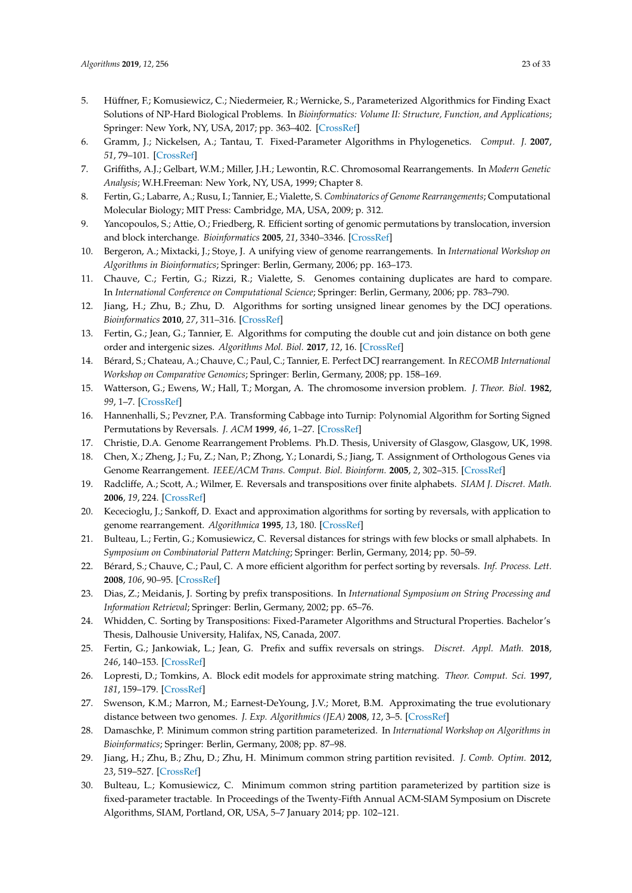5. Hüffner, F.; Komusiewicz, C.; Niedermeier, R.; Wernicke, S., Parameterized Algorithmics for Finding Exact Solutions of NP-Hard Biological Problems. In *Bioinformatics: Volume II: Structure, Function, and Applications*; Springer: New York, NY, USA, 2017; pp. 363–402. [CrossRef]
6. Gramm, J.; Nickelsen, A.; Tantau, T. Fixed-Parameter Algorithms in Phylogenetics. *Comput. J.* **2007**, *51*, 79–101. [CrossRef]
7. Griffiths, A.J.; Gelbart, W.M.; Miller, J.H.; Lewontin, R.C. Chromosomal Rearrangements. In *Modern Genetic Analysis*; W.H.Freeman: New York, NY, USA, 1999; Chapter 8.
8. Fertin, G.; Labarre, A.; Rusu, I.; Tannier, E.; Vialette, S. *Combinatorics of Genome Rearrangements*; Computational Molecular Biology; MIT Press: Cambridge, MA, USA, 2009; p. 312.
9. Yancopoulos, S.; Attie, O.; Friedberg, R. Efficient sorting of genomic permutations by translocation, inversion and block interchange. *Bioinformatics* **2005**, *21*, 3340–3346. [CrossRef]
10. Bergeron, A.; Mixtacki, J.; Stoye, J. A unifying view of genome rearrangements. In *International Workshop on Algorithms in Bioinformatics*; Springer: Berlin, Germany, 2006; pp. 163–173.
11. Chauve, C.; Fertin, G.; Rizzi, R.; Vialette, S. Genomes containing duplicates are hard to compare. In *International Conference on Computational Science*; Springer: Berlin, Germany, 2006; pp. 783–790.
12. Jiang, H.; Zhu, B.; Zhu, D. Algorithms for sorting unsigned linear genomes by the DCJ operations. *Bioinformatics* **2010**, *27*, 311–316. [CrossRef]
13. Fertin, G.; Jean, G.; Tannier, E. Algorithms for computing the double cut and join distance on both gene order and intergenic sizes. *Algorithms Mol. Biol.* **2017**, *12*, 16. [CrossRef]
14. Bérard, S.; Chateau, A.; Chauve, C.; Paul, C.; Tannier, E. Perfect DCJ rearrangement. In *RECOMB International Workshop on Comparative Genomics*; Springer: Berlin, Germany, 2008; pp. 158–169.
15. Watterson, G.; Ewens, W.; Hall, T.; Morgan, A. The chromosome inversion problem. *J. Theor. Biol.* **1982**, *99*, 1–7. [CrossRef]
16. Hannenhalli, S.; Pevzner, P.A. Transforming Cabbage into Turnip: Polynomial Algorithm for Sorting Signed Permutations by Reversals. *J. ACM* **1999**, *46*, 1–27. [CrossRef]
17. Christie, D.A. Genome Rearrangement Problems. Ph.D. Thesis, University of Glasgow, Glasgow, UK, 1998.
18. Chen, X.; Zheng, J.; Fu, Z.; Nan, P.; Zhong, Y.; Lonardi, S.; Jiang, T. Assignment of Orthologous Genes via Genome Rearrangement. *IEEE/ACM Trans. Comput. Biol. Bioinform.* **2005**, *2*, 302–315. [CrossRef]
19. Radcliffe, A.; Scott, A.; Wilmer, E. Reversals and transpositions over finite alphabets. *SIAM J. Discret. Math.* **2006**, *19*, 224. [CrossRef]
20. Kececioglu, J.; Sankoff, D. Exact and approximation algorithms for sorting by reversals, with application to genome rearrangement. *Algorithmica* **1995**, *13*, 180. [CrossRef]
21. Bulteau, L.; Fertin, G.; Komusiewicz, C. Reversal distances for strings with few blocks or small alphabets. In *Symposium on Combinatorial Pattern Matching*; Springer: Berlin, Germany, 2014; pp. 50–59.
22. Bérard, S.; Chauve, C.; Paul, C. A more efficient algorithm for perfect sorting by reversals. *Inf. Process. Lett.* **2008**, *106*, 90–95. [CrossRef]
23. Dias, Z.; Meidanis, J. Sorting by prefix transpositions. In *International Symposium on String Processing and Information Retrieval*; Springer: Berlin, Germany, 2002; pp. 65–76.
24. Whidden, C. Sorting by Transpositions: Fixed-Parameter Algorithms and Structural Properties. Bachelor's Thesis, Dalhousie University, Halifax, NS, Canada, 2007.
25. Fertin, G.; Jankowiak, L.; Jean, G. Prefix and suffix reversals on strings. *Discret. Appl. Math.* **2018**, *246*, 140–153. [CrossRef]
26. Lopresti, D.; Tomkins, A. Block edit models for approximate string matching. *Theor. Comput. Sci.* **1997**, *181*, 159–179. [CrossRef]
27. Swenson, K.M.; Marron, M.; Earnest-DeYoung, J.V.; Moret, B.M. Approximating the true evolutionary distance between two genomes. *J. Exp. Algorithmics (JEA)* **2008**, *12*, 3–5. [CrossRef]
28. Damaschke, P. Minimum common string partition parameterized. In *International Workshop on Algorithms in Bioinformatics*; Springer: Berlin, Germany, 2008; pp. 87–98.
29. Jiang, H.; Zhu, B.; Zhu, D.; Zhu, H. Minimum common string partition revisited. *J. Comb. Optim.* **2012**, *23*, 519–527. [CrossRef]
30. Bulteau, L.; Komusiewicz, C. Minimum common string partition parameterized by partition size is fixed-parameter tractable. In Proceedings of the Twenty-Fifth Annual ACM-SIAM Symposium on Discrete Algorithms, SIAM, Portland, OR, USA, 5–7 January 2014; pp. 102–121.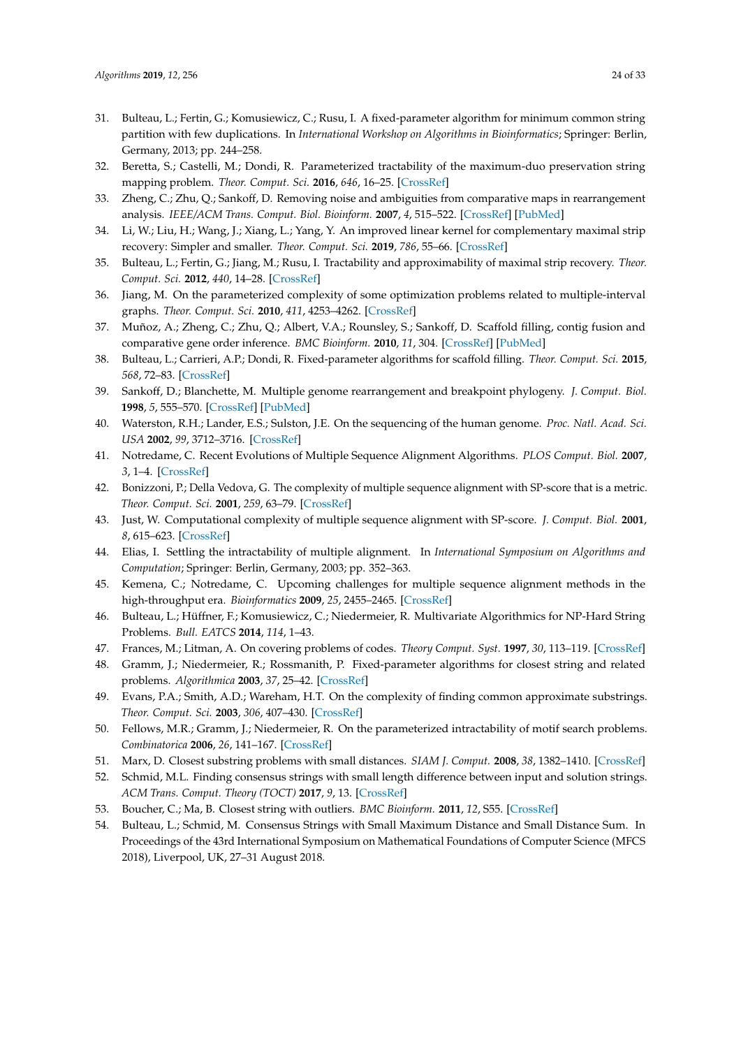31. Bulteau, L.; Fertin, G.; Komusiewicz, C.; Rusu, I. A fixed-parameter algorithm for minimum common string partition with few duplications. In *International Workshop on Algorithms in Bioinformatics*; Springer: Berlin, Germany, 2013; pp. 244–258.
32. Beretta, S.; Castelli, M.; Dondi, R. Parameterized tractability of the maximum-duo preservation string mapping problem. *Theor. Comput. Sci.* **2016**, *646*, 16–25. [CrossRef]
33. Zheng, C.; Zhu, Q.; Sankoff, D. Removing noise and ambiguities from comparative maps in rearrangement analysis. *IEEE/ACM Trans. Comput. Biol. Bioinform.* **2007**, *4*, 515–522. [CrossRef] [PubMed]
34. Li, W.; Liu, H.; Wang, J.; Xiang, L.; Yang, Y. An improved linear kernel for complementary maximal strip recovery: Simpler and smaller. *Theor. Comput. Sci.* **2019**, *786*, 55–66. [CrossRef]
35. Bulteau, L.; Fertin, G.; Jiang, M.; Rusu, I. Tractability and approximability of maximal strip recovery. *Theor. Comput. Sci.* **2012**, *440*, 14–28. [CrossRef]
36. Jiang, M. On the parameterized complexity of some optimization problems related to multiple-interval graphs. *Theor. Comput. Sci.* **2010**, *411*, 4253–4262. [CrossRef]
37. Muñoz, A.; Zheng, C.; Zhu, Q.; Albert, V.A.; Rounsley, S.; Sankoff, D. Scaffold filling, contig fusion and comparative gene order inference. *BMC Bioinform.* **2010**, *11*, 304. [CrossRef] [PubMed]
38. Bulteau, L.; Carrieri, A.P.; Dondi, R. Fixed-parameter algorithms for scaffold filling. *Theor. Comput. Sci.* **2015**, *568*, 72–83. [CrossRef]
39. Sankoff, D.; Blanchette, M. Multiple genome rearrangement and breakpoint phylogeny. *J. Comput. Biol.* **1998**, *5*, 555–570. [CrossRef] [PubMed]
40. Waterston, R.H.; Lander, E.S.; Sulston, J.E. On the sequencing of the human genome. *Proc. Natl. Acad. Sci. USA* **2002**, *99*, 3712–3716. [CrossRef]
41. Notredame, C. Recent Evolutions of Multiple Sequence Alignment Algorithms. *PLOS Comput. Biol.* **2007**, *3*, 1–4. [CrossRef]
42. Bonizzoni, P.; Della Vedova, G. The complexity of multiple sequence alignment with SP-score that is a metric. *Theor. Comput. Sci.* **2001**, *259*, 63–79. [CrossRef]
43. Just, W. Computational complexity of multiple sequence alignment with SP-score. *J. Comput. Biol.* **2001**, *8*, 615–623. [CrossRef]
44. Elias, I. Settling the intractability of multiple alignment. In *International Symposium on Algorithms and Computation*; Springer: Berlin, Germany, 2003; pp. 352–363.
45. Kemena, C.; Notredame, C. Upcoming challenges for multiple sequence alignment methods in the high-throughput era. *Bioinformatics* **2009**, *25*, 2455–2465. [CrossRef]
46. Bulteau, L.; Hüffner, F.; Komusiewicz, C.; Niedermeier, R. Multivariate Algorithmics for NP-Hard String Problems. *Bull. EATCS* **2014**, *114*, 1–43.
47. Frances, M.; Litman, A. On covering problems of codes. *Theory Comput. Syst.* **1997**, *30*, 113–119. [CrossRef]
48. Gramm, J.; Niedermeier, R.; Rossmanith, P. Fixed-parameter algorithms for closest string and related problems. *Algorithmica* **2003**, *37*, 25–42. [CrossRef]
49. Evans, P.A.; Smith, A.D.; Wareham, H.T. On the complexity of finding common approximate substrings. *Theor. Comput. Sci.* **2003**, *306*, 407–430. [CrossRef]
50. Fellows, M.R.; Gramm, J.; Niedermeier, R. On the parameterized intractability of motif search problems. *Combinatorica* **2006**, *26*, 141–167. [CrossRef]
51. Marx, D. Closest substring problems with small distances. *SIAM J. Comput.* **2008**, *38*, 1382–1410. [CrossRef]
52. Schmid, M.L. Finding consensus strings with small length difference between input and solution strings. *ACM Trans. Comput. Theory (TOCT)* **2017**, *9*, 13. [CrossRef]
53. Boucher, C.; Ma, B. Closest string with outliers. *BMC Bioinform.* **2011**, *12*, S55. [CrossRef]
54. Bulteau, L.; Schmid, M. Consensus Strings with Small Maximum Distance and Small Distance Sum. In Proceedings of the 43rd International Symposium on Mathematical Foundations of Computer Science (MFCS 2018), Liverpool, UK, 27–31 August 2018.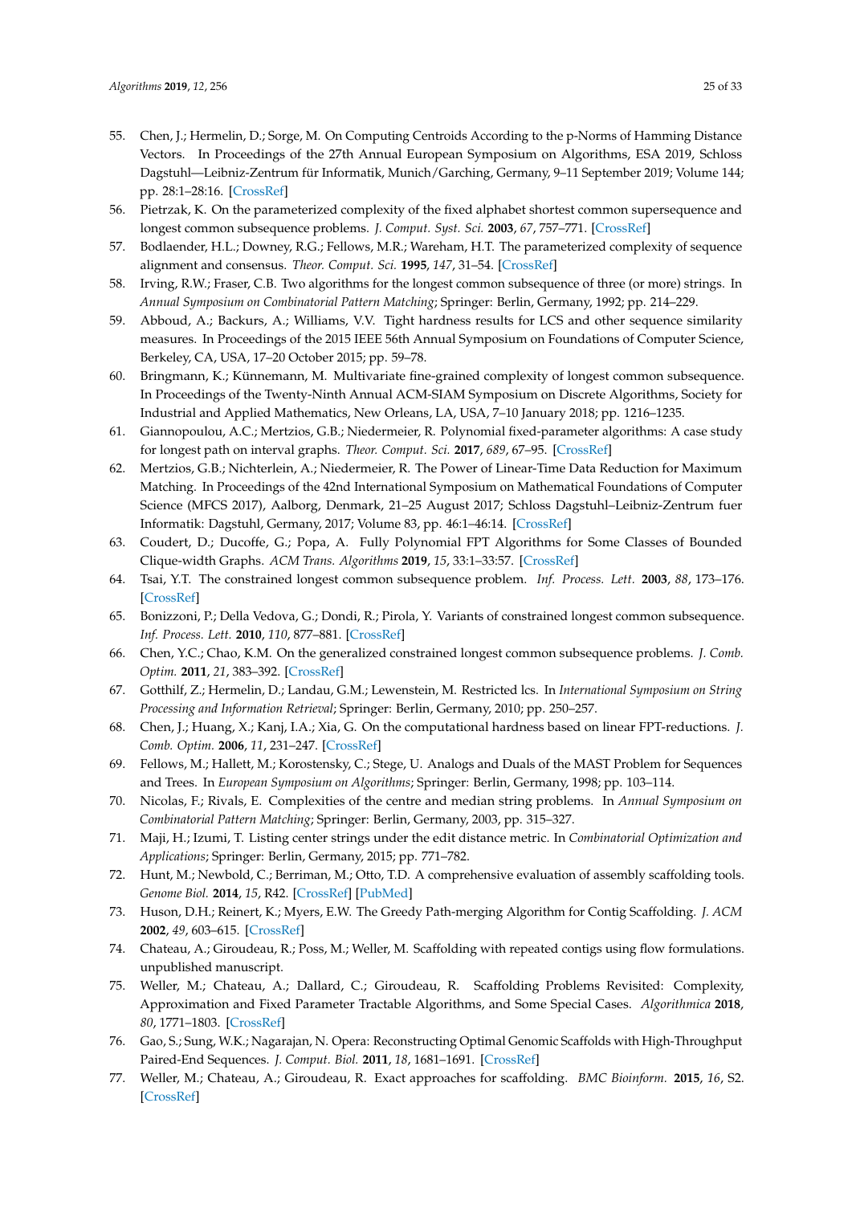55. Chen, J.; Hermelin, D.; Sorge, M. On Computing Centroids According to the p-Norms of Hamming Distance Vectors. In Proceedings of the 27th Annual European Symposium on Algorithms, ESA 2019, Schloss Dagstuhl—Leibniz-Zentrum für Informatik, Munich/Garching, Germany, 9–11 September 2019; Volume 144; pp. 28:1–28:16. [CrossRef]
56. Pietrzak, K. On the parameterized complexity of the fixed alphabet shortest common supersequence and longest common subsequence problems. *J. Comput. Syst. Sci.* **2003**, *67*, 757–771. [CrossRef]
57. Bodlaender, H.L.; Downey, R.G.; Fellows, M.R.; Wareham, H.T. The parameterized complexity of sequence alignment and consensus. *Theor. Comput. Sci.* **1995**, *147*, 31–54. [CrossRef]
58. Irving, R.W.; Fraser, C.B. Two algorithms for the longest common subsequence of three (or more) strings. In *Annual Symposium on Combinatorial Pattern Matching*; Springer: Berlin, Germany, 1992; pp. 214–229.
59. Abboud, A.; Backurs, A.; Williams, V.V. Tight hardness results for LCS and other sequence similarity measures. In Proceedings of the 2015 IEEE 56th Annual Symposium on Foundations of Computer Science, Berkeley, CA, USA, 17–20 October 2015; pp. 59–78.
60. Bringmann, K.; Künnemann, M. Multivariate fine-grained complexity of longest common subsequence. In Proceedings of the Twenty-Ninth Annual ACM-SIAM Symposium on Discrete Algorithms, Society for Industrial and Applied Mathematics, New Orleans, LA, USA, 7–10 January 2018; pp. 1216–1235.
61. Giannopoulou, A.C.; Mertzios, G.B.; Niedermeier, R. Polynomial fixed-parameter algorithms: A case study for longest path on interval graphs. *Theor. Comput. Sci.* **2017**, *689*, 67–95. [CrossRef]
62. Mertzios, G.B.; Nichterlein, A.; Niedermeier, R. The Power of Linear-Time Data Reduction for Maximum Matching. In Proceedings of the 42nd International Symposium on Mathematical Foundations of Computer Science (MFCS 2017), Aalborg, Denmark, 21–25 August 2017; Schloss Dagstuhl–Leibniz-Zentrum fuer Informatik: Dagstuhl, Germany, 2017; Volume 83, pp. 46:1–46:14. [CrossRef]
63. Coudert, D.; Ducoffe, G.; Popa, A. Fully Polynomial FPT Algorithms for Some Classes of Bounded Clique-width Graphs. *ACM Trans. Algorithms* **2019**, *15*, 33:1–33:57. [CrossRef]
64. Tsai, Y.T. The constrained longest common subsequence problem. *Inf. Process. Lett.* **2003**, *88*, 173–176. [CrossRef]
65. Bonizzoni, P.; Della Vedova, G.; Dondi, R.; Pirola, Y. Variants of constrained longest common subsequence. *Inf. Process. Lett.* **2010**, *110*, 877–881. [CrossRef]
66. Chen, Y.C.; Chao, K.M. On the generalized constrained longest common subsequence problems. *J. Comb. Optim.* **2011**, *21*, 383–392. [CrossRef]
67. Gotthilf, Z.; Hermelin, D.; Landau, G.M.; Lewenstein, M. Restricted lcs. In *International Symposium on String Processing and Information Retrieval*; Springer: Berlin, Germany, 2010; pp. 250–257.
68. Chen, J.; Huang, X.; Kanj, I.A.; Xia, G. On the computational hardness based on linear FPT-reductions. *J. Comb. Optim.* **2006**, *11*, 231–247. [CrossRef]
69. Fellows, M.; Hallett, M.; Korostensky, C.; Stege, U. Analogs and Duals of the MAST Problem for Sequences and Trees. In *European Symposium on Algorithms*; Springer: Berlin, Germany, 1998; pp. 103–114.
70. Nicolas, F.; Rivals, E. Complexities of the centre and median string problems. In *Annual Symposium on Combinatorial Pattern Matching*; Springer: Berlin, Germany, 2003, pp. 315–327.
71. Maji, H.; Izumi, T. Listing center strings under the edit distance metric. In *Combinatorial Optimization and Applications*; Springer: Berlin, Germany, 2015; pp. 771–782.
72. Hunt, M.; Newbold, C.; Berriman, M.; Otto, T.D. A comprehensive evaluation of assembly scaffolding tools. *Genome Biol.* **2014**, *15*, R42. [CrossRef] [PubMed]
73. Huson, D.H.; Reinert, K.; Myers, E.W. The Greedy Path-merging Algorithm for Contig Scaffolding. *J. ACM* **2002**, *49*, 603–615. [CrossRef]
74. Chateau, A.; Giroudeau, R.; Poss, M.; Weller, M. Scaffolding with repeated contigs using flow formulations. unpublished manuscript.
75. Weller, M.; Chateau, A.; Dallard, C.; Giroudeau, R. Scaffolding Problems Revisited: Complexity, Approximation and Fixed Parameter Tractable Algorithms, and Some Special Cases. *Algorithmica* **2018**, *80*, 1771–1803. [CrossRef]
76. Gao, S.; Sung, W.K.; Nagarajan, N. Opera: Reconstructing Optimal Genomic Scaffolds with High-Throughput Paired-End Sequences. *J. Comput. Biol.* **2011**, *18*, 1681–1691. [CrossRef]
77. Weller, M.; Chateau, A.; Giroudeau, R. Exact approaches for scaffolding. *BMC Bioinform.* **2015**, *16*, S2. [CrossRef]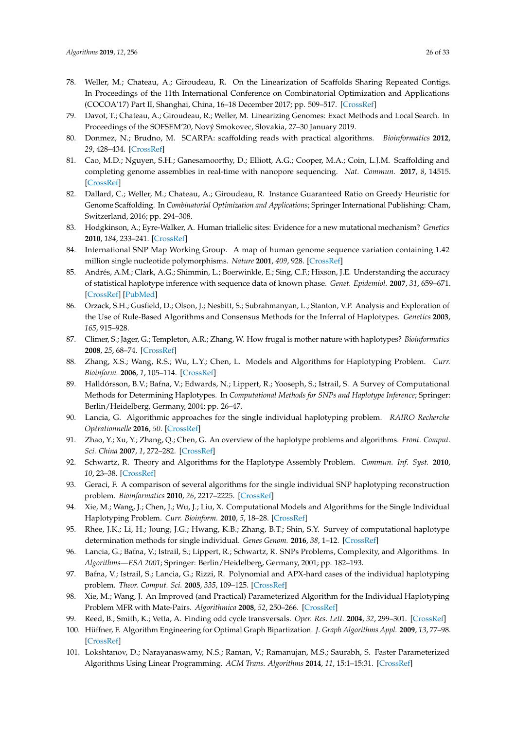78. Weller, M.; Chateau, A.; Giroudeau, R. On the Linearization of Scaffolds Sharing Repeated Contigs. In Proceedings of the 11th International Conference on Combinatorial Optimization and Applications (COCOA'17) Part II, Shanghai, China, 16–18 December 2017; pp. 509–517. [CrossRef]
79. Davot, T.; Chateau, A.; Giroudeau, R.; Weller, M. Linearizing Genomes: Exact Methods and Local Search. In Proceedings of the SOFSEM'20, Nový Smokovec, Slovakia, 27–30 January 2019.
80. Donmez, N.; Brudno, M. SCARPA: scaffolding reads with practical algorithms. *Bioinformatics* **2012**, *29*, 428–434. [CrossRef]
81. Cao, M.D.; Nguyen, S.H.; Ganesamoorthy, D.; Elliott, A.G.; Cooper, M.A.; Coin, L.J.M. Scaffolding and completing genome assemblies in real-time with nanopore sequencing. *Nat. Commun.* **2017**, *8*, 14515. [CrossRef]
82. Dallard, C.; Weller, M.; Chateau, A.; Giroudeau, R. Instance Guaranteed Ratio on Greedy Heuristic for Genome Scaffolding. In *Combinatorial Optimization and Applications*; Springer International Publishing: Cham, Switzerland, 2016; pp. 294–308.
83. Hodgkinson, A.; Eyre-Walker, A. Human triallelic sites: Evidence for a new mutational mechanism? *Genetics* **2010**, *184*, 233–241. [CrossRef]
84. International SNP Map Working Group. A map of human genome sequence variation containing 1.42 million single nucleotide polymorphisms. *Nature* **2001**, *409*, 928. [CrossRef]
85. Andrés, A.M.; Clark, A.G.; Shimmin, L.; Boerwinkle, E.; Sing, C.F.; Hixson, J.E. Understanding the accuracy of statistical haplotype inference with sequence data of known phase. *Genet. Epidemiol.* **2007**, *31*, 659–671. [CrossRef] [PubMed]
86. Orzack, S.H.; Gusfield, D.; Olson, J.; Nesbitt, S.; Subrahmanyan, L.; Stanton, V.P. Analysis and Exploration of the Use of Rule-Based Algorithms and Consensus Methods for the Inferral of Haplotypes. *Genetics* **2003**, *165*, 915–928.
87. Climer, S.; Jäger, G.; Templeton, A.R.; Zhang, W. How frugal is mother nature with haplotypes? *Bioinformatics* **2008**, *25*, 68–74. [CrossRef]
88. Zhang, X.S.; Wang, R.S.; Wu, L.Y.; Chen, L. Models and Algorithms for Haplotyping Problem. *Curr. Bioinform.* **2006**, *1*, 105–114. [CrossRef]
89. Halldórsson, B.V.; Bafna, V.; Edwards, N.; Lippert, R.; Yooseph, S.; Istrail, S. A Survey of Computational Methods for Determining Haplotypes. In *Computational Methods for SNPs and Haplotype Inference*; Springer: Berlin/Heidelberg, Germany, 2004; pp. 26–47.
90. Lancia, G. Algorithmic approaches for the single individual haplotyping problem. *RAIRO Recherche Opérationnelle* **2016**, *50*. [CrossRef]
91. Zhao, Y.; Xu, Y.; Zhang, Q.; Chen, G. An overview of the haplotype problems and algorithms. *Front. Comput. Sci. China* **2007**, *1*, 272–282. [CrossRef]
92. Schwartz, R. Theory and Algorithms for the Haplotype Assembly Problem. *Commun. Inf. Syst.* **2010**, *10*, 23–38. [CrossRef]
93. Geraci, F. A comparison of several algorithms for the single individual SNP haplotyping reconstruction problem. *Bioinformatics* **2010**, *26*, 2217–2225. [CrossRef]
94. Xie, M.; Wang, J.; Chen, J.; Wu, J.; Liu, X. Computational Models and Algorithms for the Single Individual Haplotyping Problem. *Curr. Bioinform.* **2010**, *5*, 18–28. [CrossRef]
95. Rhee, J.K.; Li, H.; Joung, J.G.; Hwang, K.B.; Zhang, B.T.; Shin, S.Y. Survey of computational haplotype determination methods for single individual. *Genes Genom.* **2016**, *38*, 1–12. [CrossRef]
96. Lancia, G.; Bafna, V.; Istrail, S.; Lippert, R.; Schwartz, R. SNPs Problems, Complexity, and Algorithms. In *Algorithms—ESA 2001*; Springer: Berlin/Heidelberg, Germany, 2001; pp. 182–193.
97. Bafna, V.; Istrail, S.; Lancia, G.; Rizzi, R. Polynomial and APX-hard cases of the individual haplotyping problem. *Theor. Comput. Sci.* **2005**, *335*, 109–125. [CrossRef]
98. Xie, M.; Wang, J. An Improved (and Practical) Parameterized Algorithm for the Individual Haplotyping Problem MFR with Mate-Pairs. *Algorithmica* **2008**, *52*, 250–266. [CrossRef]
99. Reed, B.; Smith, K.; Vetta, A. Finding odd cycle transversals. *Oper. Res. Lett.* **2004**, *32*, 299–301. [CrossRef]
100. Hüffner, F. Algorithm Engineering for Optimal Graph Bipartization. *J. Graph Algorithms Appl.* **2009**, *13*, 77–98. [CrossRef]
101. Lokshtanov, D.; Narayanaswamy, N.S.; Raman, V.; Ramanujan, M.S.; Saurabh, S. Faster Parameterized Algorithms Using Linear Programming. *ACM Trans. Algorithms* **2014**, *11*, 15:1–15:31. [CrossRef]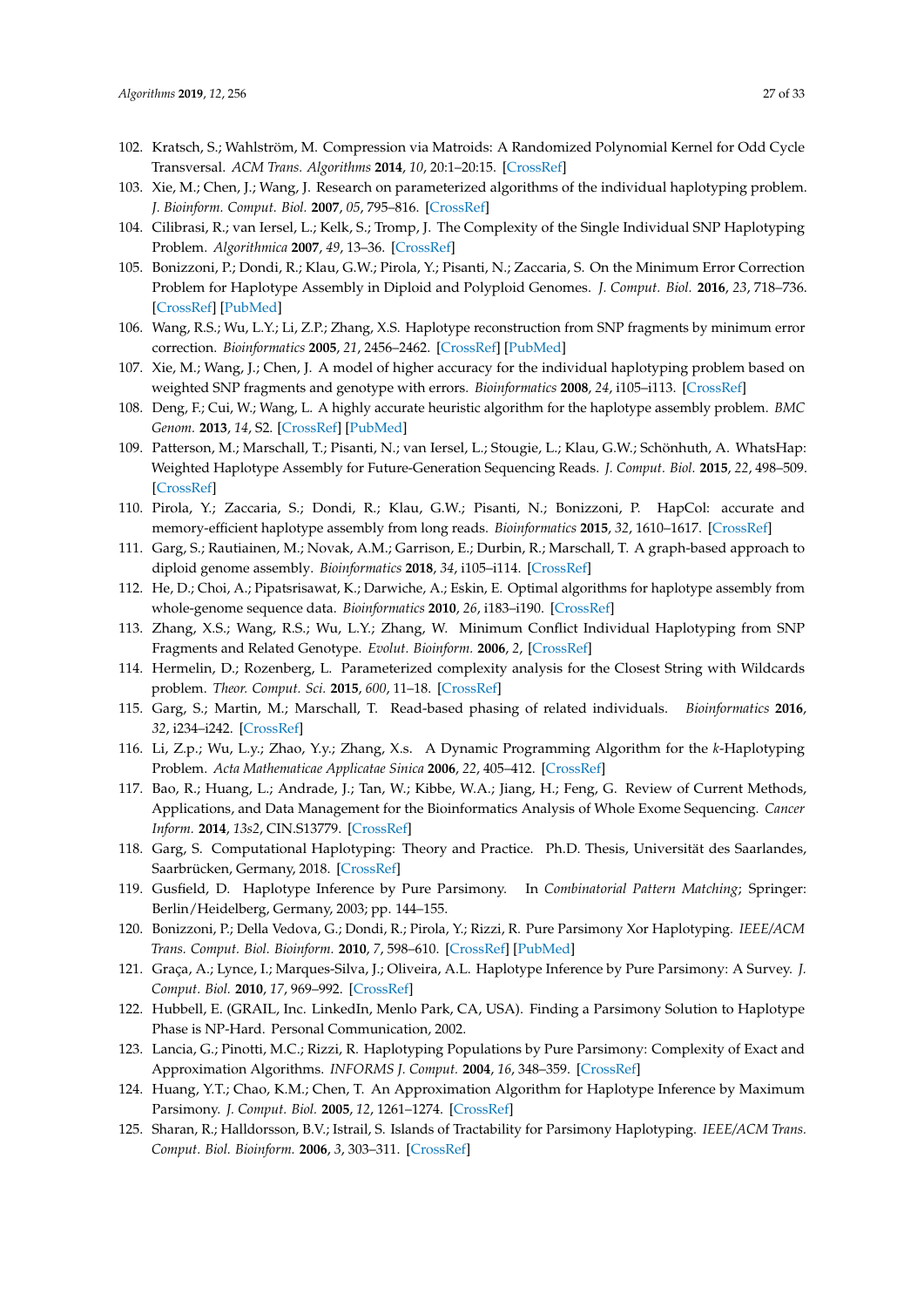102. Kratsch, S.; Wahlström, M. Compression via Matroids: A Randomized Polynomial Kernel for Odd Cycle Transversal. *ACM Trans. Algorithms* **2014**, *10*, 20:1–20:15. [CrossRef]
103. Xie, M.; Chen, J.; Wang, J. Research on parameterized algorithms of the individual haplotyping problem. *J. Bioinform. Comput. Biol.* **2007**, *05*, 795–816. [CrossRef]
104. Cilibrasi, R.; van Iersel, L.; Kelk, S.; Tromp, J. The Complexity of the Single Individual SNP Haplotyping Problem. *Algorithmica* **2007**, *49*, 13–36. [CrossRef]
105. Bonizzoni, P.; Dondi, R.; Klau, G.W.; Pirola, Y.; Pisanti, N.; Zaccaria, S. On the Minimum Error Correction Problem for Haplotype Assembly in Diploid and Polyploid Genomes. *J. Comput. Biol.* **2016**, *23*, 718–736. [CrossRef] [PubMed]
106. Wang, R.S.; Wu, L.Y.; Li, Z.P.; Zhang, X.S. Haplotype reconstruction from SNP fragments by minimum error correction. *Bioinformatics* **2005**, *21*, 2456–2462. [CrossRef] [PubMed]
107. Xie, M.; Wang, J.; Chen, J. A model of higher accuracy for the individual haplotyping problem based on weighted SNP fragments and genotype with errors. *Bioinformatics* **2008**, *24*, i105–i113. [CrossRef]
108. Deng, F.; Cui, W.; Wang, L. A highly accurate heuristic algorithm for the haplotype assembly problem. *BMC Genom.* **2013**, *14*, S2. [CrossRef] [PubMed]
109. Patterson, M.; Marschall, T.; Pisanti, N.; van Iersel, L.; Stougie, L.; Klau, G.W.; Schönhuth, A. WhatsHap: Weighted Haplotype Assembly for Future-Generation Sequencing Reads. *J. Comput. Biol.* **2015**, *22*, 498–509. [CrossRef]
110. Pirola, Y.; Zaccaria, S.; Dondi, R.; Klau, G.W.; Pisanti, N.; Bonizzoni, P. HapCol: accurate and memory-efficient haplotype assembly from long reads. *Bioinformatics* **2015**, *32*, 1610–1617. [CrossRef]
111. Garg, S.; Rautiainen, M.; Novak, A.M.; Garrison, E.; Durbin, R.; Marschall, T. A graph-based approach to diploid genome assembly. *Bioinformatics* **2018**, *34*, i105–i114. [CrossRef]
112. He, D.; Choi, A.; Pipatsrisawat, K.; Darwiche, A.; Eskin, E. Optimal algorithms for haplotype assembly from whole-genome sequence data. *Bioinformatics* **2010**, *26*, i183–i190. [CrossRef]
113. Zhang, X.S.; Wang, R.S.; Wu, L.Y.; Zhang, W. Minimum Conflict Individual Haplotyping from SNP Fragments and Related Genotype. *Evolut. Bioinform.* **2006**, *2*, [CrossRef]
114. Hermelin, D.; Rozenberg, L. Parameterized complexity analysis for the Closest String with Wildcards problem. *Theor. Comput. Sci.* **2015**, *600*, 11–18. [CrossRef]
115. Garg, S.; Martin, M.; Marschall, T. Read-based phasing of related individuals. *Bioinformatics* **2016**, *32*, i234–i242. [CrossRef]
116. Li, Z.p.; Wu, L.y.; Zhao, Y.y.; Zhang, X.s. A Dynamic Programming Algorithm for the *k*-Haplotyping Problem. *Acta Mathematicae Applicatae Sinica* **2006**, *22*, 405–412. [CrossRef]
117. Bao, R.; Huang, L.; Andrade, J.; Tan, W.; Kibbe, W.A.; Jiang, H.; Feng, G. Review of Current Methods, Applications, and Data Management for the Bioinformatics Analysis of Whole Exome Sequencing. *Cancer Inform.* **2014**, *13s2*, CIN.S13779. [CrossRef]
118. Garg, S. Computational Haplotyping: Theory and Practice. Ph.D. Thesis, Universität des Saarlandes, Saarbrücken, Germany, 2018. [CrossRef]
119. Gusfield, D. Haplotype Inference by Pure Parsimony. In *Combinatorial Pattern Matching*; Springer: Berlin/Heidelberg, Germany, 2003; pp. 144–155.
120. Bonizzoni, P.; Della Vedova, G.; Dondi, R.; Pirola, Y.; Rizzi, R. Pure Parsimony Xor Haplotyping. *IEEE/ACM Trans. Comput. Biol. Bioinform.* **2010**, *7*, 598–610. [CrossRef] [PubMed]
121. Graça, A.; Lynce, I.; Marques-Silva, J.; Oliveira, A.L. Haplotype Inference by Pure Parsimony: A Survey. *J. Comput. Biol.* **2010**, *17*, 969–992. [CrossRef]
122. Hubbell, E. (GRAIL, Inc. LinkedIn, Menlo Park, CA, USA). Finding a Parsimony Solution to Haplotype Phase is NP-Hard. Personal Communication, 2002.
123. Lancia, G.; Pinotti, M.C.; Rizzi, R. Haplotyping Populations by Pure Parsimony: Complexity of Exact and Approximation Algorithms. *INFORMS J. Comput.* **2004**, *16*, 348–359. [CrossRef]
124. Huang, Y.T.; Chao, K.M.; Chen, T. An Approximation Algorithm for Haplotype Inference by Maximum Parsimony. *J. Comput. Biol.* **2005**, *12*, 1261–1274. [CrossRef]
125. Sharan, R.; Halldorsson, B.V.; Istrail, S. Islands of Tractability for Parsimony Haplotyping. *IEEE/ACM Trans. Comput. Biol. Bioinform.* **2006**, *3*, 303–311. [CrossRef]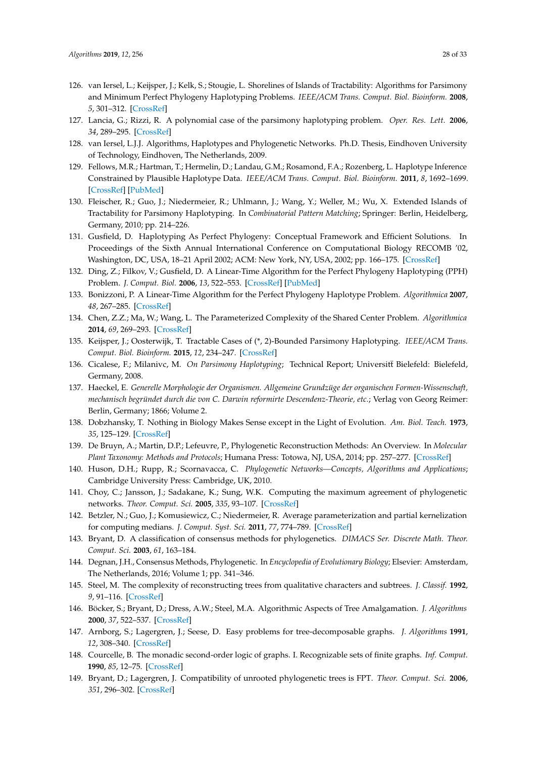126. van Iersel, L.; Keijsper, J.; Kelk, S.; Stougie, L. Shorelines of Islands of Tractability: Algorithms for Parsimony and Minimum Perfect Phylogeny Haplotyping Problems. *IEEE/ACM Trans. Comput. Biol. Bioinform.* **2008**, *5*, 301–312. [CrossRef]
127. Lancia, G.; Rizzi, R. A polynomial case of the parsimony haplotyping problem. *Oper. Res. Lett.* **2006**, *34*, 289–295. [CrossRef]
128. van Iersel, L.J.J. Algorithms, Haplotypes and Phylogenetic Networks. Ph.D. Thesis, Eindhoven University of Technology, Eindhoven, The Netherlands, 2009.
129. Fellows, M.R.; Hartman, T.; Hermelin, D.; Landau, G.M.; Rosamond, F.A.; Rozenberg, L. Haplotype Inference Constrained by Plausible Haplotype Data. *IEEE/ACM Trans. Comput. Biol. Bioinform.* **2011**, *8*, 1692–1699. [CrossRef] [PubMed]
130. Fleischer, R.; Guo, J.; Niedermeier, R.; Uhlmann, J.; Wang, Y.; Weller, M.; Wu, X. Extended Islands of Tractability for Parsimony Haplotyping. In *Combinatorial Pattern Matching*; Springer: Berlin, Heidelberg, Germany, 2010; pp. 214–226.
131. Gusfield, D. Haplotyping As Perfect Phylogeny: Conceptual Framework and Efficient Solutions. In Proceedings of the Sixth Annual International Conference on Computational Biology RECOMB '02, Washington, DC, USA, 18–21 April 2002; ACM: New York, NY, USA, 2002; pp. 166–175. [CrossRef]
132. Ding, Z.; Filkov, V.; Gusfield, D. A Linear-Time Algorithm for the Perfect Phylogeny Haplotyping (PPH) Problem. *J. Comput. Biol.* **2006**, *13*, 522–553. [CrossRef] [PubMed]
133. Bonizzoni, P. A Linear-Time Algorithm for the Perfect Phylogeny Haplotype Problem. *Algorithmica* **2007**, *48*, 267–285. [CrossRef]
134. Chen, Z.Z.; Ma, W.; Wang, L. The Parameterized Complexity of the Shared Center Problem. *Algorithmica* **2014**, *69*, 269–293. [CrossRef]
135. Keijsper, J.; Oosterwijk, T. Tractable Cases of (*, 2)-Bounded Parsimony Haplotyping. *IEEE/ACM Trans. Comput. Biol. Bioinform.* **2015**, *12*, 234–247. [CrossRef]
136. Cicalese, F.; Milanivc, M. *On Parsimony Haplotyping*; Technical Report; Universitẗ Bielefeld: Bielefeld, Germany, 2008.
137. Haeckel, E. *Generelle Morphologie der Organismen. Allgemeine Grundzüge der organischen Formen-Wissenschaft, mechanisch begründet durch die von C. Darwin reformirte Descendenz-Theorie, etc.*; Verlag von Georg Reimer: Berlin, Germany; 1866; Volume 2.
138. Dobzhansky, T. Nothing in Biology Makes Sense except in the Light of Evolution. *Am. Biol. Teach.* **1973**, *35*, 125–129. [CrossRef]
139. De Bruyn, A.; Martin, D.P.; Lefeuvre, P., Phylogenetic Reconstruction Methods: An Overview. In *Molecular Plant Taxonomy: Methods and Protocols*; Humana Press: Totowa, NJ, USA, 2014; pp. 257–277. [CrossRef]
140. Huson, D.H.; Rupp, R.; Scornavacca, C. *Phylogenetic Networks—Concepts, Algorithms and Applications*; Cambridge University Press: Cambridge, UK, 2010.
141. Choy, C.; Jansson, J.; Sadakane, K.; Sung, W.K. Computing the maximum agreement of phylogenetic networks. *Theor. Comput. Sci.* **2005**, *335*, 93–107. [CrossRef]
142. Betzler, N.; Guo, J.; Komusiewicz, C.; Niedermeier, R. Average parameterization and partial kernelization for computing medians. *J. Comput. Syst. Sci.* **2011**, *77*, 774–789. [CrossRef]
143. Bryant, D. A classification of consensus methods for phylogenetics. *DIMACS Ser. Discrete Math. Theor. Comput. Sci.* **2003**, *61*, 163–184.
144. Degnan, J.H., Consensus Methods, Phylogenetic. In *Encyclopedia of Evolutionary Biology*; Elsevier: Amsterdam, The Netherlands, 2016; Volume 1; pp. 341–346.
145. Steel, M. The complexity of reconstructing trees from qualitative characters and subtrees. *J. Classif.* **1992**, *9*, 91–116. [CrossRef]
146. Böcker, S.; Bryant, D.; Dress, A.W.; Steel, M.A. Algorithmic Aspects of Tree Amalgamation. *J. Algorithms* **2000**, *37*, 522–537. [CrossRef]
147. Arnborg, S.; Lagergren, J.; Seese, D. Easy problems for tree-decomposable graphs. *J. Algorithms* **1991**, *12*, 308–340. [CrossRef]
148. Courcelle, B. The monadic second-order logic of graphs. I. Recognizable sets of finite graphs. *Inf. Comput.* **1990**, *85*, 12–75. [CrossRef]
149. Bryant, D.; Lagergren, J. Compatibility of unrooted phylogenetic trees is FPT. *Theor. Comput. Sci.* **2006**, *351*, 296–302. [CrossRef]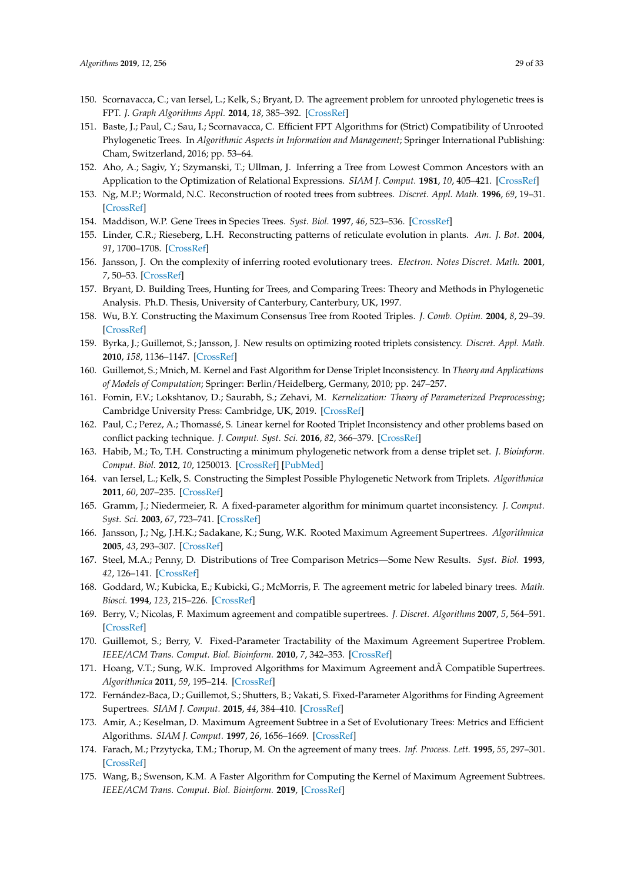150. Scornavacca, C.; van Iersel, L.; Kelk, S.; Bryant, D. The agreement problem for unrooted phylogenetic trees is FPT. *J. Graph Algorithms Appl.* **2014**, *18*, 385–392. [CrossRef]
151. Baste, J.; Paul, C.; Sau, I.; Scornavacca, C. Efficient FPT Algorithms for (Strict) Compatibility of Unrooted Phylogenetic Trees. In *Algorithmic Aspects in Information and Management*; Springer International Publishing: Cham, Switzerland, 2016; pp. 53–64.
152. Aho, A.; Sagiv, Y.; Szymanski, T.; Ullman, J. Inferring a Tree from Lowest Common Ancestors with an Application to the Optimization of Relational Expressions. *SIAM J. Comput.* **1981**, *10*, 405–421. [CrossRef]
153. Ng, M.P.; Wormald, N.C. Reconstruction of rooted trees from subtrees. *Discret. Appl. Math.* **1996**, *69*, 19–31. [CrossRef]
154. Maddison, W.P. Gene Trees in Species Trees. *Syst. Biol.* **1997**, *46*, 523–536. [CrossRef]
155. Linder, C.R.; Rieseberg, L.H. Reconstructing patterns of reticulate evolution in plants. *Am. J. Bot.* **2004**, *91*, 1700–1708. [CrossRef]
156. Jansson, J. On the complexity of inferring rooted evolutionary trees. *Electron. Notes Discret. Math.* **2001**, *7*, 50–53. [CrossRef]
157. Bryant, D. Building Trees, Hunting for Trees, and Comparing Trees: Theory and Methods in Phylogenetic Analysis. Ph.D. Thesis, University of Canterbury, Canterbury, UK, 1997.
158. Wu, B.Y. Constructing the Maximum Consensus Tree from Rooted Triples. *J. Comb. Optim.* **2004**, *8*, 29–39. [CrossRef]
159. Byrka, J.; Guillemot, S.; Jansson, J. New results on optimizing rooted triplets consistency. *Discret. Appl. Math.* **2010**, *158*, 1136–1147. [CrossRef]
160. Guillemot, S.; Mnich, M. Kernel and Fast Algorithm for Dense Triplet Inconsistency. In *Theory and Applications of Models of Computation*; Springer: Berlin/Heidelberg, Germany, 2010; pp. 247–257.
161. Fomin, F.V.; Lokshtanov, D.; Saurabh, S.; Zehavi, M. *Kernelization: Theory of Parameterized Preprocessing*; Cambridge University Press: Cambridge, UK, 2019. [CrossRef]
162. Paul, C.; Perez, A.; Thomassé, S. Linear kernel for Rooted Triplet Inconsistency and other problems based on conflict packing technique. *J. Comput. Syst. Sci.* **2016**, *82*, 366–379. [CrossRef]
163. Habib, M.; To, T.H. Constructing a minimum phylogenetic network from a dense triplet set. *J. Bioinform. Comput. Biol.* **2012**, *10*, 1250013. [CrossRef] [PubMed]
164. van Iersel, L.; Kelk, S. Constructing the Simplest Possible Phylogenetic Network from Triplets. *Algorithmica* **2011**, *60*, 207–235. [CrossRef]
165. Gramm, J.; Niedermeier, R. A fixed-parameter algorithm for minimum quartet inconsistency. *J. Comput. Syst. Sci.* **2003**, *67*, 723–741. [CrossRef]
166. Jansson, J.; Ng, J.H.K.; Sadakane, K.; Sung, W.K. Rooted Maximum Agreement Supertrees. *Algorithmica* **2005**, *43*, 293–307. [CrossRef]
167. Steel, M.A.; Penny, D. Distributions of Tree Comparison Metrics—Some New Results. *Syst. Biol.* **1993**, *42*, 126–141. [CrossRef]
168. Goddard, W.; Kubicka, E.; Kubicki, G.; McMorris, F. The agreement metric for labeled binary trees. *Math. Biosci.* **1994**, *123*, 215–226. [CrossRef]
169. Berry, V.; Nicolas, F. Maximum agreement and compatible supertrees. *J. Discret. Algorithms* **2007**, *5*, 564–591. [CrossRef]
170. Guillemot, S.; Berry, V. Fixed-Parameter Tractability of the Maximum Agreement Supertree Problem. *IEEE/ACM Trans. Comput. Biol. Bioinform.* **2010**, *7*, 342–353. [CrossRef]
171. Hoang, V.T.; Sung, W.K. Improved Algorithms for Maximum Agreement andÂ Compatible Supertrees. *Algorithmica* **2011**, *59*, 195–214. [CrossRef]
172. Fernández-Baca, D.; Guillemot, S.; Shutters, B.; Vakati, S. Fixed-Parameter Algorithms for Finding Agreement Supertrees. *SIAM J. Comput.* **2015**, *44*, 384–410. [CrossRef]
173. Amir, A.; Keselman, D. Maximum Agreement Subtree in a Set of Evolutionary Trees: Metrics and Efficient Algorithms. *SIAM J. Comput.* **1997**, *26*, 1656–1669. [CrossRef]
174. Farach, M.; Przytycka, T.M.; Thorup, M. On the agreement of many trees. *Inf. Process. Lett.* **1995**, *55*, 297–301. [CrossRef]
175. Wang, B.; Swenson, K.M. A Faster Algorithm for Computing the Kernel of Maximum Agreement Subtrees. *IEEE/ACM Trans. Comput. Biol. Bioinform.* **2019**, [CrossRef]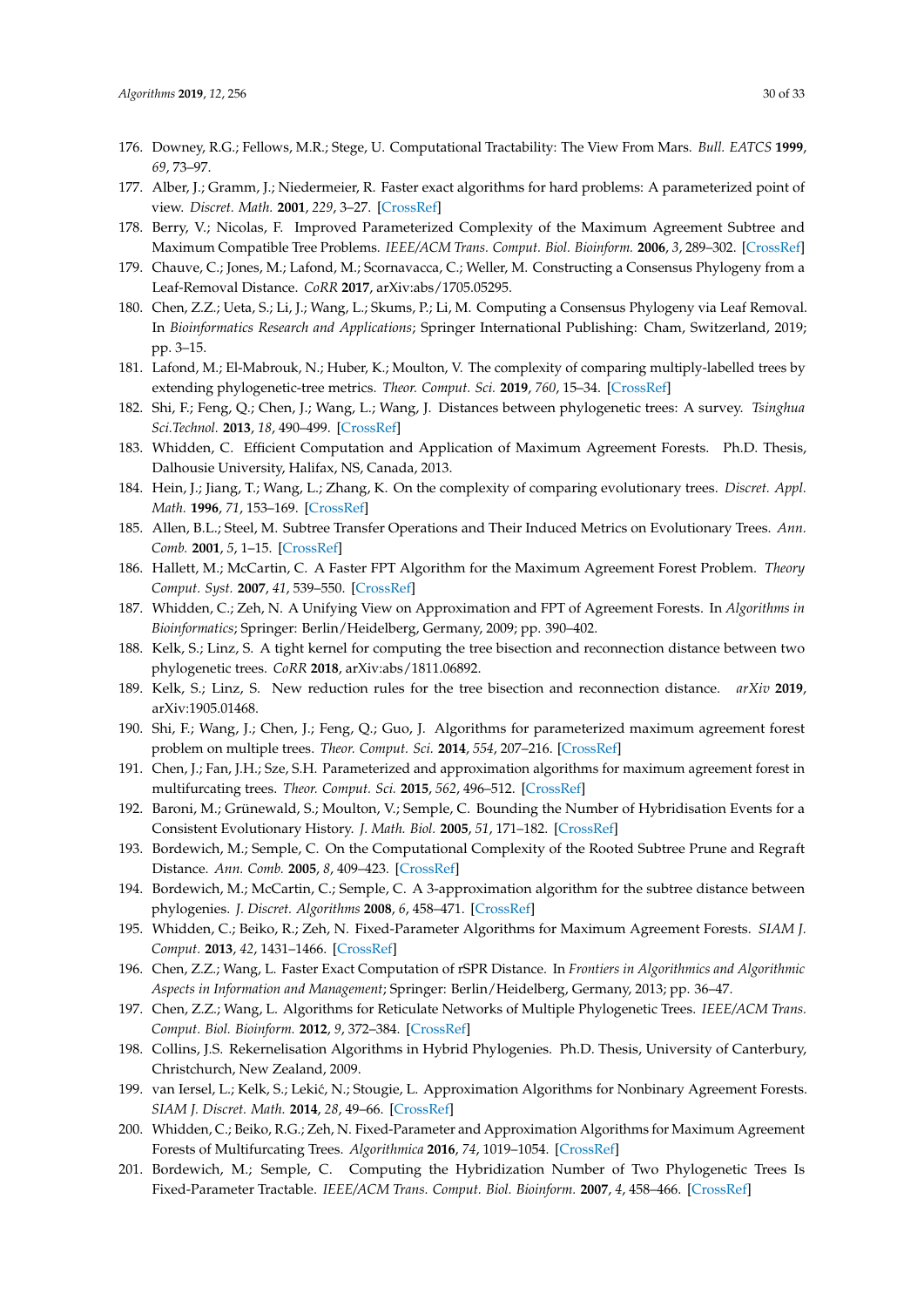176. Downey, R.G.; Fellows, M.R.; Stege, U. Computational Tractability: The View From Mars. *Bull. EATCS* **1999**, *69*, 73–97.
177. Alber, J.; Gramm, J.; Niedermeier, R. Faster exact algorithms for hard problems: A parameterized point of view. *Discret. Math.* **2001**, *229*, 3–27. [CrossRef]
178. Berry, V.; Nicolas, F. Improved Parameterized Complexity of the Maximum Agreement Subtree and Maximum Compatible Tree Problems. *IEEE/ACM Trans. Comput. Biol. Bioinform.* **2006**, *3*, 289–302. [CrossRef]
179. Chauve, C.; Jones, M.; Lafond, M.; Scornavacca, C.; Weller, M. Constructing a Consensus Phylogeny from a Leaf-Removal Distance. *CoRR* **2017**, arXiv:abs/1705.05295.
180. Chen, Z.Z.; Ueta, S.; Li, J.; Wang, L.; Skums, P.; Li, M. Computing a Consensus Phylogeny via Leaf Removal. In *Bioinformatics Research and Applications*; Springer International Publishing: Cham, Switzerland, 2019; pp. 3–15.
181. Lafond, M.; El-Mabrouk, N.; Huber, K.; Moulton, V. The complexity of comparing multiply-labelled trees by extending phylogenetic-tree metrics. *Theor. Comput. Sci.* **2019**, *760*, 15–34. [CrossRef]
182. Shi, F.; Feng, Q.; Chen, J.; Wang, L.; Wang, J. Distances between phylogenetic trees: A survey. *Tsinghua Sci.Technol.* **2013**, *18*, 490–499. [CrossRef]
183. Whidden, C. Efficient Computation and Application of Maximum Agreement Forests. Ph.D. Thesis, Dalhousie University, Halifax, NS, Canada, 2013.
184. Hein, J.; Jiang, T.; Wang, L.; Zhang, K. On the complexity of comparing evolutionary trees. *Discret. Appl. Math.* **1996**, *71*, 153–169. [CrossRef]
185. Allen, B.L.; Steel, M. Subtree Transfer Operations and Their Induced Metrics on Evolutionary Trees. *Ann. Comb.* **2001**, *5*, 1–15. [CrossRef]
186. Hallett, M.; McCartin, C. A Faster FPT Algorithm for the Maximum Agreement Forest Problem. *Theory Comput. Syst.* **2007**, *41*, 539–550. [CrossRef]
187. Whidden, C.; Zeh, N. A Unifying View on Approximation and FPT of Agreement Forests. In *Algorithms in Bioinformatics*; Springer: Berlin/Heidelberg, Germany, 2009; pp. 390–402.
188. Kelk, S.; Linz, S. A tight kernel for computing the tree bisection and reconnection distance between two phylogenetic trees. *CoRR* **2018**, arXiv:abs/1811.06892.
189. Kelk, S.; Linz, S. New reduction rules for the tree bisection and reconnection distance. *arXiv* **2019**, arXiv:1905.01468.
190. Shi, F.; Wang, J.; Chen, J.; Feng, Q.; Guo, J. Algorithms for parameterized maximum agreement forest problem on multiple trees. *Theor. Comput. Sci.* **2014**, *554*, 207–216. [CrossRef]
191. Chen, J.; Fan, J.H.; Sze, S.H. Parameterized and approximation algorithms for maximum agreement forest in multifurcating trees. *Theor. Comput. Sci.* **2015**, *562*, 496–512. [CrossRef]
192. Baroni, M.; Grünewald, S.; Moulton, V.; Semple, C. Bounding the Number of Hybridisation Events for a Consistent Evolutionary History. *J. Math. Biol.* **2005**, *51*, 171–182. [CrossRef]
193. Bordewich, M.; Semple, C. On the Computational Complexity of the Rooted Subtree Prune and Regraft Distance. *Ann. Comb.* **2005**, *8*, 409–423. [CrossRef]
194. Bordewich, M.; McCartin, C.; Semple, C. A 3-approximation algorithm for the subtree distance between phylogenies. *J. Discret. Algorithms* **2008**, *6*, 458–471. [CrossRef]
195. Whidden, C.; Beiko, R.; Zeh, N. Fixed-Parameter Algorithms for Maximum Agreement Forests. *SIAM J. Comput.* **2013**, *42*, 1431–1466. [CrossRef]
196. Chen, Z.Z.; Wang, L. Faster Exact Computation of rSPR Distance. In *Frontiers in Algorithmics and Algorithmic Aspects in Information and Management*; Springer: Berlin/Heidelberg, Germany, 2013; pp. 36–47.
197. Chen, Z.Z.; Wang, L. Algorithms for Reticulate Networks of Multiple Phylogenetic Trees. *IEEE/ACM Trans. Comput. Biol. Bioinform.* **2012**, *9*, 372–384. [CrossRef]
198. Collins, J.S. Rekernelisation Algorithms in Hybrid Phylogenies. Ph.D. Thesis, University of Canterbury, Christchurch, New Zealand, 2009.
199. van Iersel, L.; Kelk, S.; Lekić, N.; Stougie, L. Approximation Algorithms for Nonbinary Agreement Forests. *SIAM J. Discret. Math.* **2014**, *28*, 49–66. [CrossRef]
200. Whidden, C.; Beiko, R.G.; Zeh, N. Fixed-Parameter and Approximation Algorithms for Maximum Agreement Forests of Multifurcating Trees. *Algorithmica* **2016**, *74*, 1019–1054. [CrossRef]
201. Bordewich, M.; Semple, C. Computing the Hybridization Number of Two Phylogenetic Trees Is Fixed-Parameter Tractable. *IEEE/ACM Trans. Comput. Biol. Bioinform.* **2007**, *4*, 458–466. [CrossRef]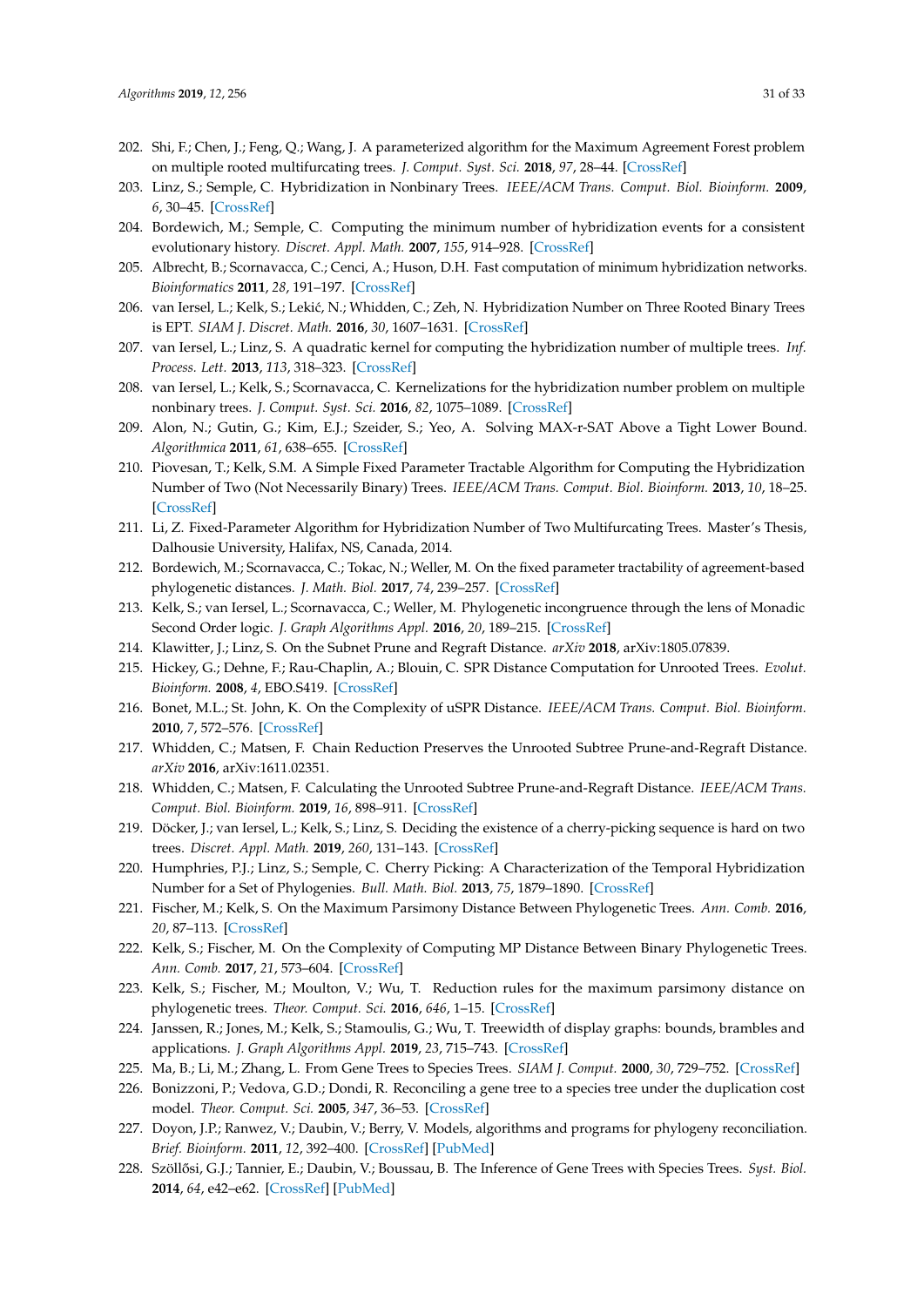202. Shi, F.; Chen, J.; Feng, Q.; Wang, J. A parameterized algorithm for the Maximum Agreement Forest problem on multiple rooted multifurcating trees. *J. Comput. Syst. Sci.* **2018**, *97*, 28–44. [CrossRef]
203. Linz, S.; Semple, C. Hybridization in Nonbinary Trees. *IEEE/ACM Trans. Comput. Biol. Bioinform.* **2009**, *6*, 30–45. [CrossRef]
204. Bordewich, M.; Semple, C. Computing the minimum number of hybridization events for a consistent evolutionary history. *Discret. Appl. Math.* **2007**, *155*, 914–928. [CrossRef]
205. Albrecht, B.; Scornavacca, C.; Cenci, A.; Huson, D.H. Fast computation of minimum hybridization networks. *Bioinformatics* **2011**, *28*, 191–197. [CrossRef]
206. van Iersel, L.; Kelk, S.; Lekić, N.; Whidden, C.; Zeh, N. Hybridization Number on Three Rooted Binary Trees is EPT. *SIAM J. Discret. Math.* **2016**, *30*, 1607–1631. [CrossRef]
207. van Iersel, L.; Linz, S. A quadratic kernel for computing the hybridization number of multiple trees. *Inf. Process. Lett.* **2013**, *113*, 318–323. [CrossRef]
208. van Iersel, L.; Kelk, S.; Scornavacca, C. Kernelizations for the hybridization number problem on multiple nonbinary trees. *J. Comput. Syst. Sci.* **2016**, *82*, 1075–1089. [CrossRef]
209. Alon, N.; Gutin, G.; Kim, E.J.; Szeider, S.; Yeo, A. Solving MAX-r-SAT Above a Tight Lower Bound. *Algorithmica* **2011**, *61*, 638–655. [CrossRef]
210. Piovesan, T.; Kelk, S.M. A Simple Fixed Parameter Tractable Algorithm for Computing the Hybridization Number of Two (Not Necessarily Binary) Trees. *IEEE/ACM Trans. Comput. Biol. Bioinform.* **2013**, *10*, 18–25. [CrossRef]
211. Li, Z. Fixed-Parameter Algorithm for Hybridization Number of Two Multifurcating Trees. Master's Thesis, Dalhousie University, Halifax, NS, Canada, 2014.
212. Bordewich, M.; Scornavacca, C.; Tokac, N.; Weller, M. On the fixed parameter tractability of agreement-based phylogenetic distances. *J. Math. Biol.* **2017**, *74*, 239–257. [CrossRef]
213. Kelk, S.; van Iersel, L.; Scornavacca, C.; Weller, M. Phylogenetic incongruence through the lens of Monadic Second Order logic. *J. Graph Algorithms Appl.* **2016**, *20*, 189–215. [CrossRef]
214. Klawitter, J.; Linz, S. On the Subnet Prune and Regraft Distance. *arXiv* **2018**, arXiv:1805.07839.
215. Hickey, G.; Dehne, F.; Rau-Chaplin, A.; Blouin, C. SPR Distance Computation for Unrooted Trees. *Evolut. Bioinform.* **2008**, *4*, EBO.S419. [CrossRef]
216. Bonet, M.L.; St. John, K. On the Complexity of uSPR Distance. *IEEE/ACM Trans. Comput. Biol. Bioinform.* **2010**, *7*, 572–576. [CrossRef]
217. Whidden, C.; Matsen, F. Chain Reduction Preserves the Unrooted Subtree Prune-and-Regraft Distance. *arXiv* **2016**, arXiv:1611.02351.
218. Whidden, C.; Matsen, F. Calculating the Unrooted Subtree Prune-and-Regraft Distance. *IEEE/ACM Trans. Comput. Biol. Bioinform.* **2019**, *16*, 898–911. [CrossRef]
219. Döcker, J.; van Iersel, L.; Kelk, S.; Linz, S. Deciding the existence of a cherry-picking sequence is hard on two trees. *Discret. Appl. Math.* **2019**, *260*, 131–143. [CrossRef]
220. Humphries, P.J.; Linz, S.; Semple, C. Cherry Picking: A Characterization of the Temporal Hybridization Number for a Set of Phylogenies. *Bull. Math. Biol.* **2013**, *75*, 1879–1890. [CrossRef]
221. Fischer, M.; Kelk, S. On the Maximum Parsimony Distance Between Phylogenetic Trees. *Ann. Comb.* **2016**, *20*, 87–113. [CrossRef]
222. Kelk, S.; Fischer, M. On the Complexity of Computing MP Distance Between Binary Phylogenetic Trees. *Ann. Comb.* **2017**, *21*, 573–604. [CrossRef]
223. Kelk, S.; Fischer, M.; Moulton, V.; Wu, T. Reduction rules for the maximum parsimony distance on phylogenetic trees. *Theor. Comput. Sci.* **2016**, *646*, 1–15. [CrossRef]
224. Janssen, R.; Jones, M.; Kelk, S.; Stamoulis, G.; Wu, T. Treewidth of display graphs: bounds, brambles and applications. *J. Graph Algorithms Appl.* **2019**, *23*, 715–743. [CrossRef]
225. Ma, B.; Li, M.; Zhang, L. From Gene Trees to Species Trees. *SIAM J. Comput.* **2000**, *30*, 729–752. [CrossRef]
226. Bonizzoni, P.; Vedova, G.D.; Dondi, R. Reconciling a gene tree to a species tree under the duplication cost model. *Theor. Comput. Sci.* **2005**, *347*, 36–53. [CrossRef]
227. Doyon, J.P.; Ranwez, V.; Daubin, V.; Berry, V. Models, algorithms and programs for phylogeny reconciliation. *Brief. Bioinform.* **2011**, *12*, 392–400. [CrossRef] [PubMed]
228. Szöllősi, G.J.; Tannier, E.; Daubin, V.; Boussau, B. The Inference of Gene Trees with Species Trees. *Syst. Biol.* **2014**, *64*, e42–e62. [CrossRef] [PubMed]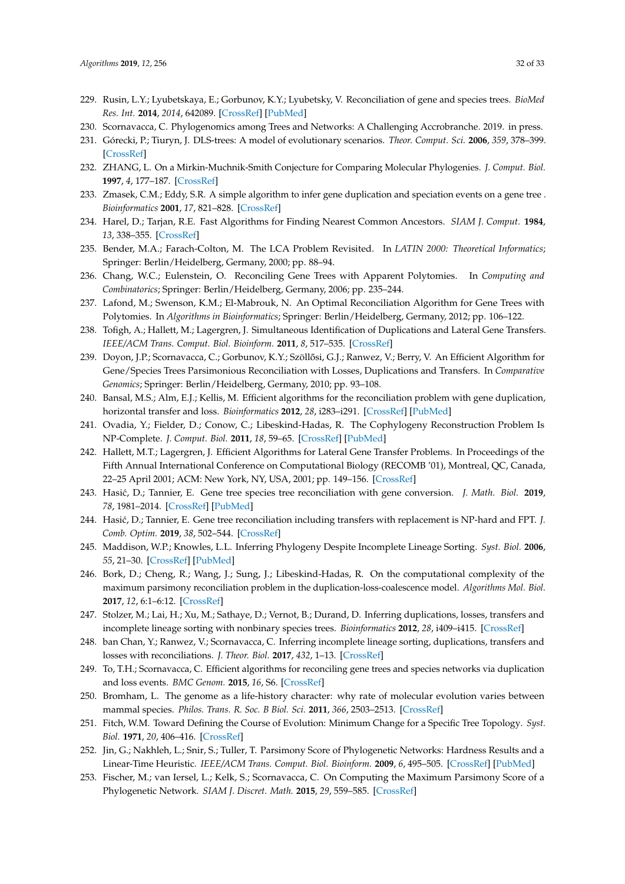229. Rusin, L.Y.; Lyubetskaya, E.; Gorbunov, K.Y.; Lyubetsky, V. Reconciliation of gene and species trees. *BioMed Res. Int.* **2014**, *2014*, 642089. [CrossRef] [PubMed]
230. Scornavacca, C. Phylogenomics among Trees and Networks: A Challenging Accrobranche. 2019. in press.
231. Górecki, P.; Tiuryn, J. DLS-trees: A model of evolutionary scenarios. *Theor. Comput. Sci.* **2006**, *359*, 378–399. [CrossRef]
232. ZHANG, L. On a Mirkin-Muchnik-Smith Conjecture for Comparing Molecular Phylogenies. *J. Comput. Biol.* **1997**, *4*, 177–187. [CrossRef]
233. Zmasek, C.M.; Eddy, S.R. A simple algorithm to infer gene duplication and speciation events on a gene tree . *Bioinformatics* **2001**, *17*, 821–828. [CrossRef]
234. Harel, D.; Tarjan, R.E. Fast Algorithms for Finding Nearest Common Ancestors. *SIAM J. Comput.* **1984**, *13*, 338–355. [CrossRef]
235. Bender, M.A.; Farach-Colton, M. The LCA Problem Revisited. In *LATIN 2000: Theoretical Informatics*; Springer: Berlin/Heidelberg, Germany, 2000; pp. 88–94.
236. Chang, W.C.; Eulenstein, O. Reconciling Gene Trees with Apparent Polytomies. In *Computing and Combinatorics*; Springer: Berlin/Heidelberg, Germany, 2006; pp. 235–244.
237. Lafond, M.; Swenson, K.M.; El-Mabrouk, N. An Optimal Reconciliation Algorithm for Gene Trees with Polytomies. In *Algorithms in Bioinformatics*; Springer: Berlin/Heidelberg, Germany, 2012; pp. 106–122.
238. Tofigh, A.; Hallett, M.; Lagergren, J. Simultaneous Identification of Duplications and Lateral Gene Transfers. *IEEE/ACM Trans. Comput. Biol. Bioinform.* **2011**, *8*, 517–535. [CrossRef]
239. Doyon, J.P.; Scornavacca, C.; Gorbunov, K.Y.; Szöllősi, G.J.; Ranwez, V.; Berry, V. An Efficient Algorithm for Gene/Species Trees Parsimonious Reconciliation with Losses, Duplications and Transfers. In *Comparative Genomics*; Springer: Berlin/Heidelberg, Germany, 2010; pp. 93–108.
240. Bansal, M.S.; Alm, E.J.; Kellis, M. Efficient algorithms for the reconciliation problem with gene duplication, horizontal transfer and loss. *Bioinformatics* **2012**, *28*, i283–i291. [CrossRef] [PubMed]
241. Ovadia, Y.; Fielder, D.; Conow, C.; Libeskind-Hadas, R. The Cophylogeny Reconstruction Problem Is NP-Complete. *J. Comput. Biol.* **2011**, *18*, 59–65. [CrossRef] [PubMed]
242. Hallett, M.T.; Lagergren, J. Efficient Algorithms for Lateral Gene Transfer Problems. In Proceedings of the Fifth Annual International Conference on Computational Biology (RECOMB '01), Montreal, QC, Canada, 22–25 April 2001; ACM: New York, NY, USA, 2001; pp. 149–156. [CrossRef]
243. Hasić, D.; Tannier, E. Gene tree species tree reconciliation with gene conversion. *J. Math. Biol.* **2019**, *78*, 1981–2014. [CrossRef] [PubMed]
244. Hasić, D.; Tannier, E. Gene tree reconciliation including transfers with replacement is NP-hard and FPT. *J. Comb. Optim.* **2019**, *38*, 502–544. [CrossRef]
245. Maddison, W.P.; Knowles, L.L. Inferring Phylogeny Despite Incomplete Lineage Sorting. *Syst. Biol.* **2006**, *55*, 21–30. [CrossRef] [PubMed]
246. Bork, D.; Cheng, R.; Wang, J.; Sung, J.; Libeskind-Hadas, R. On the computational complexity of the maximum parsimony reconciliation problem in the duplication-loss-coalescence model. *Algorithms Mol. Biol.* **2017**, *12*, 6:1–6:12. [CrossRef]
247. Stolzer, M.; Lai, H.; Xu, M.; Sathaye, D.; Vernot, B.; Durand, D. Inferring duplications, losses, transfers and incomplete lineage sorting with nonbinary species trees. *Bioinformatics* **2012**, *28*, i409–i415. [CrossRef]
248. ban Chan, Y.; Ranwez, V.; Scornavacca, C. Inferring incomplete lineage sorting, duplications, transfers and losses with reconciliations. *J. Theor. Biol.* **2017**, *432*, 1–13. [CrossRef]
249. To, T.H.; Scornavacca, C. Efficient algorithms for reconciling gene trees and species networks via duplication and loss events. *BMC Genom.* **2015**, *16*, S6. [CrossRef]
250. Bromham, L. The genome as a life-history character: why rate of molecular evolution varies between mammal species. *Philos. Trans. R. Soc. B Biol. Sci.* **2011**, *366*, 2503–2513. [CrossRef]
251. Fitch, W.M. Toward Defining the Course of Evolution: Minimum Change for a Specific Tree Topology. *Syst. Biol.* **1971**, *20*, 406–416. [CrossRef]
252. Jin, G.; Nakhleh, L.; Snir, S.; Tuller, T. Parsimony Score of Phylogenetic Networks: Hardness Results and a Linear-Time Heuristic. *IEEE/ACM Trans. Comput. Biol. Bioinform.* **2009**, *6*, 495–505. [CrossRef] [PubMed]
253. Fischer, M.; van Iersel, L.; Kelk, S.; Scornavacca, C. On Computing the Maximum Parsimony Score of a Phylogenetic Network. *SIAM J. Discret. Math.* **2015**, *29*, 559–585. [CrossRef]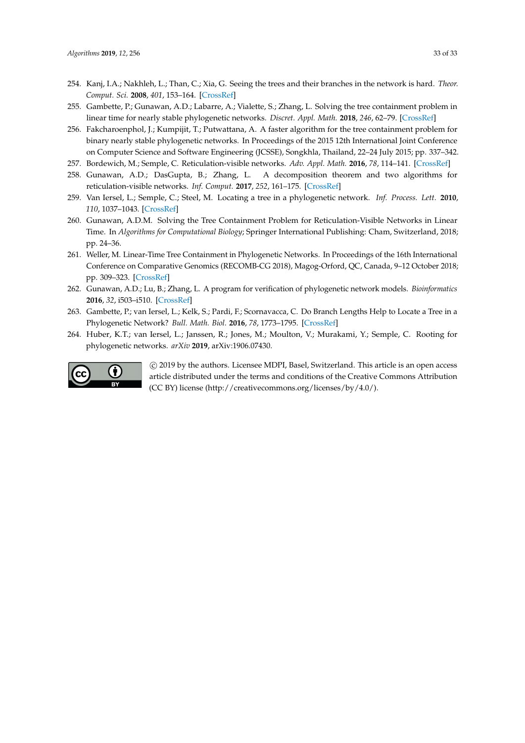254. Kanj, I.A.; Nakhleh, L.; Than, C.; Xia, G. Seeing the trees and their branches in the network is hard. *Theor. Comput. Sci.* **2008**, *401*, 153–164. [CrossRef]
255. Gambette, P.; Gunawan, A.D.; Labarre, A.; Vialette, S.; Zhang, L. Solving the tree containment problem in linear time for nearly stable phylogenetic networks. *Discret. Appl. Math.* **2018**, *246*, 62–79. [CrossRef]
256. Fakcharoenphol, J.; Kumpijit, T.; Putwattana, A. A faster algorithm for the tree containment problem for binary nearly stable phylogenetic networks. In Proceedings of the 2015 12th International Joint Conference on Computer Science and Software Engineering (JCSSE), Songkhla, Thailand, 22–24 July 2015; pp. 337–342.
257. Bordewich, M.; Semple, C. Reticulation-visible networks. *Adv. Appl. Math.* **2016**, *78*, 114–141. [CrossRef]
258. Gunawan, A.D.; DasGupta, B.; Zhang, L. A decomposition theorem and two algorithms for reticulation-visible networks. *Inf. Comput.* **2017**, *252*, 161–175. [CrossRef]
259. Van Iersel, L.; Semple, C.; Steel, M. Locating a tree in a phylogenetic network. *Inf. Process. Lett.* **2010**, *110*, 1037–1043. [CrossRef]
260. Gunawan, A.D.M. Solving the Tree Containment Problem for Reticulation-Visible Networks in Linear Time. In *Algorithms for Computational Biology*; Springer International Publishing: Cham, Switzerland, 2018; pp. 24–36.
261. Weller, M. Linear-Time Tree Containment in Phylogenetic Networks. In Proceedings of the 16th International Conference on Comparative Genomics (RECOMB-CG 2018), Magog-Orford, QC, Canada, 9–12 October 2018; pp. 309–323. [CrossRef]
262. Gunawan, A.D.; Lu, B.; Zhang, L. A program for verification of phylogenetic network models. *Bioinformatics* **2016**, *32*, i503–i510. [CrossRef]
263. Gambette, P.; van Iersel, L.; Kelk, S.; Pardi, F.; Scornavacca, C. Do Branch Lengths Help to Locate a Tree in a Phylogenetic Network? *Bull. Math. Biol.* **2016**, *78*, 1773–1795. [CrossRef]
264. Huber, K.T.; van Iersel, L.; Janssen, R.; Jones, M.; Moulton, V.; Murakami, Y.; Semple, C. Rooting for phylogenetic networks. *arXiv* **2019**, arXiv:1906.07430.

© 2019 by the authors. Licensee MDPI, Basel, Switzerland. This article is an open access article distributed under the terms and conditions of the Creative Commons Attribution (CC BY) license (http://creativecommons.org/licenses/by/4.0/).